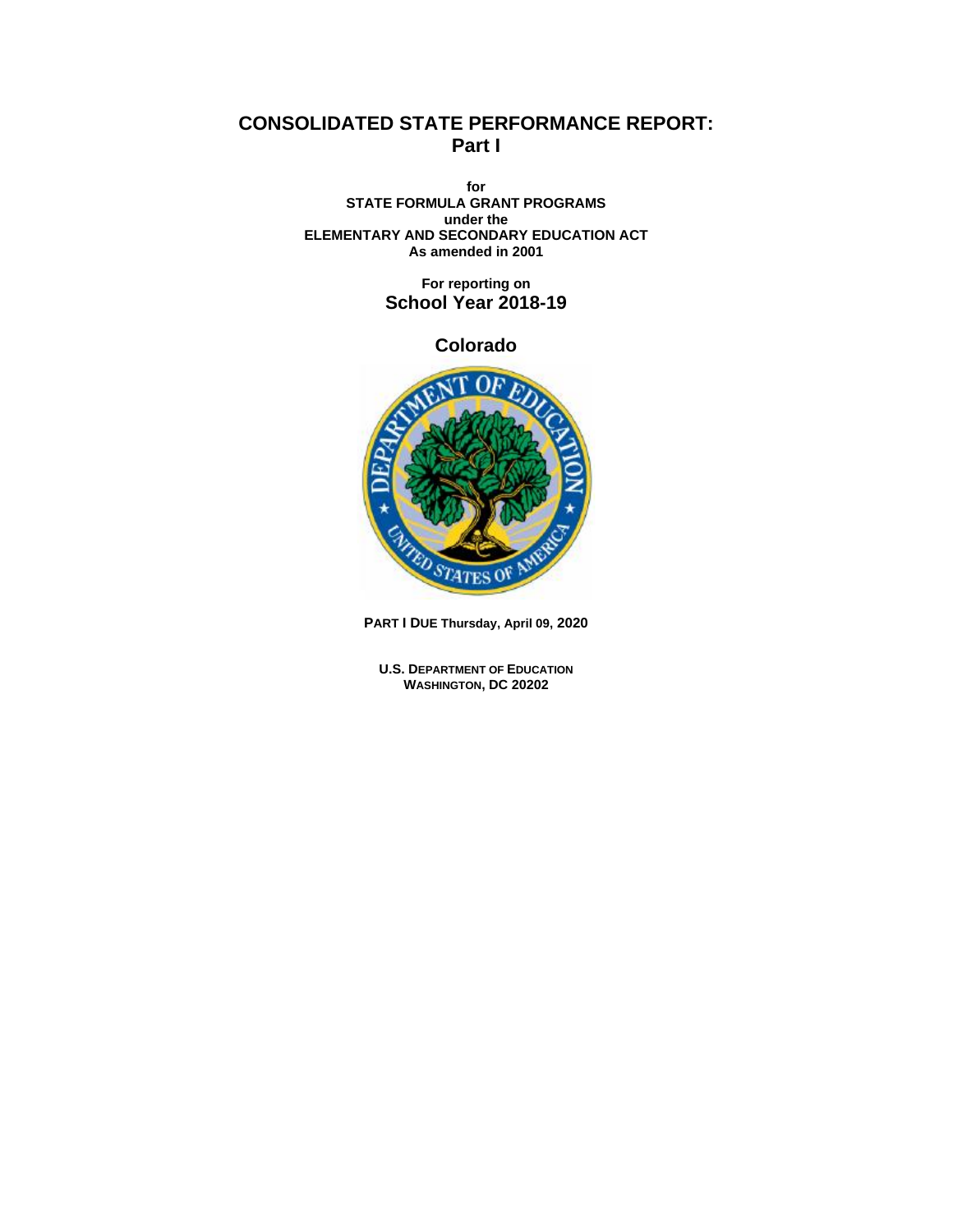# CONSOLIDATED STATE PERFORMANCE REPORT: Part I

**for**
**STATE FORMULA GRANT PROGRAMS**
**under the**
**ELEMENTARY AND SECONDARY EDUCATION ACT**
**As amended in 2001**

**For reporting on**
## School Year 2018-19

## Colorado

**PART I DUE Thursday, April 09, 2020**

**U.S. DEPARTMENT OF EDUCATION**
**WASHINGTON, DC 20202**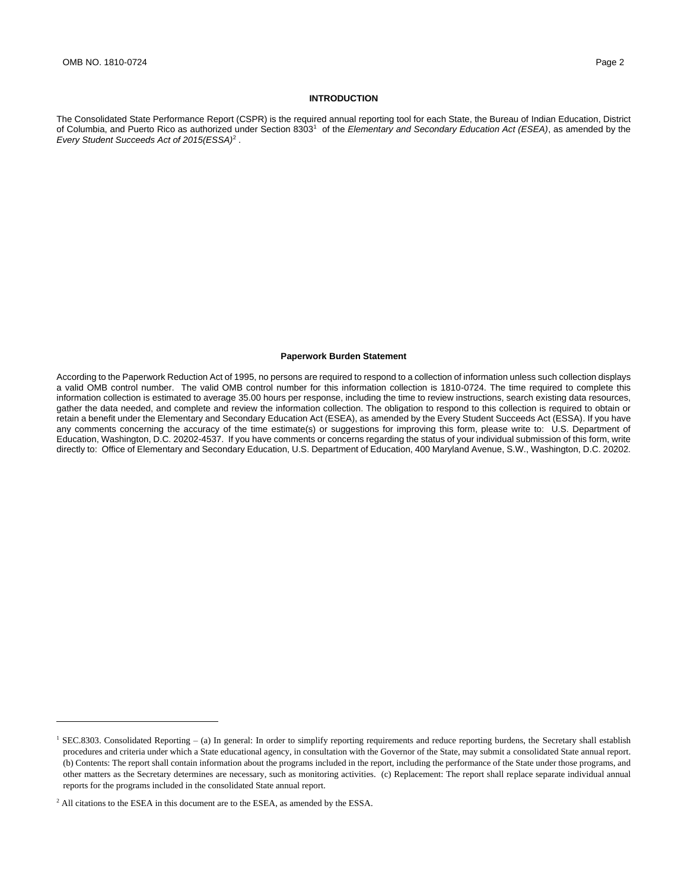## INTRODUCTION

The Consolidated State Performance Report (CSPR) is the required annual reporting tool for each State, the Bureau of Indian Education, District of Columbia, and Puerto Rico as authorized under Section 8303[1] of the *Elementary and Secondary Education Act (ESEA)*, as amended by the *Every Student Succeeds Act of 2015(ESSA)*[2] .

## Paperwork Burden Statement

According to the Paperwork Reduction Act of 1995, no persons are required to respond to a collection of information unless such collection displays a valid OMB control number. The valid OMB control number for this information collection is 1810-0724. The time required to complete this information collection is estimated to average 35.00 hours per response, including the time to review instructions, search existing data resources, gather the data needed, and complete and review the information collection. The obligation to respond to this collection is required to obtain or retain a benefit under the Elementary and Secondary Education Act (ESEA), as amended by the Every Student Succeeds Act (ESSA). If you have any comments concerning the accuracy of the time estimate(s) or suggestions for improving this form, please write to: U.S. Department of Education, Washington, D.C. 20202-4537. If you have comments or concerns regarding the status of your individual submission of this form, write directly to: Office of Elementary and Secondary Education, U.S. Department of Education, 400 Maryland Avenue, S.W., Washington, D.C. 20202.

---

[1] SEC.8303. Consolidated Reporting – (a) In general: In order to simplify reporting requirements and reduce reporting burdens, the Secretary shall establish procedures and criteria under which a State educational agency, in consultation with the Governor of the State, may submit a consolidated State annual report. (b) Contents: The report shall contain information about the programs included in the report, including the performance of the State under those programs, and other matters as the Secretary determines are necessary, such as monitoring activities. (c) Replacement: The report shall replace separate individual annual reports for the programs included in the consolidated State annual report.

[2] All citations to the ESEA in this document are to the ESEA, as amended by the ESSA.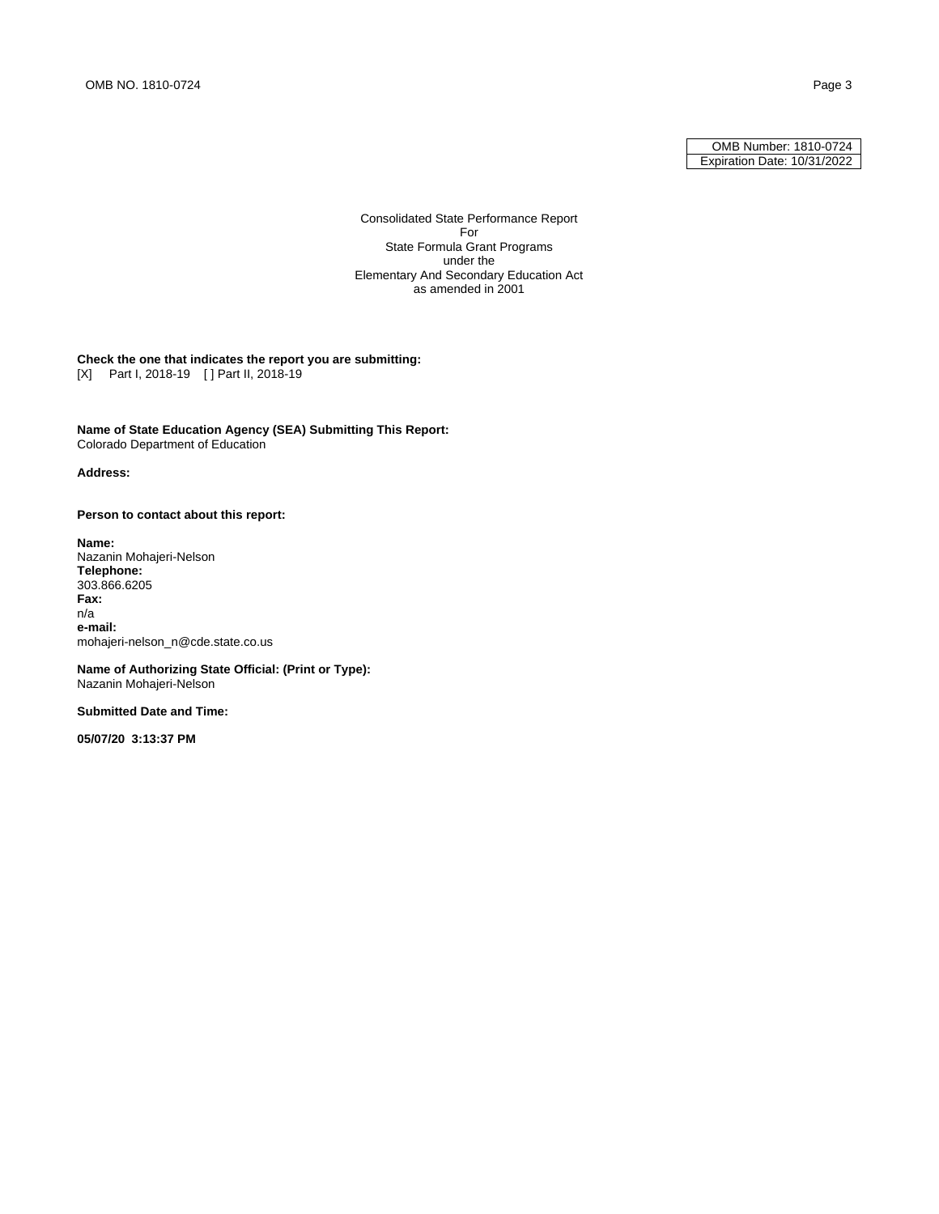| OMB Number: 1810-0724 |
| --- |
| Expiration Date: 10/31/2022 |

Consolidated State Performance Report
For
State Formula Grant Programs
under the
Elementary And Secondary Education Act
as amended in 2001

**Check the one that indicates the report you are submitting:**
[X] Part I, 2018-19 [ ] Part II, 2018-19

**Name of State Education Agency (SEA) Submitting This Report:**
Colorado Department of Education

**Address:**

**Person to contact about this report:**

**Name:**
Nazanin Mohajeri-Nelson
**Telephone:**
303.866.6205
**Fax:**
n/a
**e-mail:**
mohajeri-nelson_n@cde.state.co.us

**Name of Authorizing State Official: (Print or Type):**
Nazanin Mohajeri-Nelson

**Submitted Date and Time:**

**05/07/20 3:13:37 PM**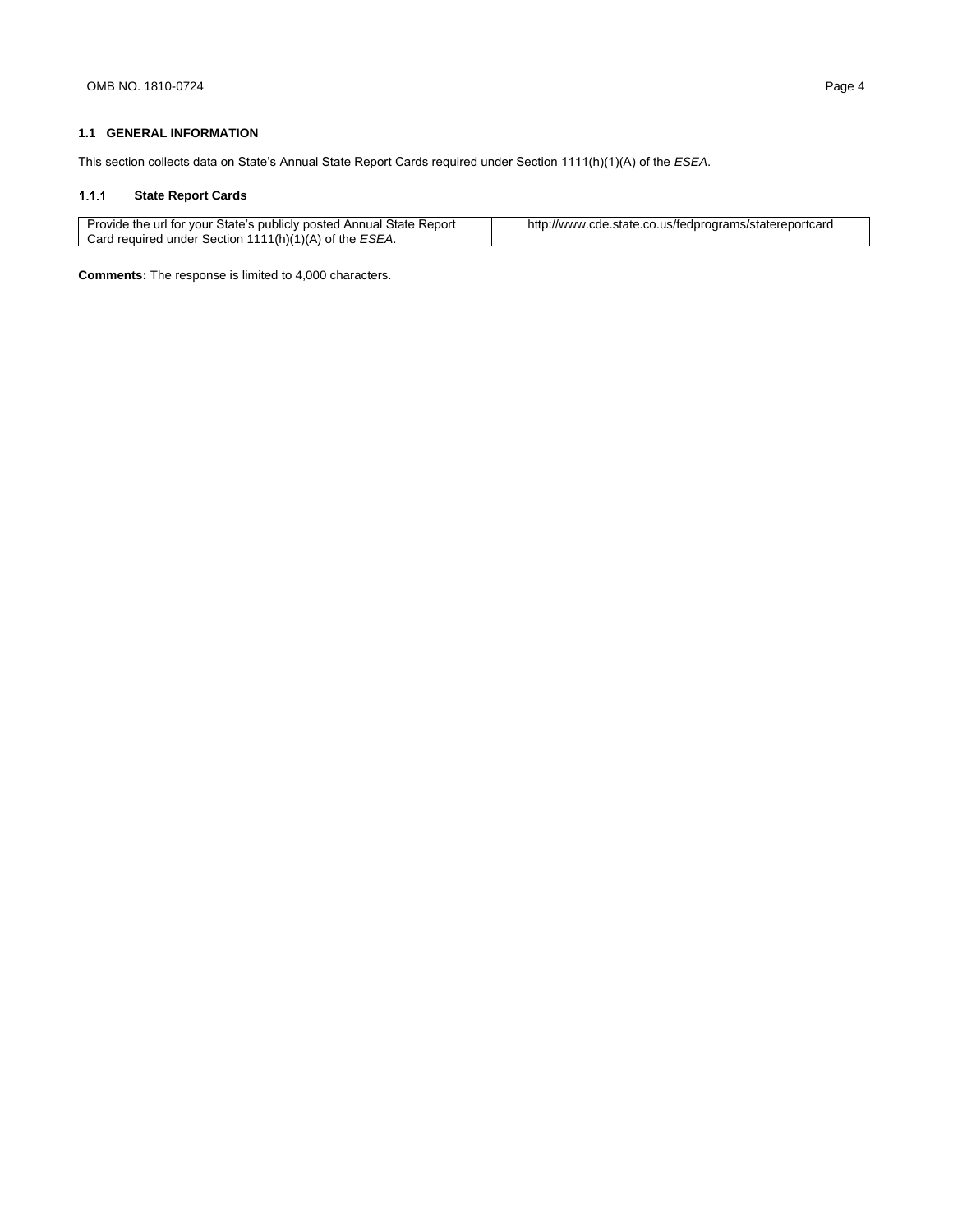## 1.1 GENERAL INFORMATION

This section collects data on State's Annual State Report Cards required under Section 1111(h)(1)(A) of the *ESEA*.

### 1.1.1 State Report Cards

| | |
|---|---|
| Provide the url for your State's publicly posted Annual State Report Card required under Section 1111(h)(1)(A) of the *ESEA*. | http://www.cde.state.co.us/fedprograms/statereportcard |

**Comments:** The response is limited to 4,000 characters.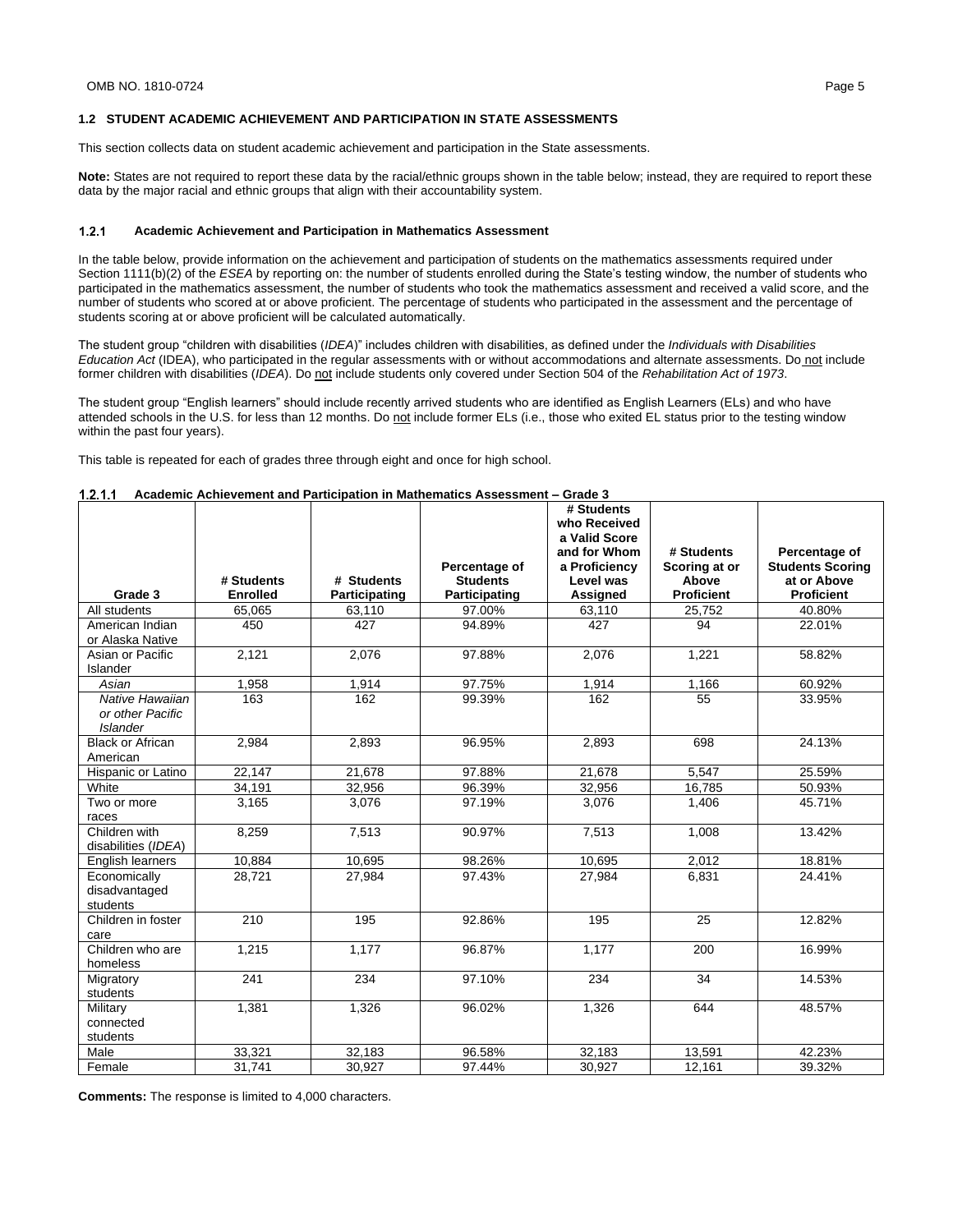## 1.2 STUDENT ACADEMIC ACHIEVEMENT AND PARTICIPATION IN STATE ASSESSMENTS

This section collects data on student academic achievement and participation in the State assessments.

**Note:** States are not required to report these data by the racial/ethnic groups shown in the table below; instead, they are required to report these data by the major racial and ethnic groups that align with their accountability system.

### 1.2.1 Academic Achievement and Participation in Mathematics Assessment

In the table below, provide information on the achievement and participation of students on the mathematics assessments required under Section 1111(b)(2) of the *ESEA* by reporting on: the number of students enrolled during the State's testing window, the number of students who participated in the mathematics assessment, the number of students who took the mathematics assessment and received a valid score, and the number of students who scored at or above proficient. The percentage of students who participated in the assessment and the percentage of students scoring at or above proficient will be calculated automatically.

The student group "children with disabilities (*IDEA*)" includes children with disabilities, as defined under the *Individuals with Disabilities Education Act* (IDEA), who participated in the regular assessments with or without accommodations and alternate assessments. Do not include former children with disabilities (*IDEA*). Do not include students only covered under Section 504 of the *Rehabilitation Act of 1973*.

The student group "English learners" should include recently arrived students who are identified as English Learners (ELs) and who have attended schools in the U.S. for less than 12 months. Do not include former ELs (i.e., those who exited EL status prior to the testing window within the past four years).

This table is repeated for each of grades three through eight and once for high school.

#### 1.2.1.1 Academic Achievement and Participation in Mathematics Assessment – Grade 3

| Grade 3 | # Students Enrolled | # Students Participating | Percentage of Students Participating | # Students who Received a Valid Score and for Whom a Proficiency Level was Assigned | # Students Scoring at or Above Proficient | Percentage of Students Scoring at or Above Proficient |
|---|---|---|---|---|---|---|
| All students | 65,065 | 63,110 | 97.00% | 63,110 | 25,752 | 40.80% |
| American Indian or Alaska Native | 450 | 427 | 94.89% | 427 | 94 | 22.01% |
| Asian or Pacific Islander | 2,121 | 2,076 | 97.88% | 2,076 | 1,221 | 58.82% |
| *Asian* | 1,958 | 1,914 | 97.75% | 1,914 | 1,166 | 60.92% |
| *Native Hawaiian or other Pacific Islander* | 163 | 162 | 99.39% | 162 | 55 | 33.95% |
| Black or African American | 2,984 | 2,893 | 96.95% | 2,893 | 698 | 24.13% |
| Hispanic or Latino | 22,147 | 21,678 | 97.88% | 21,678 | 5,547 | 25.59% |
| White | 34,191 | 32,956 | 96.39% | 32,956 | 16,785 | 50.93% |
| Two or more races | 3,165 | 3,076 | 97.19% | 3,076 | 1,406 | 45.71% |
| Children with disabilities (*IDEA*) | 8,259 | 7,513 | 90.97% | 7,513 | 1,008 | 13.42% |
| English learners | 10,884 | 10,695 | 98.26% | 10,695 | 2,012 | 18.81% |
| Economically disadvantaged students | 28,721 | 27,984 | 97.43% | 27,984 | 6,831 | 24.41% |
| Children in foster care | 210 | 195 | 92.86% | 195 | 25 | 12.82% |
| Children who are homeless | 1,215 | 1,177 | 96.87% | 1,177 | 200 | 16.99% |
| Migratory students | 241 | 234 | 97.10% | 234 | 34 | 14.53% |
| Military connected students | 1,381 | 1,326 | 96.02% | 1,326 | 644 | 48.57% |
| Male | 33,321 | 32,183 | 96.58% | 32,183 | 13,591 | 42.23% |
| Female | 31,741 | 30,927 | 97.44% | 30,927 | 12,161 | 39.32% |

**Comments:** The response is limited to 4,000 characters.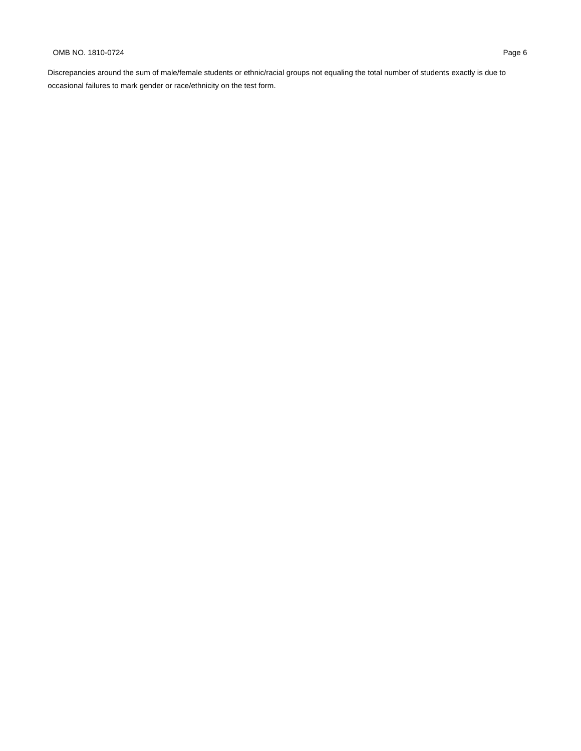Discrepancies around the sum of male/female students or ethnic/racial groups not equaling the total number of students exactly is due to occasional failures to mark gender or race/ethnicity on the test form.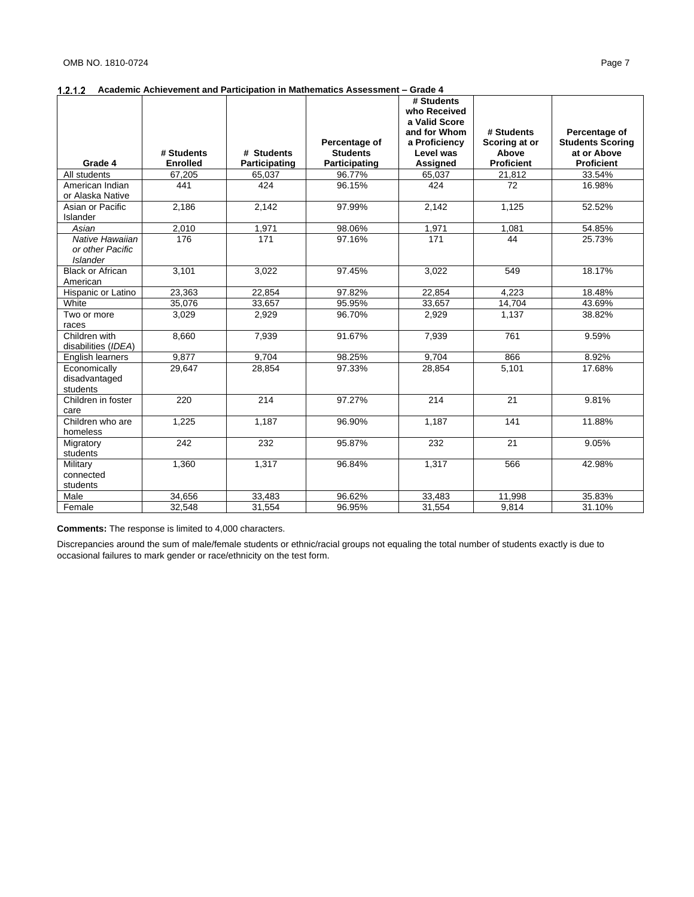### 1.2.1.2 Academic Achievement and Participation in Mathematics Assessment – Grade 4

| Grade 4 | # Students Enrolled | # Students Participating | Percentage of Students Participating | # Students who Received a Valid Score and for Whom a Proficiency Level was Assigned | # Students Scoring at or Above Proficient | Percentage of Students Scoring at or Above Proficient |
|---|---|---|---|---|---|---|
| All students | 67,205 | 65,037 | 96.77% | 65,037 | 21,812 | 33.54% |
| American Indian or Alaska Native | 441 | 424 | 96.15% | 424 | 72 | 16.98% |
| Asian or Pacific Islander | 2,186 | 2,142 | 97.99% | 2,142 | 1,125 | 52.52% |
| *Asian* | 2,010 | 1,971 | 98.06% | 1,971 | 1,081 | 54.85% |
| *Native Hawaiian or other Pacific Islander* | 176 | 171 | 97.16% | 171 | 44 | 25.73% |
| Black or African American | 3,101 | 3,022 | 97.45% | 3,022 | 549 | 18.17% |
| Hispanic or Latino | 23,363 | 22,854 | 97.82% | 22,854 | 4,223 | 18.48% |
| White | 35,076 | 33,657 | 95.95% | 33,657 | 14,704 | 43.69% |
| Two or more races | 3,029 | 2,929 | 96.70% | 2,929 | 1,137 | 38.82% |
| Children with disabilities (*IDEA*) | 8,660 | 7,939 | 91.67% | 7,939 | 761 | 9.59% |
| English learners | 9,877 | 9,704 | 98.25% | 9,704 | 866 | 8.92% |
| Economically disadvantaged students | 29,647 | 28,854 | 97.33% | 28,854 | 5,101 | 17.68% |
| Children in foster care | 220 | 214 | 97.27% | 214 | 21 | 9.81% |
| Children who are homeless | 1,225 | 1,187 | 96.90% | 1,187 | 141 | 11.88% |
| Migratory students | 242 | 232 | 95.87% | 232 | 21 | 9.05% |
| Military connected students | 1,360 | 1,317 | 96.84% | 1,317 | 566 | 42.98% |
| Male | 34,656 | 33,483 | 96.62% | 33,483 | 11,998 | 35.83% |
| Female | 32,548 | 31,554 | 96.95% | 31,554 | 9,814 | 31.10% |

**Comments:** The response is limited to 4,000 characters.

Discrepancies around the sum of male/female students or ethnic/racial groups not equaling the total number of students exactly is due to occasional failures to mark gender or race/ethnicity on the test form.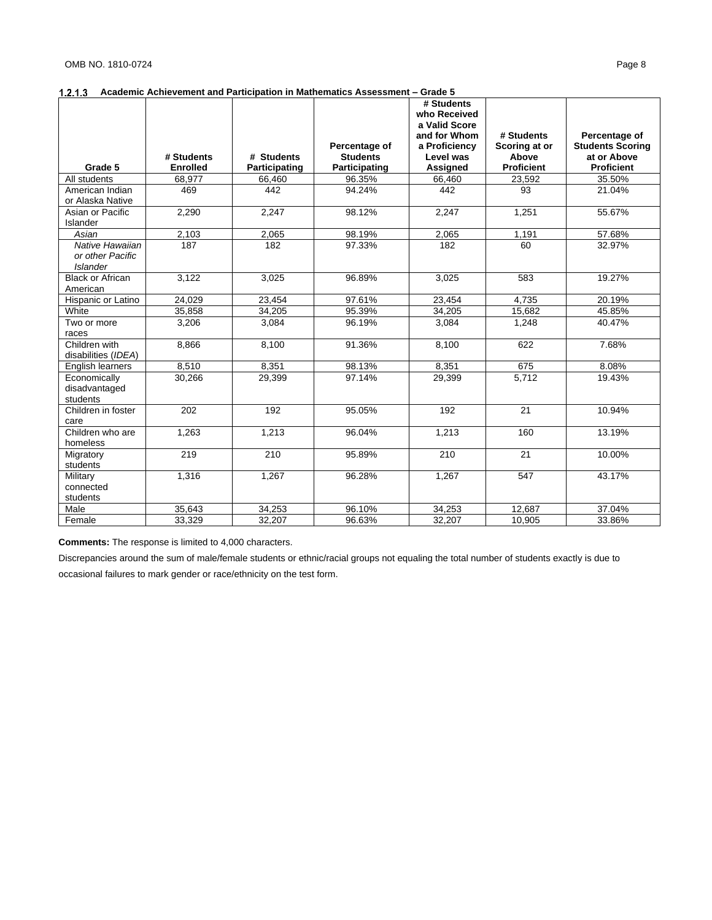### 1.2.1.3 Academic Achievement and Participation in Mathematics Assessment – Grade 5

| Grade 5 | # Students Enrolled | # Students Participating | Percentage of Students Participating | # Students who Received a Valid Score and for Whom a Proficiency Level was Assigned | # Students Scoring at or Above Proficient | Percentage of Students Scoring at or Above Proficient |
|---|---|---|---|---|---|---|
| All students | 68,977 | 66,460 | 96.35% | 66,460 | 23,592 | 35.50% |
| American Indian or Alaska Native | 469 | 442 | 94.24% | 442 | 93 | 21.04% |
| Asian or Pacific Islander | 2,290 | 2,247 | 98.12% | 2,247 | 1,251 | 55.67% |
| *Asian* | 2,103 | 2,065 | 98.19% | 2,065 | 1,191 | 57.68% |
| *Native Hawaiian or other Pacific Islander* | 187 | 182 | 97.33% | 182 | 60 | 32.97% |
| Black or African American | 3,122 | 3,025 | 96.89% | 3,025 | 583 | 19.27% |
| Hispanic or Latino | 24,029 | 23,454 | 97.61% | 23,454 | 4,735 | 20.19% |
| White | 35,858 | 34,205 | 95.39% | 34,205 | 15,682 | 45.85% |
| Two or more races | 3,206 | 3,084 | 96.19% | 3,084 | 1,248 | 40.47% |
| Children with disabilities (*IDEA*) | 8,866 | 8,100 | 91.36% | 8,100 | 622 | 7.68% |
| English learners | 8,510 | 8,351 | 98.13% | 8,351 | 675 | 8.08% |
| Economically disadvantaged students | 30,266 | 29,399 | 97.14% | 29,399 | 5,712 | 19.43% |
| Children in foster care | 202 | 192 | 95.05% | 192 | 21 | 10.94% |
| Children who are homeless | 1,263 | 1,213 | 96.04% | 1,213 | 160 | 13.19% |
| Migratory students | 219 | 210 | 95.89% | 210 | 21 | 10.00% |
| Military connected students | 1,316 | 1,267 | 96.28% | 1,267 | 547 | 43.17% |
| Male | 35,643 | 34,253 | 96.10% | 34,253 | 12,687 | 37.04% |
| Female | 33,329 | 32,207 | 96.63% | 32,207 | 10,905 | 33.86% |

**Comments:** The response is limited to 4,000 characters.

Discrepancies around the sum of male/female students or ethnic/racial groups not equaling the total number of students exactly is due to occasional failures to mark gender or race/ethnicity on the test form.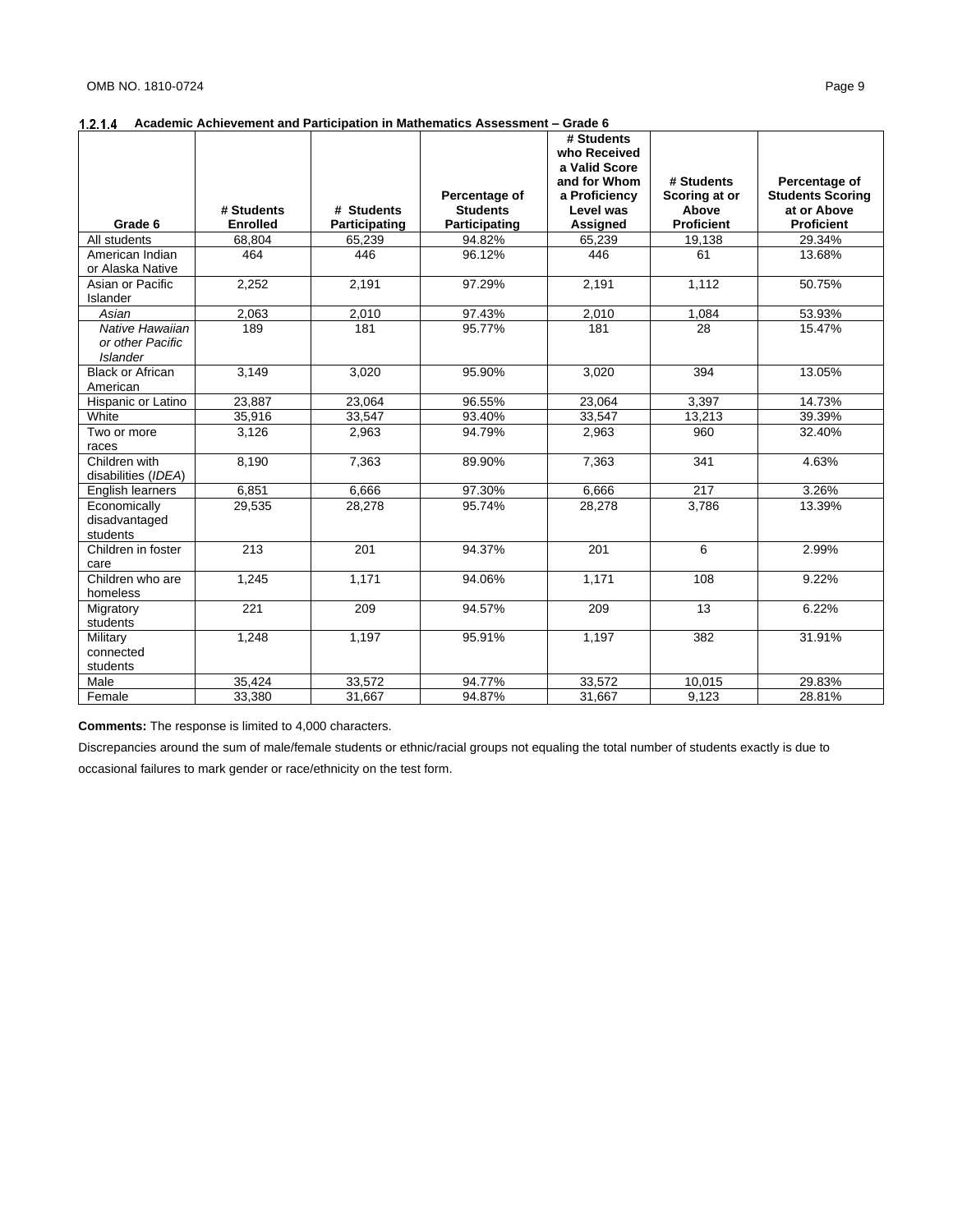### 1.2.1.4 Academic Achievement and Participation in Mathematics Assessment – Grade 6

| Grade 6 | # Students Enrolled | # Students Participating | Percentage of Students Participating | # Students who Received a Valid Score and for Whom a Proficiency Level was Assigned | # Students Scoring at or Above Proficient | Percentage of Students Scoring at or Above Proficient |
|---|---|---|---|---|---|---|
| All students | 68,804 | 65,239 | 94.82% | 65,239 | 19,138 | 29.34% |
| American Indian or Alaska Native | 464 | 446 | 96.12% | 446 | 61 | 13.68% |
| Asian or Pacific Islander | 2,252 | 2,191 | 97.29% | 2,191 | 1,112 | 50.75% |
| *Asian* | 2,063 | 2,010 | 97.43% | 2,010 | 1,084 | 53.93% |
| *Native Hawaiian or other Pacific Islander* | 189 | 181 | 95.77% | 181 | 28 | 15.47% |
| Black or African American | 3,149 | 3,020 | 95.90% | 3,020 | 394 | 13.05% |
| Hispanic or Latino | 23,887 | 23,064 | 96.55% | 23,064 | 3,397 | 14.73% |
| White | 35,916 | 33,547 | 93.40% | 33,547 | 13,213 | 39.39% |
| Two or more races | 3,126 | 2,963 | 94.79% | 2,963 | 960 | 32.40% |
| Children with disabilities (*IDEA*) | 8,190 | 7,363 | 89.90% | 7,363 | 341 | 4.63% |
| English learners | 6,851 | 6,666 | 97.30% | 6,666 | 217 | 3.26% |
| Economically disadvantaged students | 29,535 | 28,278 | 95.74% | 28,278 | 3,786 | 13.39% |
| Children in foster care | 213 | 201 | 94.37% | 201 | 6 | 2.99% |
| Children who are homeless | 1,245 | 1,171 | 94.06% | 1,171 | 108 | 9.22% |
| Migratory students | 221 | 209 | 94.57% | 209 | 13 | 6.22% |
| Military connected students | 1,248 | 1,197 | 95.91% | 1,197 | 382 | 31.91% |
| Male | 35,424 | 33,572 | 94.77% | 33,572 | 10,015 | 29.83% |
| Female | 33,380 | 31,667 | 94.87% | 31,667 | 9,123 | 28.81% |

**Comments:** The response is limited to 4,000 characters.

Discrepancies around the sum of male/female students or ethnic/racial groups not equaling the total number of students exactly is due to occasional failures to mark gender or race/ethnicity on the test form.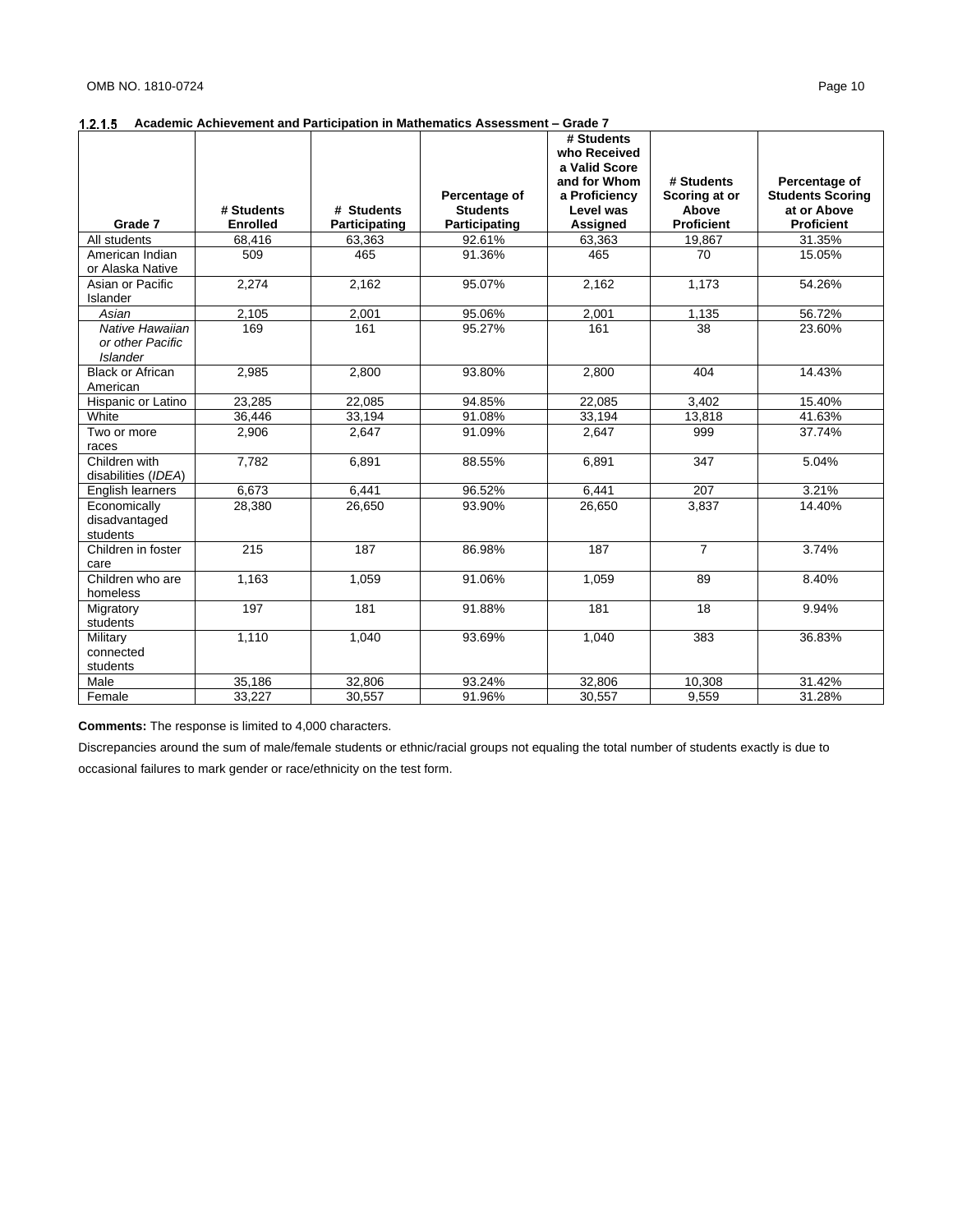### 1.2.1.5 Academic Achievement and Participation in Mathematics Assessment – Grade 7

| Grade 7 | # Students Enrolled | # Students Participating | Percentage of Students Participating | # Students who Received a Valid Score and for Whom a Proficiency Level was Assigned | # Students Scoring at or Above Proficient | Percentage of Students Scoring at or Above Proficient |
|---|---|---|---|---|---|---|
| All students | 68,416 | 63,363 | 92.61% | 63,363 | 19,867 | 31.35% |
| American Indian or Alaska Native | 509 | 465 | 91.36% | 465 | 70 | 15.05% |
| Asian or Pacific Islander | 2,274 | 2,162 | 95.07% | 2,162 | 1,173 | 54.26% |
| *Asian* | 2,105 | 2,001 | 95.06% | 2,001 | 1,135 | 56.72% |
| *Native Hawaiian or other Pacific Islander* | 169 | 161 | 95.27% | 161 | 38 | 23.60% |
| Black or African American | 2,985 | 2,800 | 93.80% | 2,800 | 404 | 14.43% |
| Hispanic or Latino | 23,285 | 22,085 | 94.85% | 22,085 | 3,402 | 15.40% |
| White | 36,446 | 33,194 | 91.08% | 33,194 | 13,818 | 41.63% |
| Two or more races | 2,906 | 2,647 | 91.09% | 2,647 | 999 | 37.74% |
| Children with disabilities (*IDEA*) | 7,782 | 6,891 | 88.55% | 6,891 | 347 | 5.04% |
| English learners | 6,673 | 6,441 | 96.52% | 6,441 | 207 | 3.21% |
| Economically disadvantaged students | 28,380 | 26,650 | 93.90% | 26,650 | 3,837 | 14.40% |
| Children in foster care | 215 | 187 | 86.98% | 187 | 7 | 3.74% |
| Children who are homeless | 1,163 | 1,059 | 91.06% | 1,059 | 89 | 8.40% |
| Migratory students | 197 | 181 | 91.88% | 181 | 18 | 9.94% |
| Military connected students | 1,110 | 1,040 | 93.69% | 1,040 | 383 | 36.83% |
| Male | 35,186 | 32,806 | 93.24% | 32,806 | 10,308 | 31.42% |
| Female | 33,227 | 30,557 | 91.96% | 30,557 | 9,559 | 31.28% |

**Comments:** The response is limited to 4,000 characters.

Discrepancies around the sum of male/female students or ethnic/racial groups not equaling the total number of students exactly is due to occasional failures to mark gender or race/ethnicity on the test form.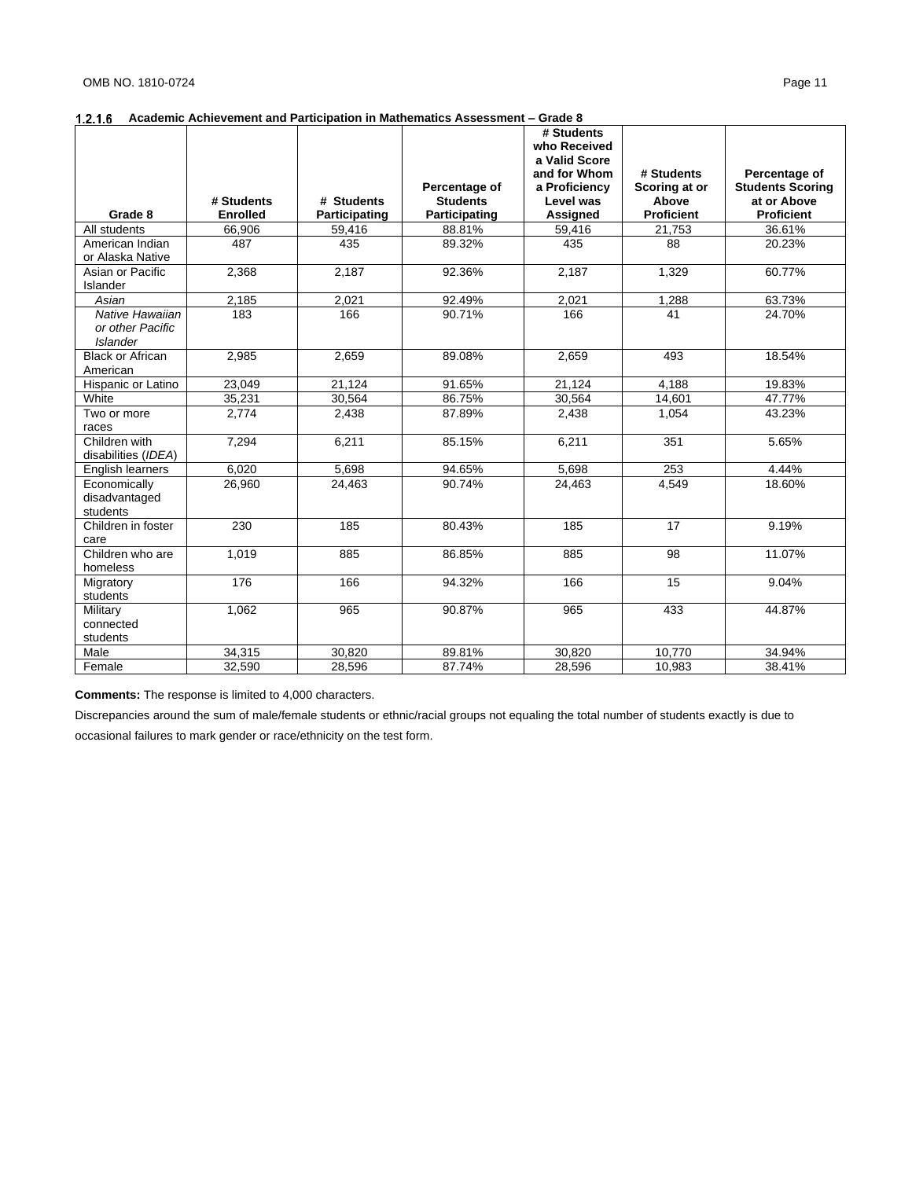### 1.2.1.6 Academic Achievement and Participation in Mathematics Assessment – Grade 8

| Grade 8 | # Students Enrolled | # Students Participating | Percentage of Students Participating | # Students who Received a Valid Score and for Whom a Proficiency Level was Assigned | # Students Scoring at or Above Proficient | Percentage of Students Scoring at or Above Proficient |
|---|---|---|---|---|---|---|
| All students | 66,906 | 59,416 | 88.81% | 59,416 | 21,753 | 36.61% |
| American Indian or Alaska Native | 487 | 435 | 89.32% | 435 | 88 | 20.23% |
| Asian or Pacific Islander | 2,368 | 2,187 | 92.36% | 2,187 | 1,329 | 60.77% |
| *Asian* | 2,185 | 2,021 | 92.49% | 2,021 | 1,288 | 63.73% |
| *Native Hawaiian or other Pacific Islander* | 183 | 166 | 90.71% | 166 | 41 | 24.70% |
| Black or African American | 2,985 | 2,659 | 89.08% | 2,659 | 493 | 18.54% |
| Hispanic or Latino | 23,049 | 21,124 | 91.65% | 21,124 | 4,188 | 19.83% |
| White | 35,231 | 30,564 | 86.75% | 30,564 | 14,601 | 47.77% |
| Two or more races | 2,774 | 2,438 | 87.89% | 2,438 | 1,054 | 43.23% |
| Children with disabilities (*IDEA*) | 7,294 | 6,211 | 85.15% | 6,211 | 351 | 5.65% |
| English learners | 6,020 | 5,698 | 94.65% | 5,698 | 253 | 4.44% |
| Economically disadvantaged students | 26,960 | 24,463 | 90.74% | 24,463 | 4,549 | 18.60% |
| Children in foster care | 230 | 185 | 80.43% | 185 | 17 | 9.19% |
| Children who are homeless | 1,019 | 885 | 86.85% | 885 | 98 | 11.07% |
| Migratory students | 176 | 166 | 94.32% | 166 | 15 | 9.04% |
| Military connected students | 1,062 | 965 | 90.87% | 965 | 433 | 44.87% |
| Male | 34,315 | 30,820 | 89.81% | 30,820 | 10,770 | 34.94% |
| Female | 32,590 | 28,596 | 87.74% | 28,596 | 10,983 | 38.41% |

**Comments:** The response is limited to 4,000 characters.

Discrepancies around the sum of male/female students or ethnic/racial groups not equaling the total number of students exactly is due to occasional failures to mark gender or race/ethnicity on the test form.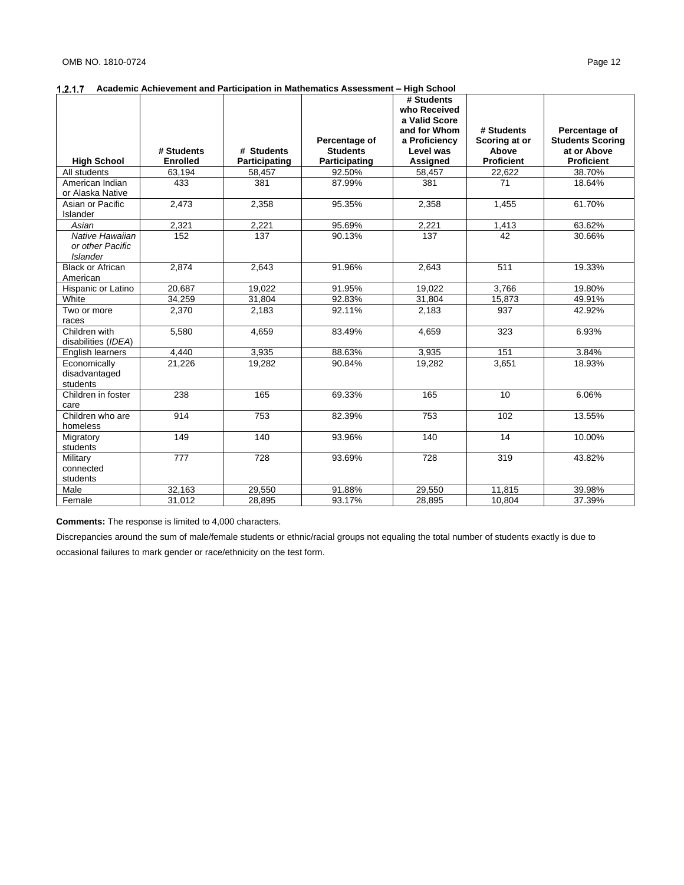### 1.2.1.7 Academic Achievement and Participation in Mathematics Assessment – High School

| High School | # Students Enrolled | # Students Participating | Percentage of Students Participating | # Students who Received a Valid Score and for Whom a Proficiency Level was Assigned | # Students Scoring at or Above Proficient | Percentage of Students Scoring at or Above Proficient |
|---|---|---|---|---|---|---|
| All students | 63,194 | 58,457 | 92.50% | 58,457 | 22,622 | 38.70% |
| American Indian or Alaska Native | 433 | 381 | 87.99% | 381 | 71 | 18.64% |
| Asian or Pacific Islander | 2,473 | 2,358 | 95.35% | 2,358 | 1,455 | 61.70% |
| *Asian* | 2,321 | 2,221 | 95.69% | 2,221 | 1,413 | 63.62% |
| *Native Hawaiian or other Pacific Islander* | 152 | 137 | 90.13% | 137 | 42 | 30.66% |
| Black or African American | 2,874 | 2,643 | 91.96% | 2,643 | 511 | 19.33% |
| Hispanic or Latino | 20,687 | 19,022 | 91.95% | 19,022 | 3,766 | 19.80% |
| White | 34,259 | 31,804 | 92.83% | 31,804 | 15,873 | 49.91% |
| Two or more races | 2,370 | 2,183 | 92.11% | 2,183 | 937 | 42.92% |
| Children with disabilities (*IDEA*) | 5,580 | 4,659 | 83.49% | 4,659 | 323 | 6.93% |
| English learners | 4,440 | 3,935 | 88.63% | 3,935 | 151 | 3.84% |
| Economically disadvantaged students | 21,226 | 19,282 | 90.84% | 19,282 | 3,651 | 18.93% |
| Children in foster care | 238 | 165 | 69.33% | 165 | 10 | 6.06% |
| Children who are homeless | 914 | 753 | 82.39% | 753 | 102 | 13.55% |
| Migratory students | 149 | 140 | 93.96% | 140 | 14 | 10.00% |
| Military connected students | 777 | 728 | 93.69% | 728 | 319 | 43.82% |
| Male | 32,163 | 29,550 | 91.88% | 29,550 | 11,815 | 39.98% |
| Female | 31,012 | 28,895 | 93.17% | 28,895 | 10,804 | 37.39% |

**Comments:** The response is limited to 4,000 characters.

Discrepancies around the sum of male/female students or ethnic/racial groups not equaling the total number of students exactly is due to occasional failures to mark gender or race/ethnicity on the test form.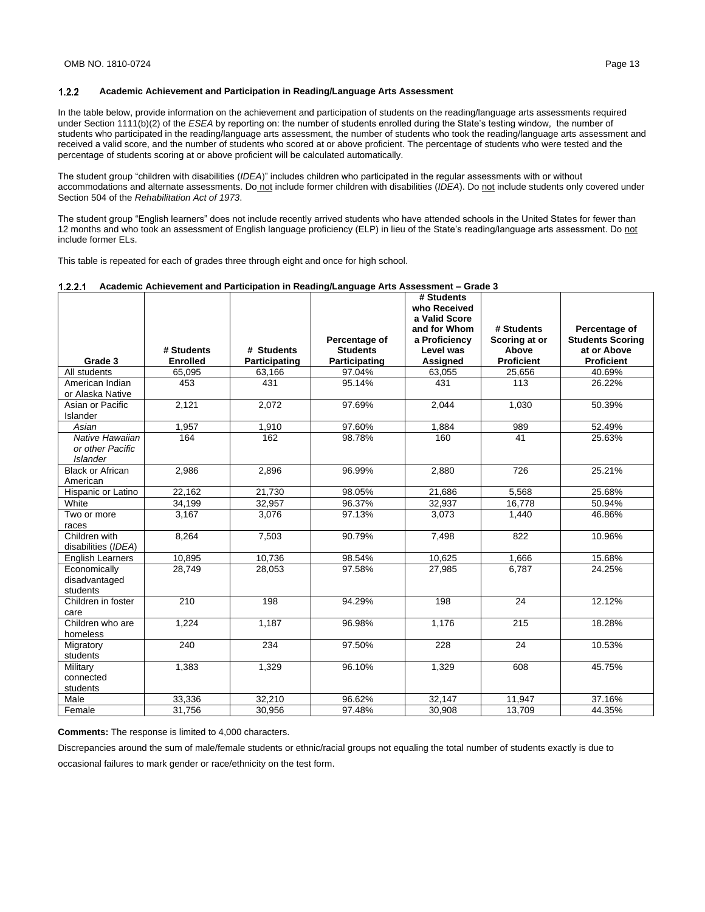### 1.2.2 Academic Achievement and Participation in Reading/Language Arts Assessment

In the table below, provide information on the achievement and participation of students on the reading/language arts assessments required under Section 1111(b)(2) of the *ESEA* by reporting on: the number of students enrolled during the State's testing window, the number of students who participated in the reading/language arts assessment, the number of students who took the reading/language arts assessment and received a valid score, and the number of students who scored at or above proficient. The percentage of students who were tested and the percentage of students scoring at or above proficient will be calculated automatically.

The student group "children with disabilities (*IDEA*)" includes children who participated in the regular assessments with or without accommodations and alternate assessments. Do not include former children with disabilities (*IDEA*). Do not include students only covered under Section 504 of the *Rehabilitation Act of 1973*.

The student group "English learners" does not include recently arrived students who have attended schools in the United States for fewer than 12 months and who took an assessment of English language proficiency (ELP) in lieu of the State's reading/language arts assessment. Do not include former ELs.

This table is repeated for each of grades three through eight and once for high school.

#### 1.2.2.1 Academic Achievement and Participation in Reading/Language Arts Assessment – Grade 3

| Grade 3 | # Students Enrolled | # Students Participating | Percentage of Students Participating | # Students who Received a Valid Score and for Whom a Proficiency Level was Assigned | # Students Scoring at or Above Proficient | Percentage of Students Scoring at or Above Proficient |
|---|---|---|---|---|---|---|
| All students | 65,095 | 63,166 | 97.04% | 63,055 | 25,656 | 40.69% |
| American Indian or Alaska Native | 453 | 431 | 95.14% | 431 | 113 | 26.22% |
| Asian or Pacific Islander | 2,121 | 2,072 | 97.69% | 2,044 | 1,030 | 50.39% |
| *Asian* | 1,957 | 1,910 | 97.60% | 1,884 | 989 | 52.49% |
| *Native Hawaiian or other Pacific Islander* | 164 | 162 | 98.78% | 160 | 41 | 25.63% |
| Black or African American | 2,986 | 2,896 | 96.99% | 2,880 | 726 | 25.21% |
| Hispanic or Latino | 22,162 | 21,730 | 98.05% | 21,686 | 5,568 | 25.68% |
| White | 34,199 | 32,957 | 96.37% | 32,937 | 16,778 | 50.94% |
| Two or more races | 3,167 | 3,076 | 97.13% | 3,073 | 1,440 | 46.86% |
| Children with disabilities (*IDEA*) | 8,264 | 7,503 | 90.79% | 7,498 | 822 | 10.96% |
| English Learners | 10,895 | 10,736 | 98.54% | 10,625 | 1,666 | 15.68% |
| Economically disadvantaged students | 28,749 | 28,053 | 97.58% | 27,985 | 6,787 | 24.25% |
| Children in foster care | 210 | 198 | 94.29% | 198 | 24 | 12.12% |
| Children who are homeless | 1,224 | 1,187 | 96.98% | 1,176 | 215 | 18.28% |
| Migratory students | 240 | 234 | 97.50% | 228 | 24 | 10.53% |
| Military connected students | 1,383 | 1,329 | 96.10% | 1,329 | 608 | 45.75% |
| Male | 33,336 | 32,210 | 96.62% | 32,147 | 11,947 | 37.16% |
| Female | 31,756 | 30,956 | 97.48% | 30,908 | 13,709 | 44.35% |

**Comments:** The response is limited to 4,000 characters.

Discrepancies around the sum of male/female students or ethnic/racial groups not equaling the total number of students exactly is due to occasional failures to mark gender or race/ethnicity on the test form.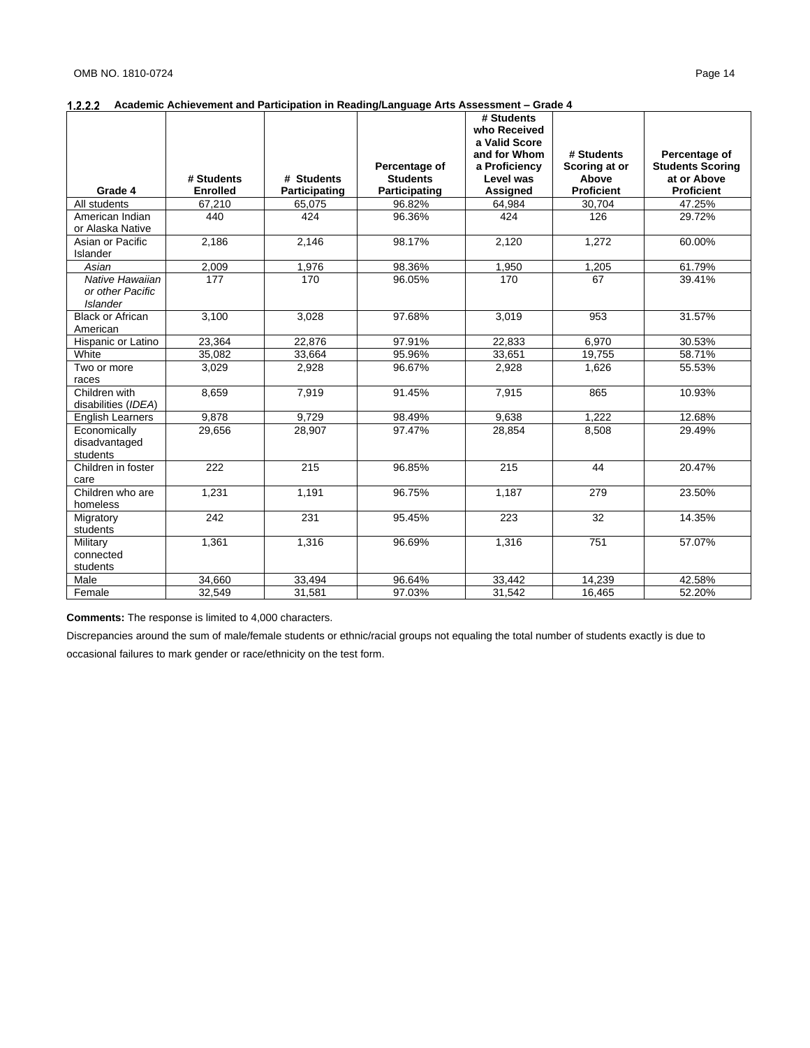#### 1.2.2.2 Academic Achievement and Participation in Reading/Language Arts Assessment – Grade 4

| Grade 4 | # Students Enrolled | # Students Participating | Percentage of Students Participating | # Students who Received a Valid Score and for Whom a Proficiency Level was Assigned | # Students Scoring at or Above Proficient | Percentage of Students Scoring at or Above Proficient |
|---|---|---|---|---|---|---|
| All students | 67,210 | 65,075 | 96.82% | 64,984 | 30,704 | 47.25% |
| American Indian or Alaska Native | 440 | 424 | 96.36% | 424 | 126 | 29.72% |
| Asian or Pacific Islander | 2,186 | 2,146 | 98.17% | 2,120 | 1,272 | 60.00% |
| *Asian* | 2,009 | 1,976 | 98.36% | 1,950 | 1,205 | 61.79% |
| *Native Hawaiian or other Pacific Islander* | 177 | 170 | 96.05% | 170 | 67 | 39.41% |
| Black or African American | 3,100 | 3,028 | 97.68% | 3,019 | 953 | 31.57% |
| Hispanic or Latino | 23,364 | 22,876 | 97.91% | 22,833 | 6,970 | 30.53% |
| White | 35,082 | 33,664 | 95.96% | 33,651 | 19,755 | 58.71% |
| Two or more races | 3,029 | 2,928 | 96.67% | 2,928 | 1,626 | 55.53% |
| Children with disabilities (*IDEA*) | 8,659 | 7,919 | 91.45% | 7,915 | 865 | 10.93% |
| English Learners | 9,878 | 9,729 | 98.49% | 9,638 | 1,222 | 12.68% |
| Economically disadvantaged students | 29,656 | 28,907 | 97.47% | 28,854 | 8,508 | 29.49% |
| Children in foster care | 222 | 215 | 96.85% | 215 | 44 | 20.47% |
| Children who are homeless | 1,231 | 1,191 | 96.75% | 1,187 | 279 | 23.50% |
| Migratory students | 242 | 231 | 95.45% | 223 | 32 | 14.35% |
| Military connected students | 1,361 | 1,316 | 96.69% | 1,316 | 751 | 57.07% |
| Male | 34,660 | 33,494 | 96.64% | 33,442 | 14,239 | 42.58% |
| Female | 32,549 | 31,581 | 97.03% | 31,542 | 16,465 | 52.20% |

**Comments:** The response is limited to 4,000 characters.

Discrepancies around the sum of male/female students or ethnic/racial groups not equaling the total number of students exactly is due to occasional failures to mark gender or race/ethnicity on the test form.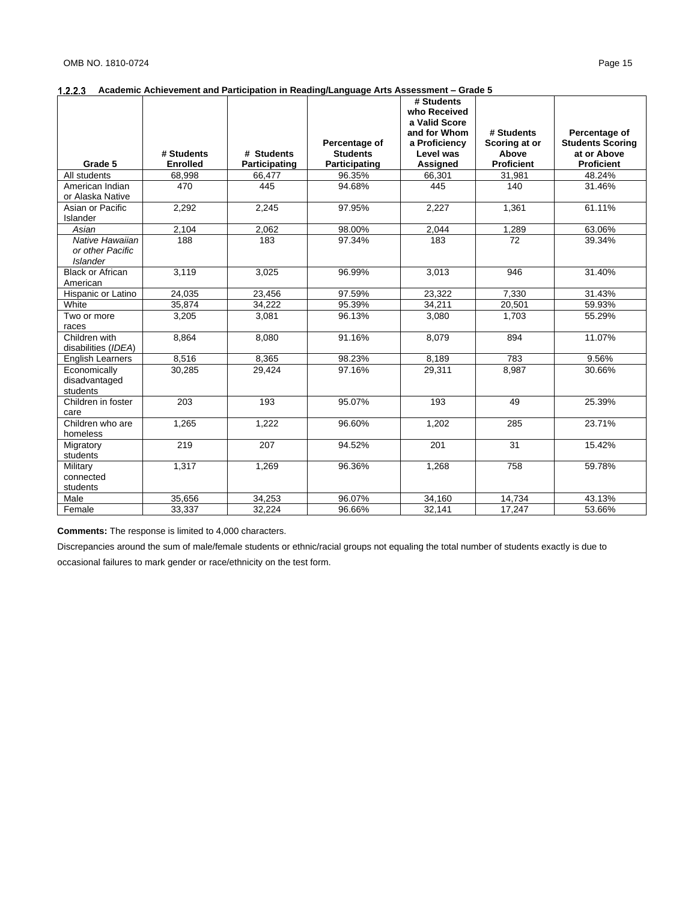### 1.2.2.3 Academic Achievement and Participation in Reading/Language Arts Assessment – Grade 5

| Grade 5 | # Students Enrolled | # Students Participating | Percentage of Students Participating | # Students who Received a Valid Score and for Whom a Proficiency Level was Assigned | # Students Scoring at or Above Proficient | Percentage of Students Scoring at or Above Proficient |
|---|---|---|---|---|---|---|
| All students | 68,998 | 66,477 | 96.35% | 66,301 | 31,981 | 48.24% |
| American Indian or Alaska Native | 470 | 445 | 94.68% | 445 | 140 | 31.46% |
| Asian or Pacific Islander | 2,292 | 2,245 | 97.95% | 2,227 | 1,361 | 61.11% |
| *Asian* | 2,104 | 2,062 | 98.00% | 2,044 | 1,289 | 63.06% |
| *Native Hawaiian or other Pacific Islander* | 188 | 183 | 97.34% | 183 | 72 | 39.34% |
| Black or African American | 3,119 | 3,025 | 96.99% | 3,013 | 946 | 31.40% |
| Hispanic or Latino | 24,035 | 23,456 | 97.59% | 23,322 | 7,330 | 31.43% |
| White | 35,874 | 34,222 | 95.39% | 34,211 | 20,501 | 59.93% |
| Two or more races | 3,205 | 3,081 | 96.13% | 3,080 | 1,703 | 55.29% |
| Children with disabilities (*IDEA*) | 8,864 | 8,080 | 91.16% | 8,079 | 894 | 11.07% |
| English Learners | 8,516 | 8,365 | 98.23% | 8,189 | 783 | 9.56% |
| Economically disadvantaged students | 30,285 | 29,424 | 97.16% | 29,311 | 8,987 | 30.66% |
| Children in foster care | 203 | 193 | 95.07% | 193 | 49 | 25.39% |
| Children who are homeless | 1,265 | 1,222 | 96.60% | 1,202 | 285 | 23.71% |
| Migratory students | 219 | 207 | 94.52% | 201 | 31 | 15.42% |
| Military connected students | 1,317 | 1,269 | 96.36% | 1,268 | 758 | 59.78% |
| Male | 35,656 | 34,253 | 96.07% | 34,160 | 14,734 | 43.13% |
| Female | 33,337 | 32,224 | 96.66% | 32,141 | 17,247 | 53.66% |

**Comments:** The response is limited to 4,000 characters.

Discrepancies around the sum of male/female students or ethnic/racial groups not equaling the total number of students exactly is due to occasional failures to mark gender or race/ethnicity on the test form.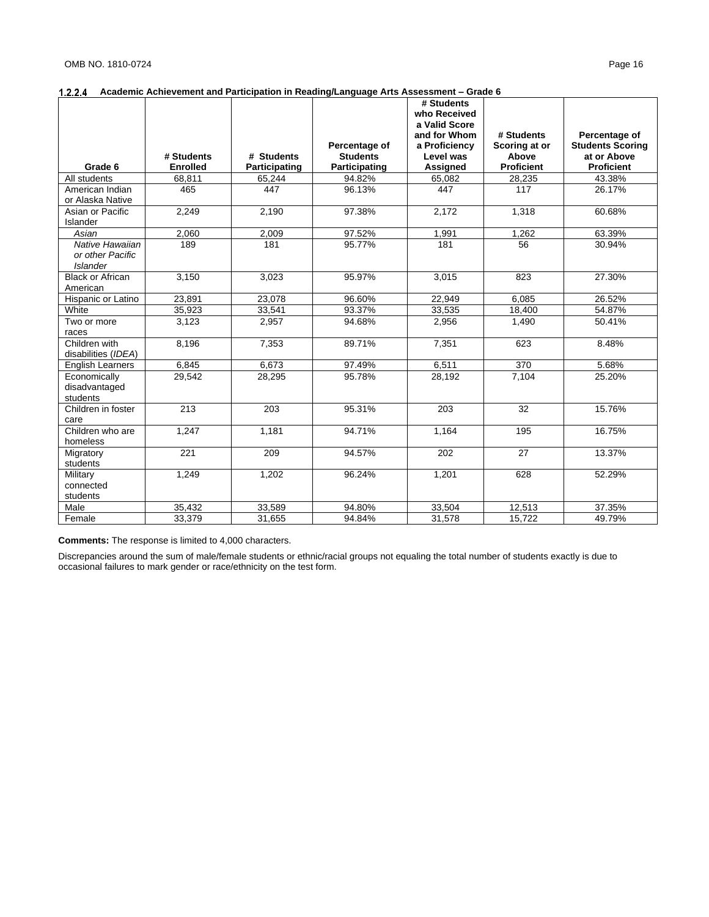### 1.2.2.4 Academic Achievement and Participation in Reading/Language Arts Assessment – Grade 6

| Grade 6 | # Students Enrolled | # Students Participating | Percentage of Students Participating | # Students who Received a Valid Score and for Whom a Proficiency Level was Assigned | # Students Scoring at or Above Proficient | Percentage of Students Scoring at or Above Proficient |
|---|---|---|---|---|---|---|
| All students | 68,811 | 65,244 | 94.82% | 65,082 | 28,235 | 43.38% |
| American Indian or Alaska Native | 465 | 447 | 96.13% | 447 | 117 | 26.17% |
| Asian or Pacific Islander | 2,249 | 2,190 | 97.38% | 2,172 | 1,318 | 60.68% |
| *Asian* | 2,060 | 2,009 | 97.52% | 1,991 | 1,262 | 63.39% |
| *Native Hawaiian or other Pacific Islander* | 189 | 181 | 95.77% | 181 | 56 | 30.94% |
| Black or African American | 3,150 | 3,023 | 95.97% | 3,015 | 823 | 27.30% |
| Hispanic or Latino | 23,891 | 23,078 | 96.60% | 22,949 | 6,085 | 26.52% |
| White | 35,923 | 33,541 | 93.37% | 33,535 | 18,400 | 54.87% |
| Two or more races | 3,123 | 2,957 | 94.68% | 2,956 | 1,490 | 50.41% |
| Children with disabilities (*IDEA*) | 8,196 | 7,353 | 89.71% | 7,351 | 623 | 8.48% |
| English Learners | 6,845 | 6,673 | 97.49% | 6,511 | 370 | 5.68% |
| Economically disadvantaged students | 29,542 | 28,295 | 95.78% | 28,192 | 7,104 | 25.20% |
| Children in foster care | 213 | 203 | 95.31% | 203 | 32 | 15.76% |
| Children who are homeless | 1,247 | 1,181 | 94.71% | 1,164 | 195 | 16.75% |
| Migratory students | 221 | 209 | 94.57% | 202 | 27 | 13.37% |
| Military connected students | 1,249 | 1,202 | 96.24% | 1,201 | 628 | 52.29% |
| Male | 35,432 | 33,589 | 94.80% | 33,504 | 12,513 | 37.35% |
| Female | 33,379 | 31,655 | 94.84% | 31,578 | 15,722 | 49.79% |

**Comments:** The response is limited to 4,000 characters.

Discrepancies around the sum of male/female students or ethnic/racial groups not equaling the total number of students exactly is due to occasional failures to mark gender or race/ethnicity on the test form.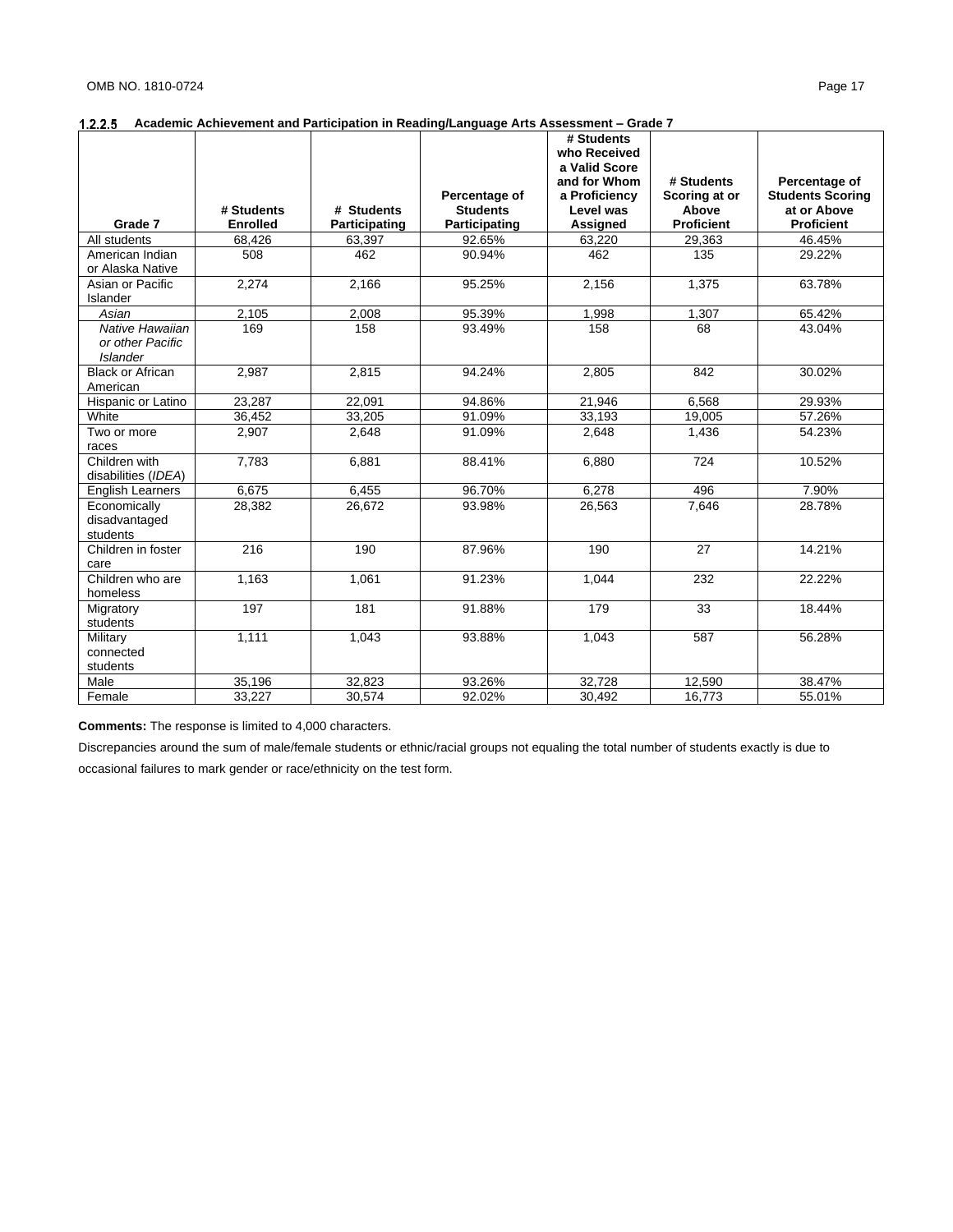#### 1.2.2.5 Academic Achievement and Participation in Reading/Language Arts Assessment – Grade 7

| Grade 7 | # Students Enrolled | # Students Participating | Percentage of Students Participating | # Students who Received a Valid Score and for Whom a Proficiency Level was Assigned | # Students Scoring at or Above Proficient | Percentage of Students Scoring at or Above Proficient |
|---|---|---|---|---|---|---|
| All students | 68,426 | 63,397 | 92.65% | 63,220 | 29,363 | 46.45% |
| American Indian or Alaska Native | 508 | 462 | 90.94% | 462 | 135 | 29.22% |
| Asian or Pacific Islander | 2,274 | 2,166 | 95.25% | 2,156 | 1,375 | 63.78% |
| *Asian* | 2,105 | 2,008 | 95.39% | 1,998 | 1,307 | 65.42% |
| *Native Hawaiian or other Pacific Islander* | 169 | 158 | 93.49% | 158 | 68 | 43.04% |
| Black or African American | 2,987 | 2,815 | 94.24% | 2,805 | 842 | 30.02% |
| Hispanic or Latino | 23,287 | 22,091 | 94.86% | 21,946 | 6,568 | 29.93% |
| White | 36,452 | 33,205 | 91.09% | 33,193 | 19,005 | 57.26% |
| Two or more races | 2,907 | 2,648 | 91.09% | 2,648 | 1,436 | 54.23% |
| Children with disabilities (*IDEA*) | 7,783 | 6,881 | 88.41% | 6,880 | 724 | 10.52% |
| English Learners | 6,675 | 6,455 | 96.70% | 6,278 | 496 | 7.90% |
| Economically disadvantaged students | 28,382 | 26,672 | 93.98% | 26,563 | 7,646 | 28.78% |
| Children in foster care | 216 | 190 | 87.96% | 190 | 27 | 14.21% |
| Children who are homeless | 1,163 | 1,061 | 91.23% | 1,044 | 232 | 22.22% |
| Migratory students | 197 | 181 | 91.88% | 179 | 33 | 18.44% |
| Military connected students | 1,111 | 1,043 | 93.88% | 1,043 | 587 | 56.28% |
| Male | 35,196 | 32,823 | 93.26% | 32,728 | 12,590 | 38.47% |
| Female | 33,227 | 30,574 | 92.02% | 30,492 | 16,773 | 55.01% |

**Comments:** The response is limited to 4,000 characters.

Discrepancies around the sum of male/female students or ethnic/racial groups not equaling the total number of students exactly is due to occasional failures to mark gender or race/ethnicity on the test form.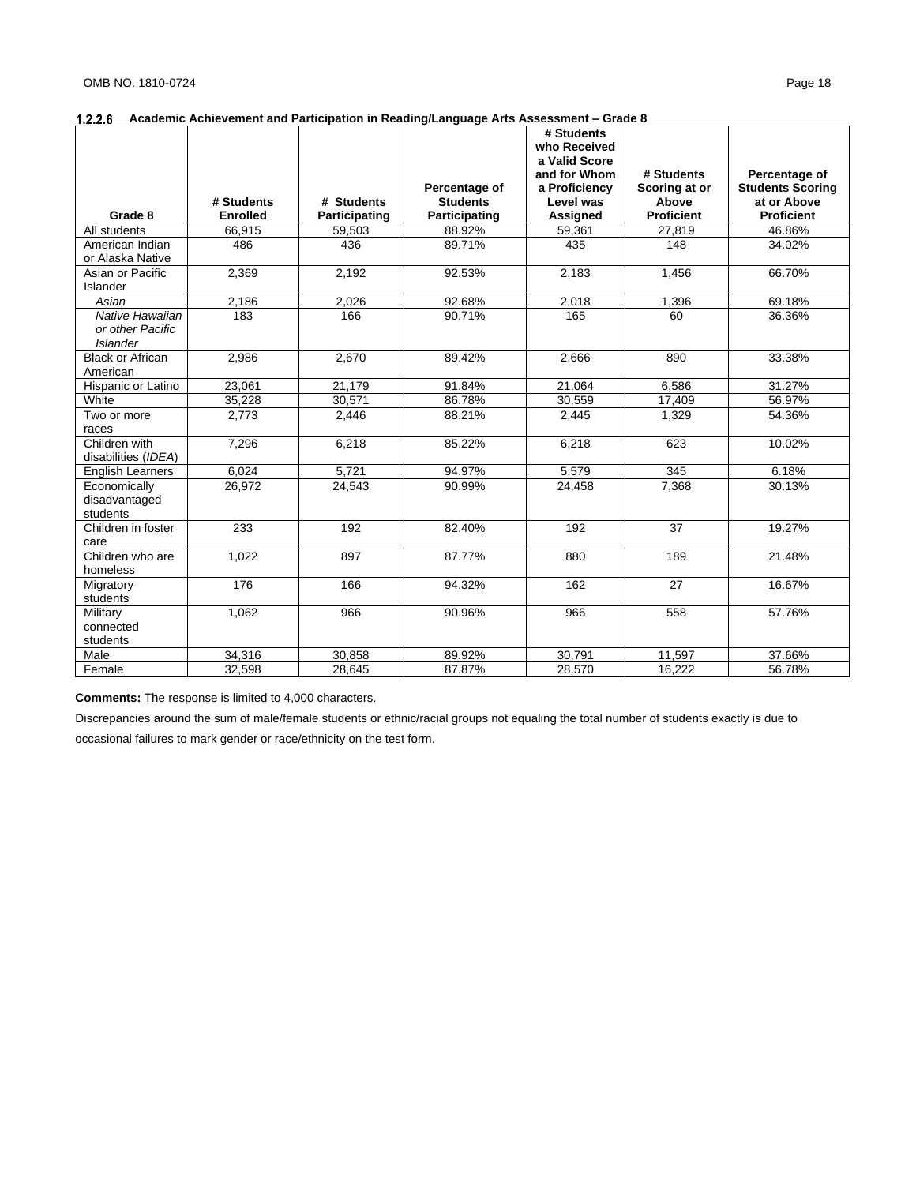### 1.2.2.6 Academic Achievement and Participation in Reading/Language Arts Assessment – Grade 8

| Grade 8 | # Students Enrolled | # Students Participating | Percentage of Students Participating | # Students who Received a Valid Score and for Whom a Proficiency Level was Assigned | # Students Scoring at or Above Proficient | Percentage of Students Scoring at or Above Proficient |
|---|---|---|---|---|---|---|
| All students | 66,915 | 59,503 | 88.92% | 59,361 | 27,819 | 46.86% |
| American Indian or Alaska Native | 486 | 436 | 89.71% | 435 | 148 | 34.02% |
| Asian or Pacific Islander | 2,369 | 2,192 | 92.53% | 2,183 | 1,456 | 66.70% |
| *Asian* | 2,186 | 2,026 | 92.68% | 2,018 | 1,396 | 69.18% |
| *Native Hawaiian or other Pacific Islander* | 183 | 166 | 90.71% | 165 | 60 | 36.36% |
| Black or African American | 2,986 | 2,670 | 89.42% | 2,666 | 890 | 33.38% |
| Hispanic or Latino | 23,061 | 21,179 | 91.84% | 21,064 | 6,586 | 31.27% |
| White | 35,228 | 30,571 | 86.78% | 30,559 | 17,409 | 56.97% |
| Two or more races | 2,773 | 2,446 | 88.21% | 2,445 | 1,329 | 54.36% |
| Children with disabilities (*IDEA*) | 7,296 | 6,218 | 85.22% | 6,218 | 623 | 10.02% |
| English Learners | 6,024 | 5,721 | 94.97% | 5,579 | 345 | 6.18% |
| Economically disadvantaged students | 26,972 | 24,543 | 90.99% | 24,458 | 7,368 | 30.13% |
| Children in foster care | 233 | 192 | 82.40% | 192 | 37 | 19.27% |
| Children who are homeless | 1,022 | 897 | 87.77% | 880 | 189 | 21.48% |
| Migratory students | 176 | 166 | 94.32% | 162 | 27 | 16.67% |
| Military connected students | 1,062 | 966 | 90.96% | 966 | 558 | 57.76% |
| Male | 34,316 | 30,858 | 89.92% | 30,791 | 11,597 | 37.66% |
| Female | 32,598 | 28,645 | 87.87% | 28,570 | 16,222 | 56.78% |

**Comments:** The response is limited to 4,000 characters.

Discrepancies around the sum of male/female students or ethnic/racial groups not equaling the total number of students exactly is due to occasional failures to mark gender or race/ethnicity on the test form.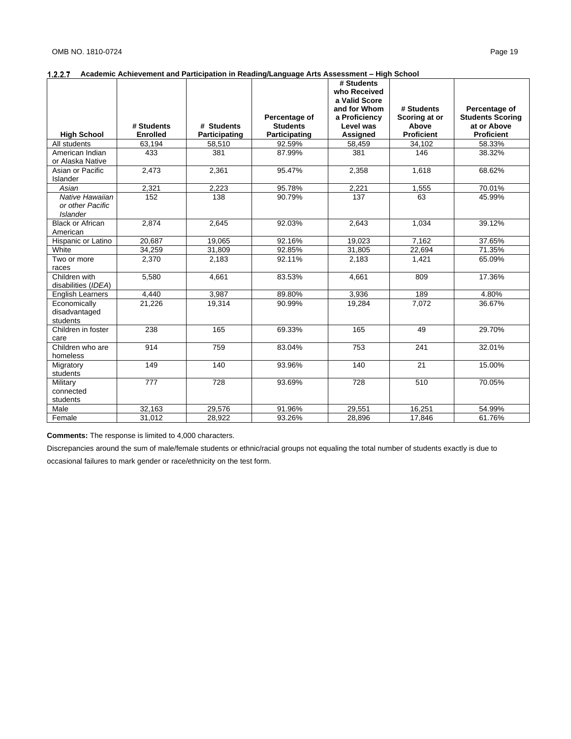### 1.2.2.7 Academic Achievement and Participation in Reading/Language Arts Assessment – High School

| High School | # Students Enrolled | # Students Participating | Percentage of Students Participating | # Students who Received a Valid Score and for Whom a Proficiency Level was Assigned | # Students Scoring at or Above Proficient | Percentage of Students Scoring at or Above Proficient |
|---|---|---|---|---|---|---|
| All students | 63,194 | 58,510 | 92.59% | 58,459 | 34,102 | 58.33% |
| American Indian or Alaska Native | 433 | 381 | 87.99% | 381 | 146 | 38.32% |
| Asian or Pacific Islander | 2,473 | 2,361 | 95.47% | 2,358 | 1,618 | 68.62% |
| *Asian* | 2,321 | 2,223 | 95.78% | 2,221 | 1,555 | 70.01% |
| *Native Hawaiian or other Pacific Islander* | 152 | 138 | 90.79% | 137 | 63 | 45.99% |
| Black or African American | 2,874 | 2,645 | 92.03% | 2,643 | 1,034 | 39.12% |
| Hispanic or Latino | 20,687 | 19,065 | 92.16% | 19,023 | 7,162 | 37.65% |
| White | 34,259 | 31,809 | 92.85% | 31,805 | 22,694 | 71.35% |
| Two or more races | 2,370 | 2,183 | 92.11% | 2,183 | 1,421 | 65.09% |
| Children with disabilities (*IDEA*) | 5,580 | 4,661 | 83.53% | 4,661 | 809 | 17.36% |
| English Learners | 4,440 | 3,987 | 89.80% | 3,936 | 189 | 4.80% |
| Economically disadvantaged students | 21,226 | 19,314 | 90.99% | 19,284 | 7,072 | 36.67% |
| Children in foster care | 238 | 165 | 69.33% | 165 | 49 | 29.70% |
| Children who are homeless | 914 | 759 | 83.04% | 753 | 241 | 32.01% |
| Migratory students | 149 | 140 | 93.96% | 140 | 21 | 15.00% |
| Military connected students | 777 | 728 | 93.69% | 728 | 510 | 70.05% |
| Male | 32,163 | 29,576 | 91.96% | 29,551 | 16,251 | 54.99% |
| Female | 31,012 | 28,922 | 93.26% | 28,896 | 17,846 | 61.76% |

**Comments:** The response is limited to 4,000 characters.

Discrepancies around the sum of male/female students or ethnic/racial groups not equaling the total number of students exactly is due to occasional failures to mark gender or race/ethnicity on the test form.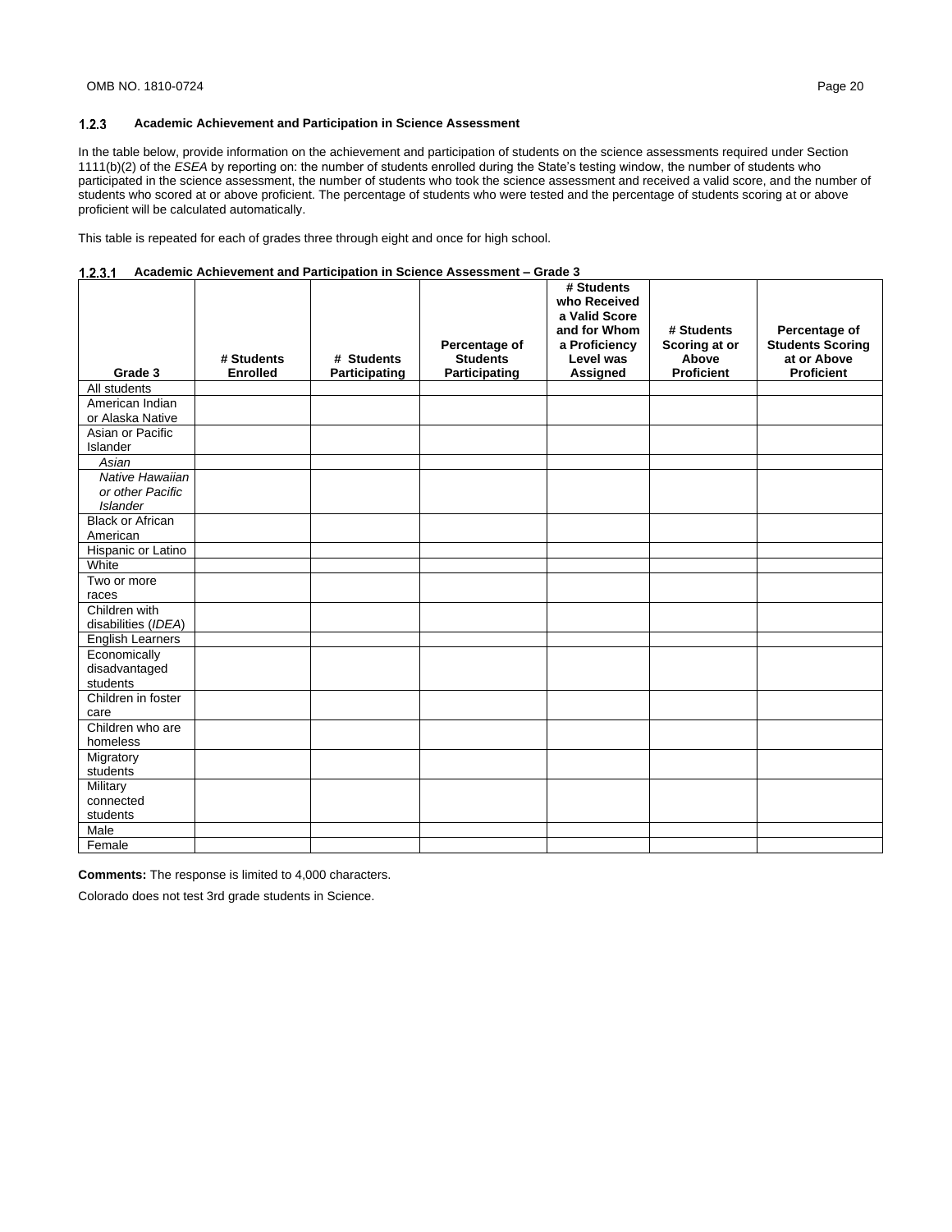### 1.2.3 Academic Achievement and Participation in Science Assessment

In the table below, provide information on the achievement and participation of students on the science assessments required under Section 1111(b)(2) of the *ESEA* by reporting on: the number of students enrolled during the State's testing window, the number of students who participated in the science assessment, the number of students who took the science assessment and received a valid score, and the number of students who scored at or above proficient. The percentage of students who were tested and the percentage of students scoring at or above proficient will be calculated automatically.

This table is repeated for each of grades three through eight and once for high school.

#### 1.2.3.1 Academic Achievement and Participation in Science Assessment – Grade 3

| Grade 3 | # Students Enrolled | # Students Participating | Percentage of Students Participating | # Students who Received a Valid Score and for Whom a Proficiency Level was Assigned | # Students Scoring at or Above Proficient | Percentage of Students Scoring at or Above Proficient |
|---|---|---|---|---|---|---|
| All students | | | | | | |
| American Indian or Alaska Native | | | | | | |
| Asian or Pacific Islander | | | | | | |
| *Asian* | | | | | | |
| *Native Hawaiian or other Pacific Islander* | | | | | | |
| Black or African American | | | | | | |
| Hispanic or Latino | | | | | | |
| White | | | | | | |
| Two or more races | | | | | | |
| Children with disabilities (*IDEA*) | | | | | | |
| English Learners | | | | | | |
| Economically disadvantaged students | | | | | | |
| Children in foster care | | | | | | |
| Children who are homeless | | | | | | |
| Migratory students | | | | | | |
| Military connected students | | | | | | |
| Male | | | | | | |
| Female | | | | | | |

**Comments:** The response is limited to 4,000 characters.

Colorado does not test 3rd grade students in Science.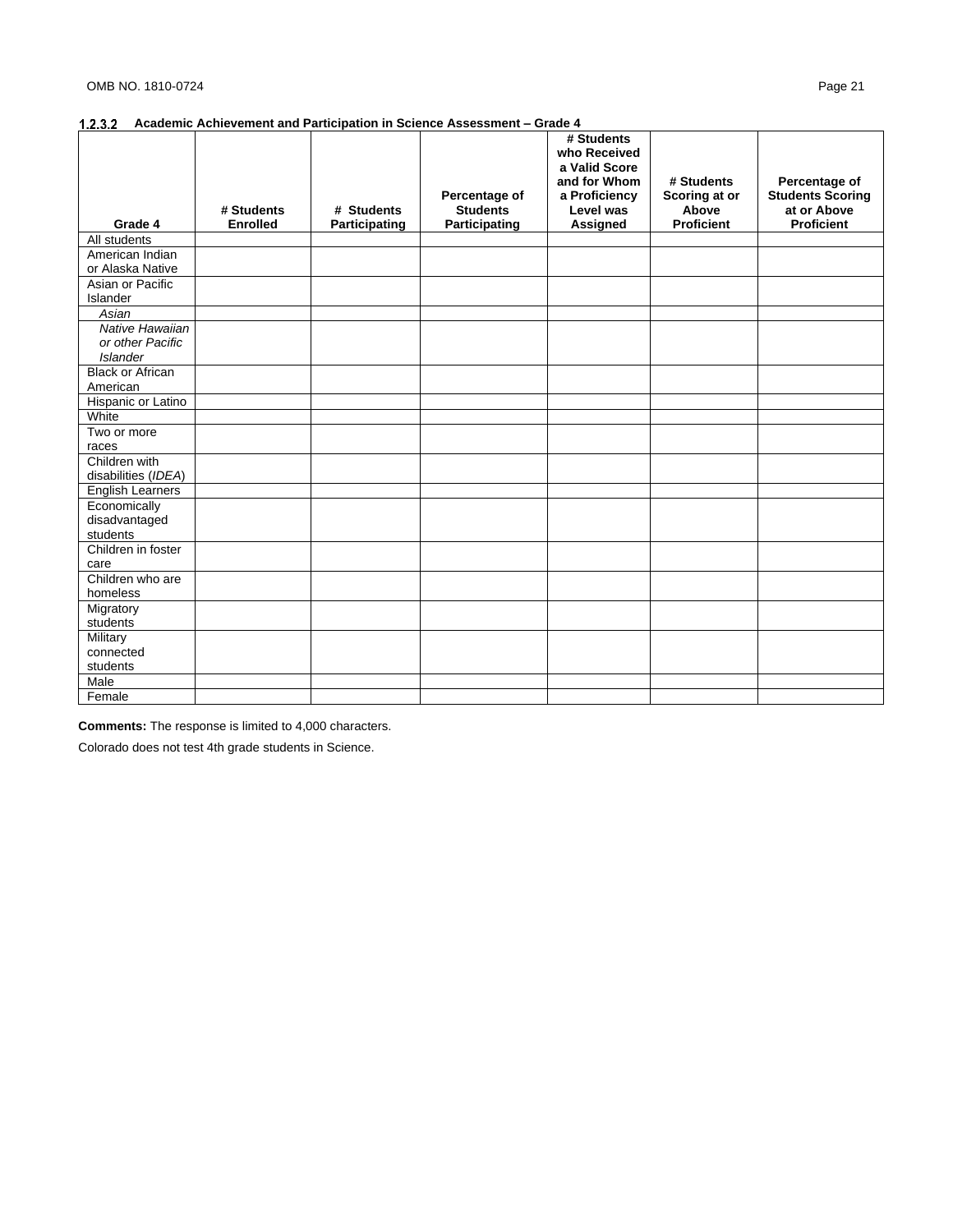### 1.2.3.2 Academic Achievement and Participation in Science Assessment – Grade 4

| Grade 4 | # Students Enrolled | # Students Participating | Percentage of Students Participating | # Students who Received a Valid Score and for Whom a Proficiency Level was Assigned | # Students Scoring at or Above Proficient | Percentage of Students Scoring at or Above Proficient |
|---|---|---|---|---|---|---|
| All students | | | | | | |
| American Indian or Alaska Native | | | | | | |
| Asian or Pacific Islander | | | | | | |
| *Asian* | | | | | | |
| *Native Hawaiian or other Pacific Islander* | | | | | | |
| Black or African American | | | | | | |
| Hispanic or Latino | | | | | | |
| White | | | | | | |
| Two or more races | | | | | | |
| Children with disabilities (*IDEA*) | | | | | | |
| English Learners | | | | | | |
| Economically disadvantaged students | | | | | | |
| Children in foster care | | | | | | |
| Children who are homeless | | | | | | |
| Migratory students | | | | | | |
| Military connected students | | | | | | |
| Male | | | | | | |
| Female | | | | | | |

**Comments:** The response is limited to 4,000 characters.

Colorado does not test 4th grade students in Science.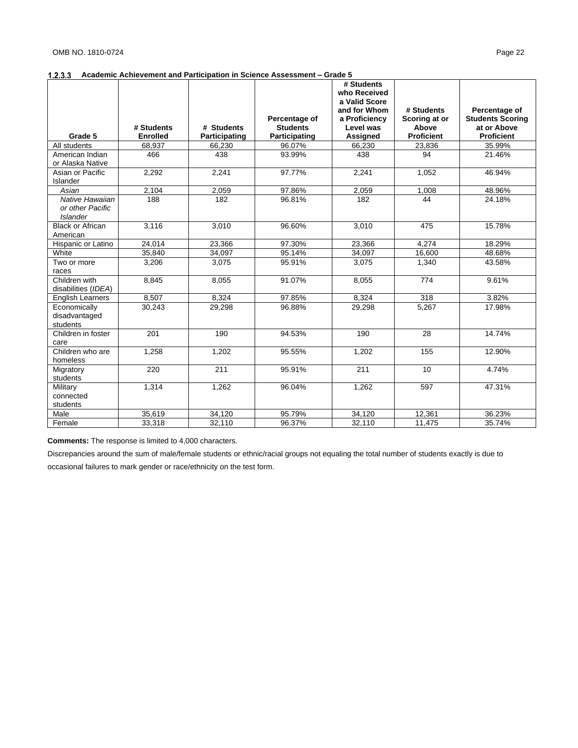### 1.2.3.3 Academic Achievement and Participation in Science Assessment – Grade 5

| Grade 5 | # Students Enrolled | # Students Participating | Percentage of Students Participating | # Students who Received a Valid Score and for Whom a Proficiency Level was Assigned | # Students Scoring at or Above Proficient | Percentage of Students Scoring at or Above Proficient |
|---|---|---|---|---|---|---|
| All students | 68,937 | 66,230 | 96.07% | 66,230 | 23,836 | 35.99% |
| American Indian or Alaska Native | 466 | 438 | 93.99% | 438 | 94 | 21.46% |
| Asian or Pacific Islander | 2,292 | 2,241 | 97.77% | 2,241 | 1,052 | 46.94% |
| *Asian* | 2,104 | 2,059 | 97.86% | 2,059 | 1,008 | 48.96% |
| *Native Hawaiian or other Pacific Islander* | 188 | 182 | 96.81% | 182 | 44 | 24.18% |
| Black or African American | 3,116 | 3,010 | 96.60% | 3,010 | 475 | 15.78% |
| Hispanic or Latino | 24,014 | 23,366 | 97.30% | 23,366 | 4,274 | 18.29% |
| White | 35,840 | 34,097 | 95.14% | 34,097 | 16,600 | 48.68% |
| Two or more races | 3,206 | 3,075 | 95.91% | 3,075 | 1,340 | 43.58% |
| Children with disabilities (*IDEA*) | 8,845 | 8,055 | 91.07% | 8,055 | 774 | 9.61% |
| English Learners | 8,507 | 8,324 | 97.85% | 8,324 | 318 | 3.82% |
| Economically disadvantaged students | 30,243 | 29,298 | 96.88% | 29,298 | 5,267 | 17.98% |
| Children in foster care | 201 | 190 | 94.53% | 190 | 28 | 14.74% |
| Children who are homeless | 1,258 | 1,202 | 95.55% | 1,202 | 155 | 12.90% |
| Migratory students | 220 | 211 | 95.91% | 211 | 10 | 4.74% |
| Military connected students | 1,314 | 1,262 | 96.04% | 1,262 | 597 | 47.31% |
| Male | 35,619 | 34,120 | 95.79% | 34,120 | 12,361 | 36.23% |
| Female | 33,318 | 32,110 | 96.37% | 32,110 | 11,475 | 35.74% |

**Comments:** The response is limited to 4,000 characters.

Discrepancies around the sum of male/female students or ethnic/racial groups not equaling the total number of students exactly is due to occasional failures to mark gender or race/ethnicity on the test form.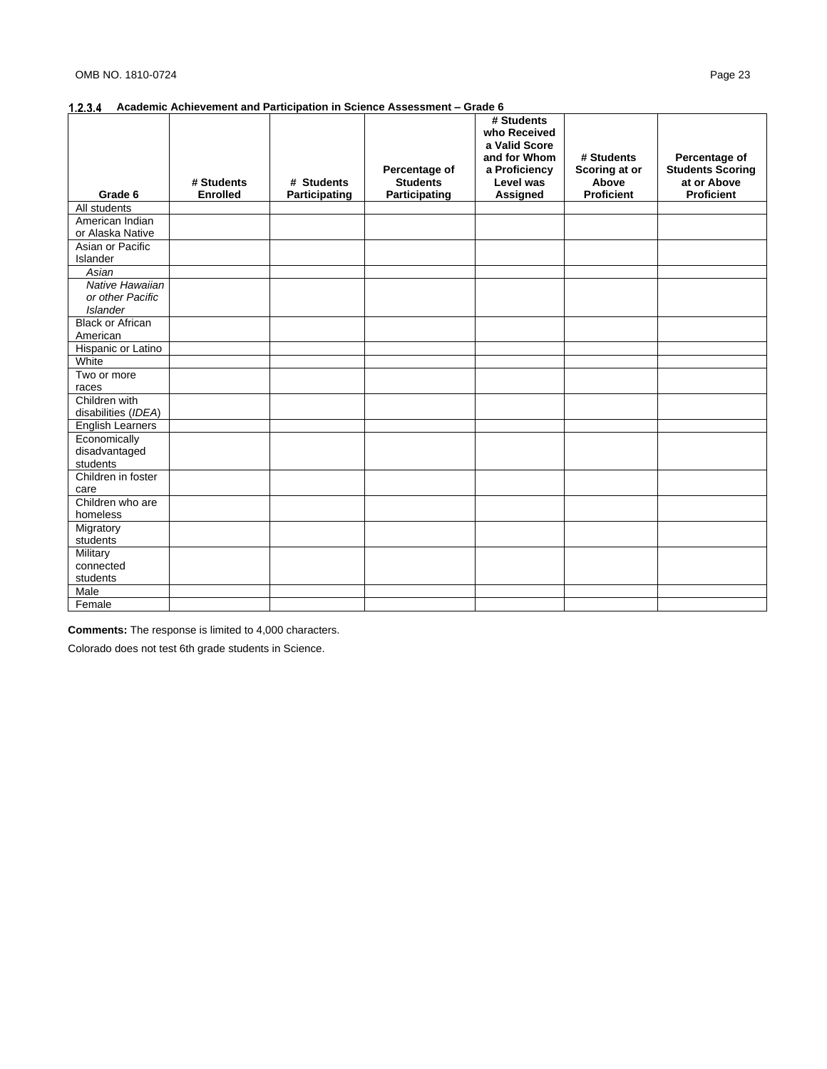### 1.2.3.4 Academic Achievement and Participation in Science Assessment – Grade 6

| Grade 6 | # Students Enrolled | # Students Participating | Percentage of Students Participating | # Students who Received a Valid Score and for Whom a Proficiency Level was Assigned | # Students Scoring at or Above Proficient | Percentage of Students Scoring at or Above Proficient |
|---|---|---|---|---|---|---|
| All students | | | | | | |
| American Indian or Alaska Native | | | | | | |
| Asian or Pacific Islander | | | | | | |
| *Asian* | | | | | | |
| *Native Hawaiian or other Pacific Islander* | | | | | | |
| Black or African American | | | | | | |
| Hispanic or Latino | | | | | | |
| White | | | | | | |
| Two or more races | | | | | | |
| Children with disabilities (*IDEA*) | | | | | | |
| English Learners | | | | | | |
| Economically disadvantaged students | | | | | | |
| Children in foster care | | | | | | |
| Children who are homeless | | | | | | |
| Migratory students | | | | | | |
| Military connected students | | | | | | |
| Male | | | | | | |
| Female | | | | | | |

**Comments:** The response is limited to 4,000 characters.

Colorado does not test 6th grade students in Science.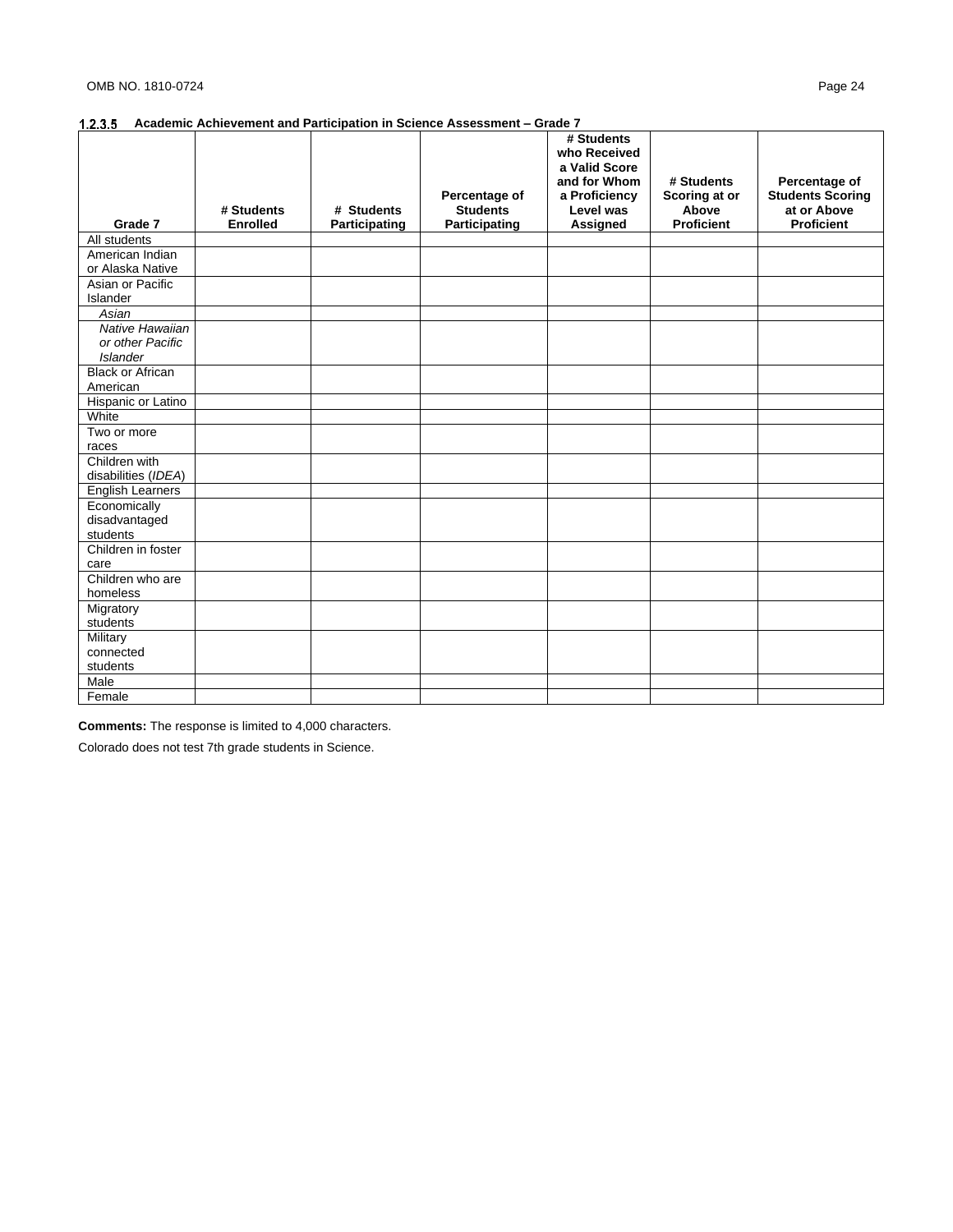### 1.2.3.5 Academic Achievement and Participation in Science Assessment – Grade 7

| Grade 7 | # Students Enrolled | # Students Participating | Percentage of Students Participating | # Students who Received a Valid Score and for Whom a Proficiency Level was Assigned | # Students Scoring at or Above Proficient | Percentage of Students Scoring at or Above Proficient |
|---|---|---|---|---|---|---|
| All students | | | | | | |
| American Indian or Alaska Native | | | | | | |
| Asian or Pacific Islander | | | | | | |
| *Asian* | | | | | | |
| *Native Hawaiian or other Pacific Islander* | | | | | | |
| Black or African American | | | | | | |
| Hispanic or Latino | | | | | | |
| White | | | | | | |
| Two or more races | | | | | | |
| Children with disabilities (*IDEA*) | | | | | | |
| English Learners | | | | | | |
| Economically disadvantaged students | | | | | | |
| Children in foster care | | | | | | |
| Children who are homeless | | | | | | |
| Migratory students | | | | | | |
| Military connected students | | | | | | |
| Male | | | | | | |
| Female | | | | | | |

**Comments:** The response is limited to 4,000 characters.

Colorado does not test 7th grade students in Science.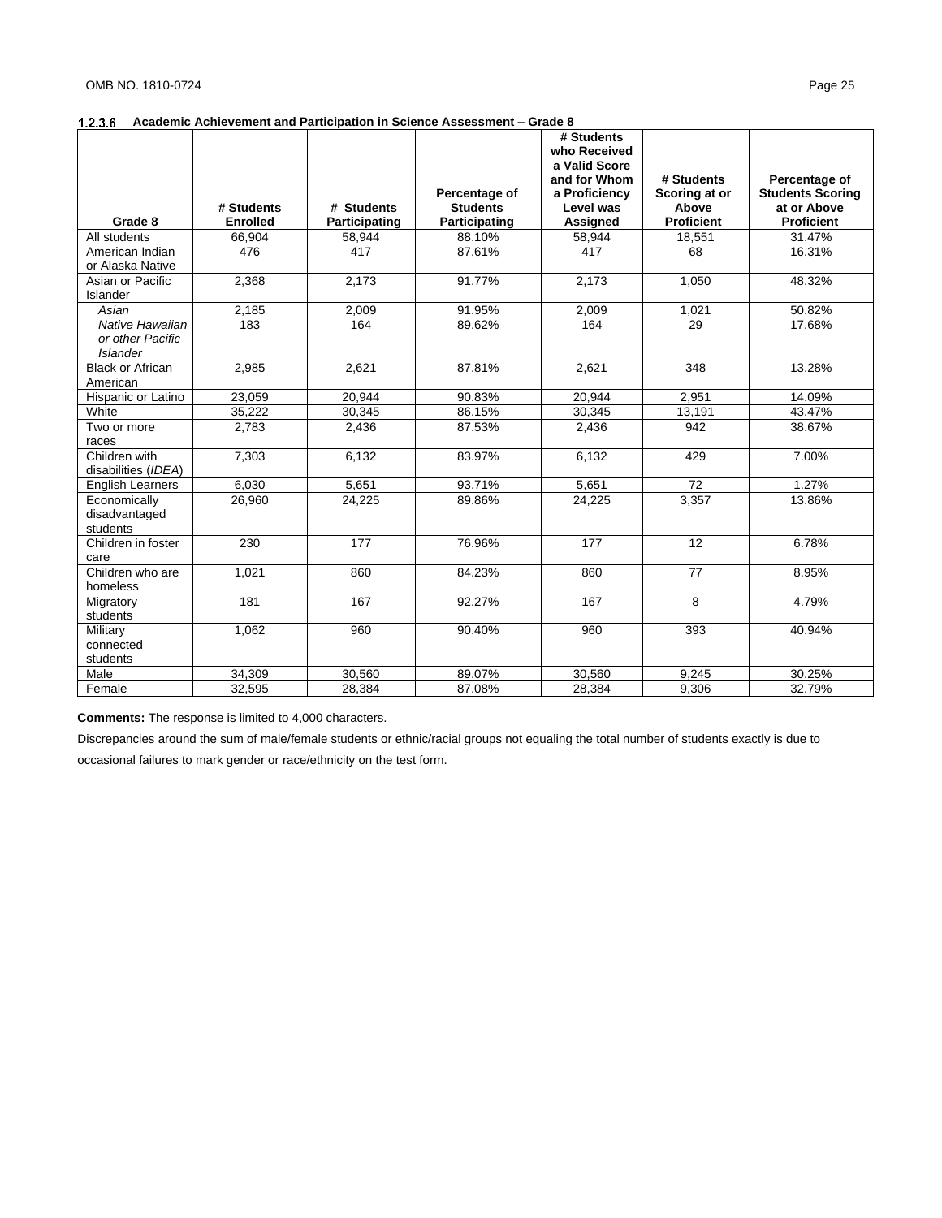### 1.2.3.6 Academic Achievement and Participation in Science Assessment – Grade 8

| Grade 8 | # Students Enrolled | # Students Participating | Percentage of Students Participating | # Students who Received a Valid Score and for Whom a Proficiency Level was Assigned | # Students Scoring at or Above Proficient | Percentage of Students Scoring at or Above Proficient |
|---|---|---|---|---|---|---|
| All students | 66,904 | 58,944 | 88.10% | 58,944 | 18,551 | 31.47% |
| American Indian or Alaska Native | 476 | 417 | 87.61% | 417 | 68 | 16.31% |
| Asian or Pacific Islander | 2,368 | 2,173 | 91.77% | 2,173 | 1,050 | 48.32% |
| *Asian* | 2,185 | 2,009 | 91.95% | 2,009 | 1,021 | 50.82% |
| *Native Hawaiian or other Pacific Islander* | 183 | 164 | 89.62% | 164 | 29 | 17.68% |
| Black or African American | 2,985 | 2,621 | 87.81% | 2,621 | 348 | 13.28% |
| Hispanic or Latino | 23,059 | 20,944 | 90.83% | 20,944 | 2,951 | 14.09% |
| White | 35,222 | 30,345 | 86.15% | 30,345 | 13,191 | 43.47% |
| Two or more races | 2,783 | 2,436 | 87.53% | 2,436 | 942 | 38.67% |
| Children with disabilities (*IDEA*) | 7,303 | 6,132 | 83.97% | 6,132 | 429 | 7.00% |
| English Learners | 6,030 | 5,651 | 93.71% | 5,651 | 72 | 1.27% |
| Economically disadvantaged students | 26,960 | 24,225 | 89.86% | 24,225 | 3,357 | 13.86% |
| Children in foster care | 230 | 177 | 76.96% | 177 | 12 | 6.78% |
| Children who are homeless | 1,021 | 860 | 84.23% | 860 | 77 | 8.95% |
| Migratory students | 181 | 167 | 92.27% | 167 | 8 | 4.79% |
| Military connected students | 1,062 | 960 | 90.40% | 960 | 393 | 40.94% |
| Male | 34,309 | 30,560 | 89.07% | 30,560 | 9,245 | 30.25% |
| Female | 32,595 | 28,384 | 87.08% | 28,384 | 9,306 | 32.79% |

**Comments:** The response is limited to 4,000 characters.

Discrepancies around the sum of male/female students or ethnic/racial groups not equaling the total number of students exactly is due to occasional failures to mark gender or race/ethnicity on the test form.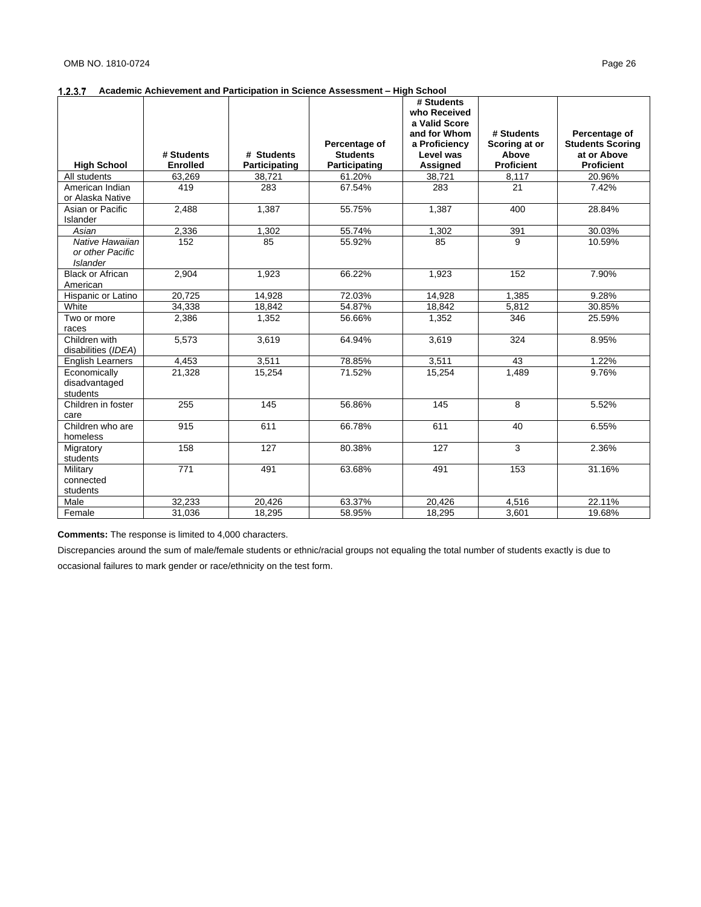#### 1.2.3.7 Academic Achievement and Participation in Science Assessment – High School

| High School | # Students Enrolled | # Students Participating | Percentage of Students Participating | # Students who Received a Valid Score and for Whom a Proficiency Level was Assigned | # Students Scoring at or Above Proficient | Percentage of Students Scoring at or Above Proficient |
|---|---|---|---|---|---|---|
| All students | 63,269 | 38,721 | 61.20% | 38,721 | 8,117 | 20.96% |
| American Indian or Alaska Native | 419 | 283 | 67.54% | 283 | 21 | 7.42% |
| Asian or Pacific Islander | 2,488 | 1,387 | 55.75% | 1,387 | 400 | 28.84% |
| *Asian* | 2,336 | 1,302 | 55.74% | 1,302 | 391 | 30.03% |
| *Native Hawaiian or other Pacific Islander* | 152 | 85 | 55.92% | 85 | 9 | 10.59% |
| Black or African American | 2,904 | 1,923 | 66.22% | 1,923 | 152 | 7.90% |
| Hispanic or Latino | 20,725 | 14,928 | 72.03% | 14,928 | 1,385 | 9.28% |
| White | 34,338 | 18,842 | 54.87% | 18,842 | 5,812 | 30.85% |
| Two or more races | 2,386 | 1,352 | 56.66% | 1,352 | 346 | 25.59% |
| Children with disabilities (*IDEA*) | 5,573 | 3,619 | 64.94% | 3,619 | 324 | 8.95% |
| English Learners | 4,453 | 3,511 | 78.85% | 3,511 | 43 | 1.22% |
| Economically disadvantaged students | 21,328 | 15,254 | 71.52% | 15,254 | 1,489 | 9.76% |
| Children in foster care | 255 | 145 | 56.86% | 145 | 8 | 5.52% |
| Children who are homeless | 915 | 611 | 66.78% | 611 | 40 | 6.55% |
| Migratory students | 158 | 127 | 80.38% | 127 | 3 | 2.36% |
| Military connected students | 771 | 491 | 63.68% | 491 | 153 | 31.16% |
| Male | 32,233 | 20,426 | 63.37% | 20,426 | 4,516 | 22.11% |
| Female | 31,036 | 18,295 | 58.95% | 18,295 | 3,601 | 19.68% |

**Comments:** The response is limited to 4,000 characters.

Discrepancies around the sum of male/female students or ethnic/racial groups not equaling the total number of students exactly is due to occasional failures to mark gender or race/ethnicity on the test form.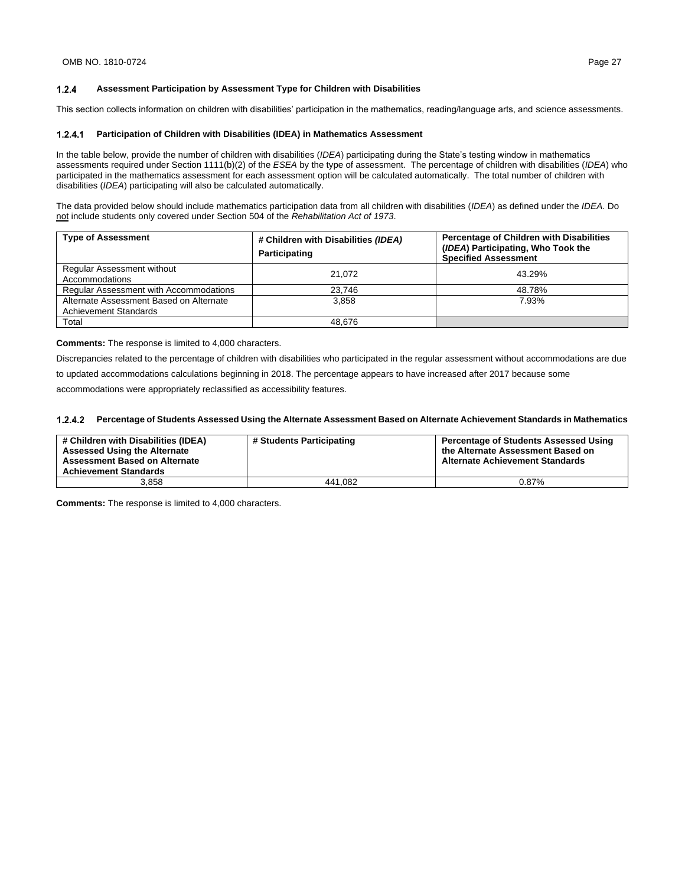### 1.2.4 Assessment Participation by Assessment Type for Children with Disabilities

This section collects information on children with disabilities' participation in the mathematics, reading/language arts, and science assessments.

#### 1.2.4.1 Participation of Children with Disabilities (IDEA) in Mathematics Assessment

In the table below, provide the number of children with disabilities (*IDEA*) participating during the State's testing window in mathematics assessments required under Section 1111(b)(2) of the *ESEA* by the type of assessment. The percentage of children with disabilities (*IDEA*) who participated in the mathematics assessment for each assessment option will be calculated automatically. The total number of children with disabilities (*IDEA*) participating will also be calculated automatically.

The data provided below should include mathematics participation data from all children with disabilities (*IDEA*) as defined under the *IDEA*. Do not include students only covered under Section 504 of the *Rehabilitation Act of 1973*.

| Type of Assessment | # Children with Disabilities *(IDEA)* Participating | Percentage of Children with Disabilities (*IDEA*) Participating, Who Took the Specified Assessment |
|---|---|---|
| Regular Assessment without Accommodations | 21,072 | 43.29% |
| Regular Assessment with Accommodations | 23,746 | 48.78% |
| Alternate Assessment Based on Alternate Achievement Standards | 3,858 | 7.93% |
| Total | 48,676 | |

**Comments:** The response is limited to 4,000 characters.

Discrepancies related to the percentage of children with disabilities who participated in the regular assessment without accommodations are due to updated accommodations calculations beginning in 2018. The percentage appears to have increased after 2017 because some accommodations were appropriately reclassified as accessibility features.

#### 1.2.4.2 Percentage of Students Assessed Using the Alternate Assessment Based on Alternate Achievement Standards in Mathematics

| # Children with Disabilities (IDEA) Assessed Using the Alternate Assessment Based on Alternate Achievement Standards | # Students Participating | Percentage of Students Assessed Using the Alternate Assessment Based on Alternate Achievement Standards |
|---|---|---|
| 3,858 | 441,082 | 0.87% |

**Comments:** The response is limited to 4,000 characters.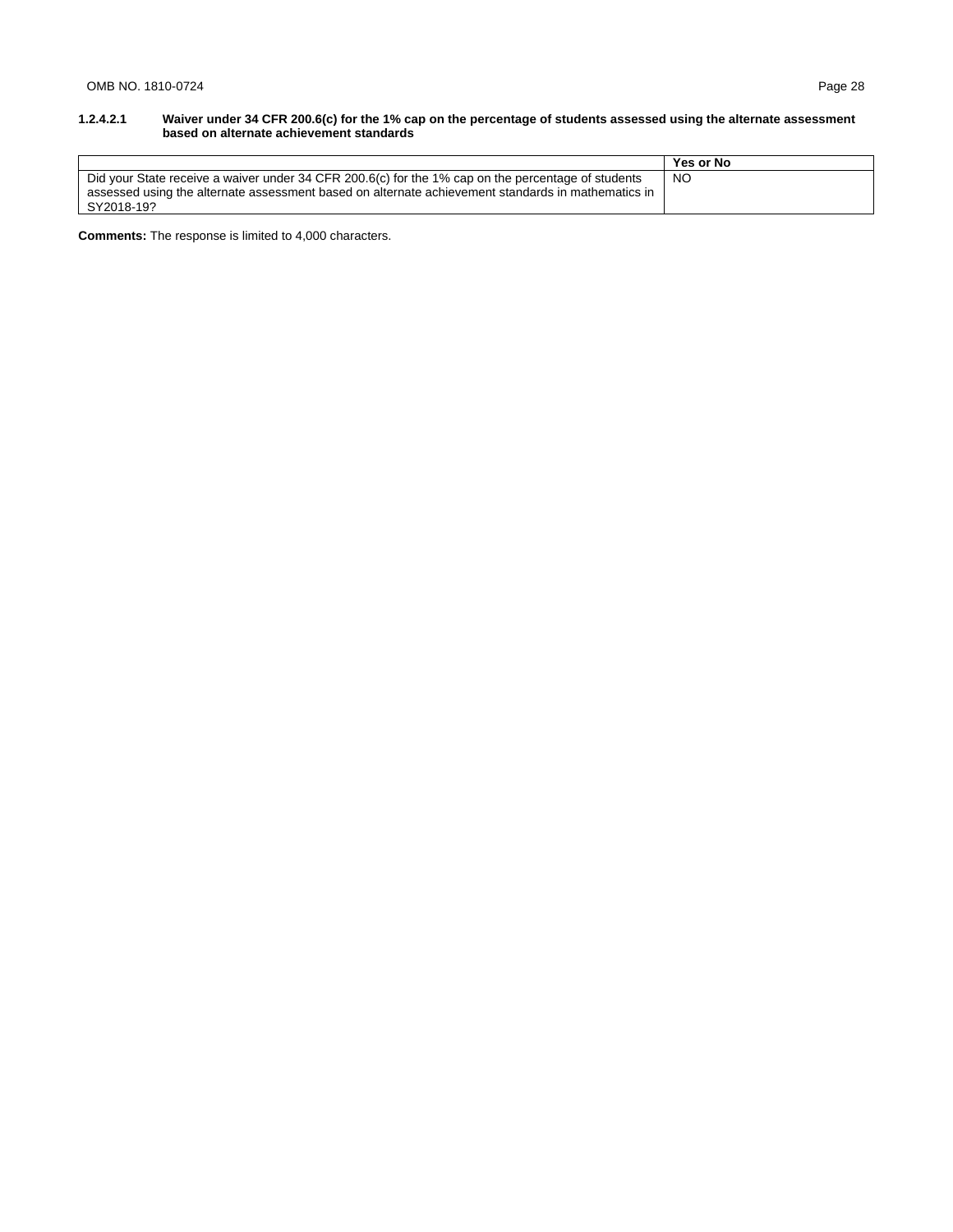#### 1.2.4.2.1 Waiver under 34 CFR 200.6(c) for the 1% cap on the percentage of students assessed using the alternate assessment based on alternate achievement standards

| | Yes or No |
|---|---|
| Did your State receive a waiver under 34 CFR 200.6(c) for the 1% cap on the percentage of students assessed using the alternate assessment based on alternate achievement standards in mathematics in SY2018-19? | NO |

**Comments:** The response is limited to 4,000 characters.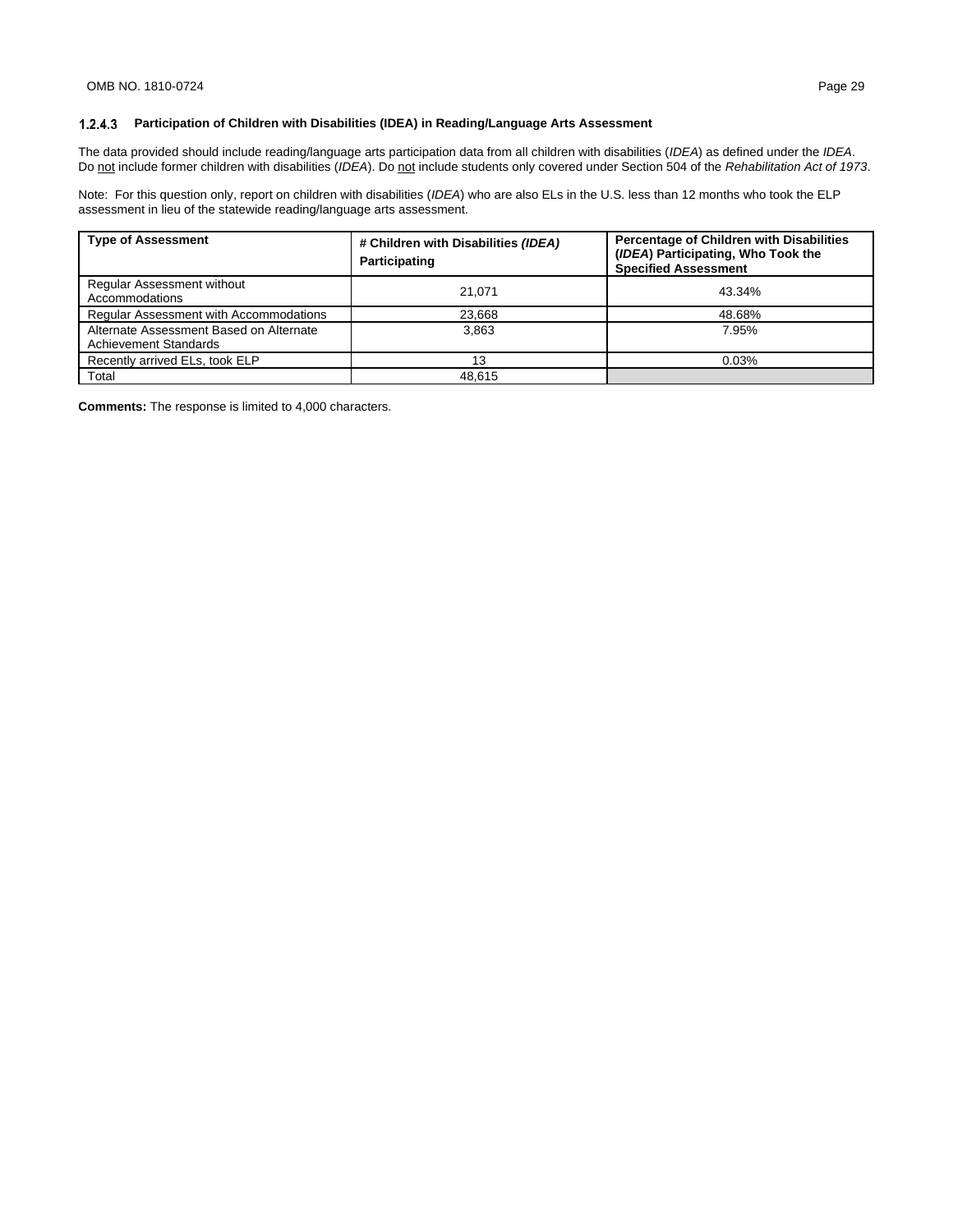### 1.2.4.3 Participation of Children with Disabilities (IDEA) in Reading/Language Arts Assessment

The data provided should include reading/language arts participation data from all children with disabilities (*IDEA*) as defined under the *IDEA*. Do not include former children with disabilities (*IDEA*). Do not include students only covered under Section 504 of the *Rehabilitation Act of 1973*.

Note: For this question only, report on children with disabilities (*IDEA*) who are also ELs in the U.S. less than 12 months who took the ELP assessment in lieu of the statewide reading/language arts assessment.

| Type of Assessment | # Children with Disabilities *(IDEA)* Participating | Percentage of Children with Disabilities (*IDEA*) Participating, Who Took the Specified Assessment |
|---|---|---|
| Regular Assessment without Accommodations | 21,071 | 43.34% |
| Regular Assessment with Accommodations | 23,668 | 48.68% |
| Alternate Assessment Based on Alternate Achievement Standards | 3,863 | 7.95% |
| Recently arrived ELs, took ELP | 13 | 0.03% |
| Total | 48,615 | |

**Comments:** The response is limited to 4,000 characters.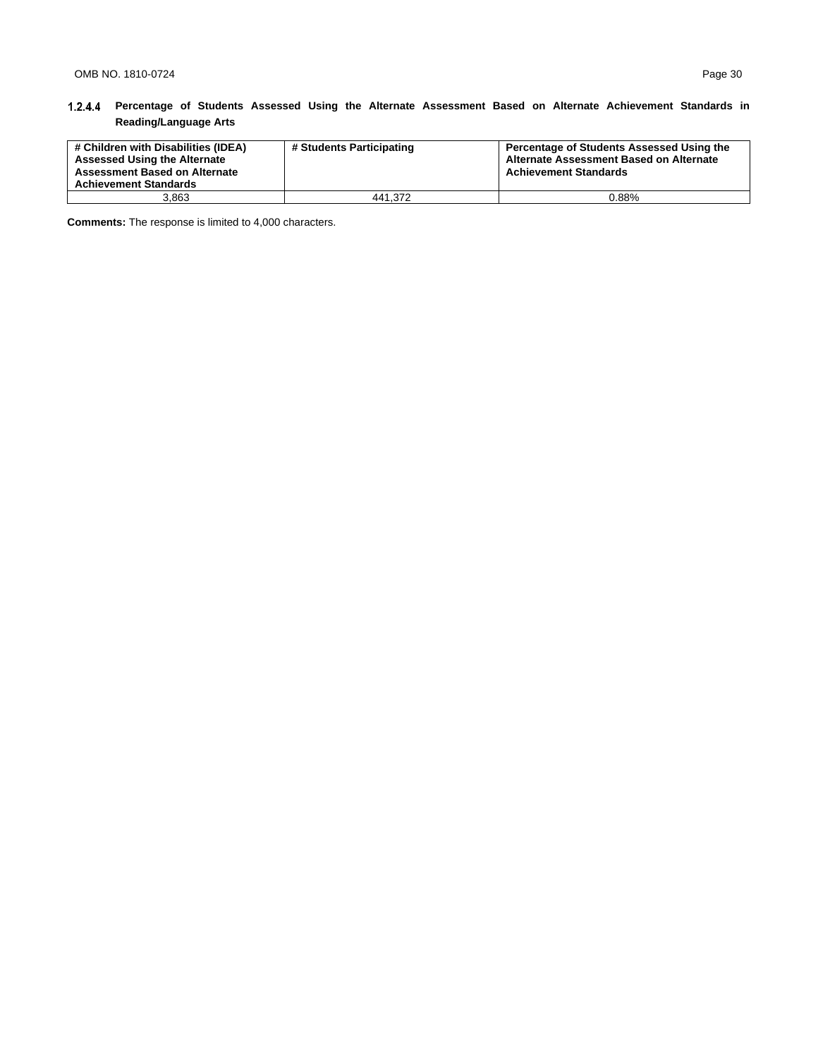### 1.2.4.4 Percentage of Students Assessed Using the Alternate Assessment Based on Alternate Achievement Standards in Reading/Language Arts

| # Children with Disabilities (IDEA) Assessed Using the Alternate Assessment Based on Alternate Achievement Standards | # Students Participating | Percentage of Students Assessed Using the Alternate Assessment Based on Alternate Achievement Standards |
|---|---|---|
| 3,863 | 441,372 | 0.88% |

**Comments:** The response is limited to 4,000 characters.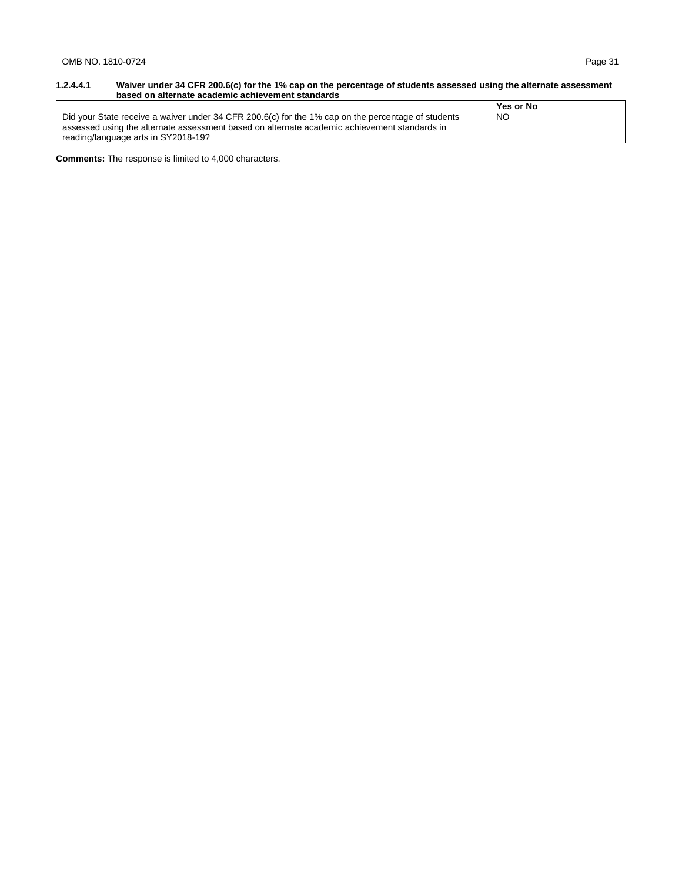#### 1.2.4.4.1 Waiver under 34 CFR 200.6(c) for the 1% cap on the percentage of students assessed using the alternate assessment based on alternate academic achievement standards

| | Yes or No |
|---|---|
| Did your State receive a waiver under 34 CFR 200.6(c) for the 1% cap on the percentage of students assessed using the alternate assessment based on alternate academic achievement standards in reading/language arts in SY2018-19? | NO |

**Comments:** The response is limited to 4,000 characters.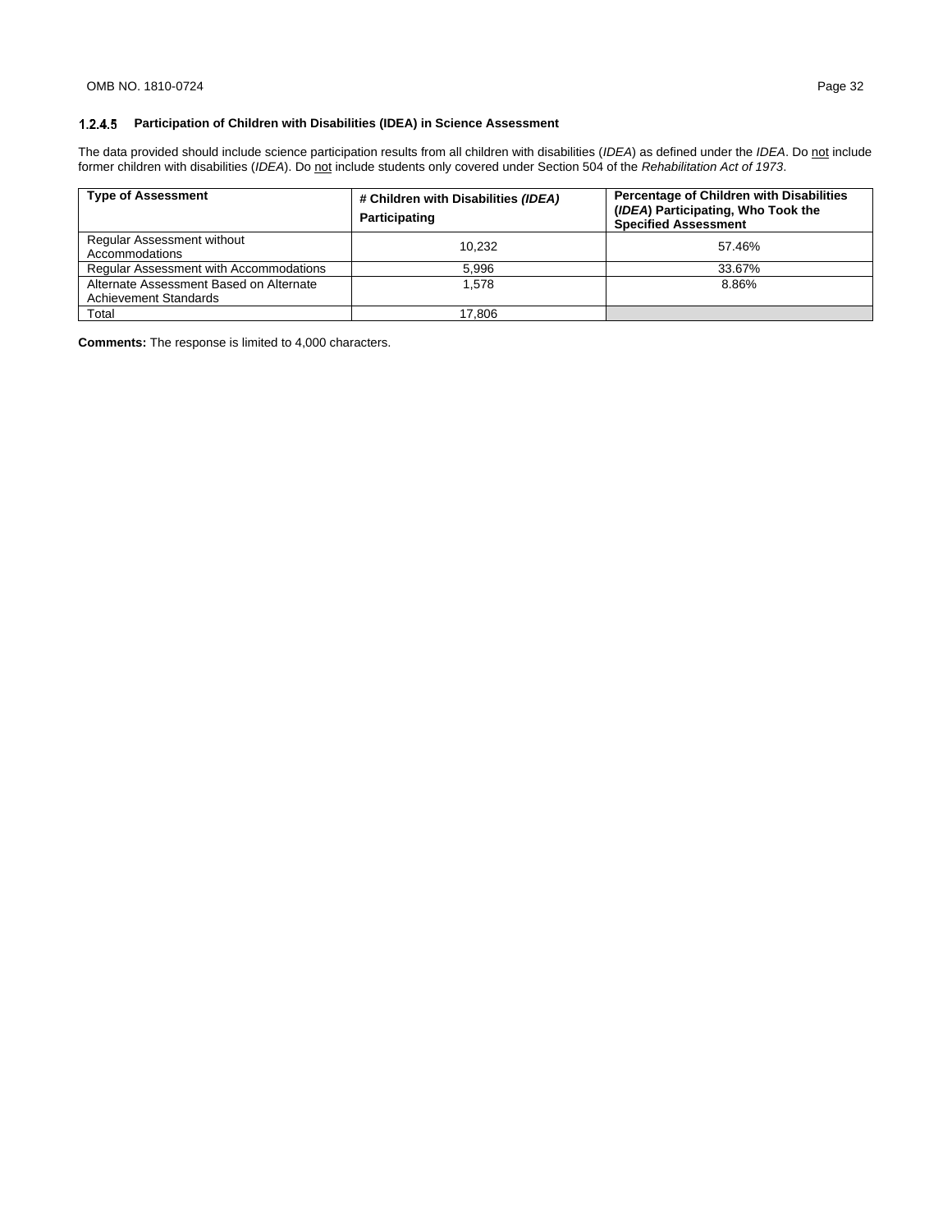### 1.2.4.5 Participation of Children with Disabilities (IDEA) in Science Assessment

The data provided should include science participation results from all children with disabilities (*IDEA*) as defined under the *IDEA*. Do not include former children with disabilities (*IDEA*). Do not include students only covered under Section 504 of the *Rehabilitation Act of 1973*.

| Type of Assessment | # Children with Disabilities *(IDEA)* Participating | Percentage of Children with Disabilities (*IDEA*) Participating, Who Took the Specified Assessment |
|---|---|---|
| Regular Assessment without Accommodations | 10,232 | 57.46% |
| Regular Assessment with Accommodations | 5,996 | 33.67% |
| Alternate Assessment Based on Alternate Achievement Standards | 1,578 | 8.86% |
| Total | 17,806 | |

**Comments:** The response is limited to 4,000 characters.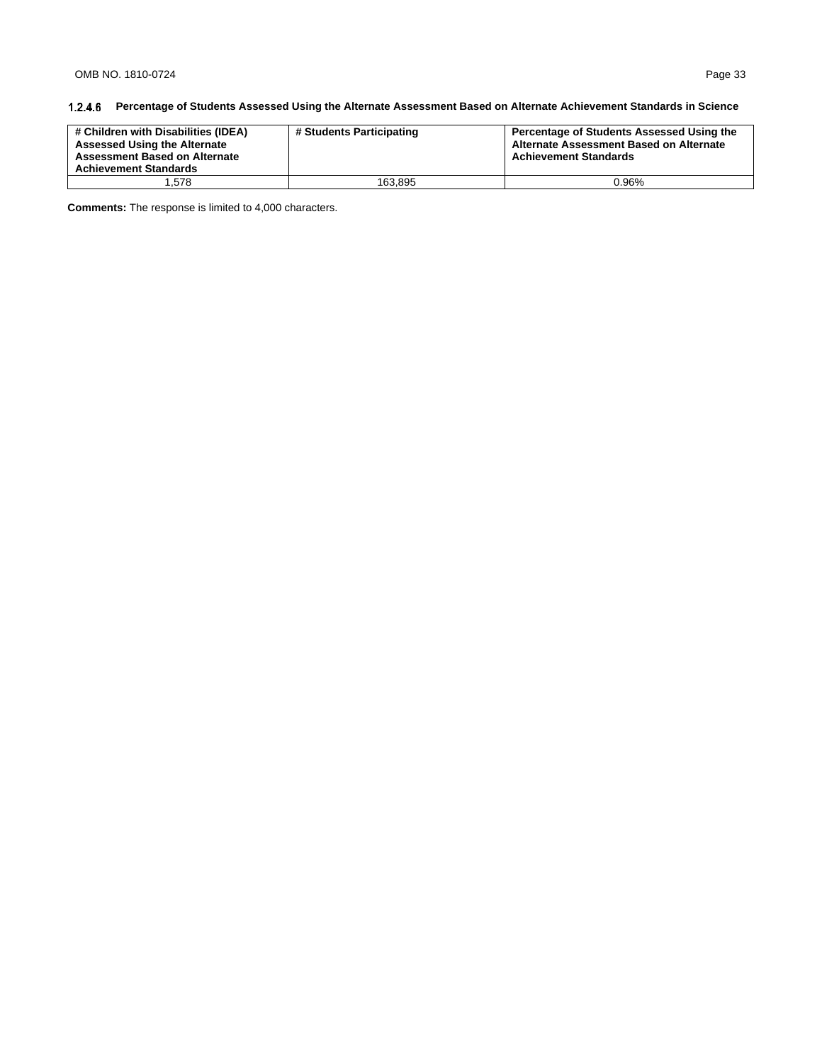### 1.2.4.6 Percentage of Students Assessed Using the Alternate Assessment Based on Alternate Achievement Standards in Science

| # Children with Disabilities (IDEA) Assessed Using the Alternate Assessment Based on Alternate Achievement Standards | # Students Participating | Percentage of Students Assessed Using the Alternate Assessment Based on Alternate Achievement Standards |
|---|---|---|
| 1,578 | 163,895 | 0.96% |

**Comments:** The response is limited to 4,000 characters.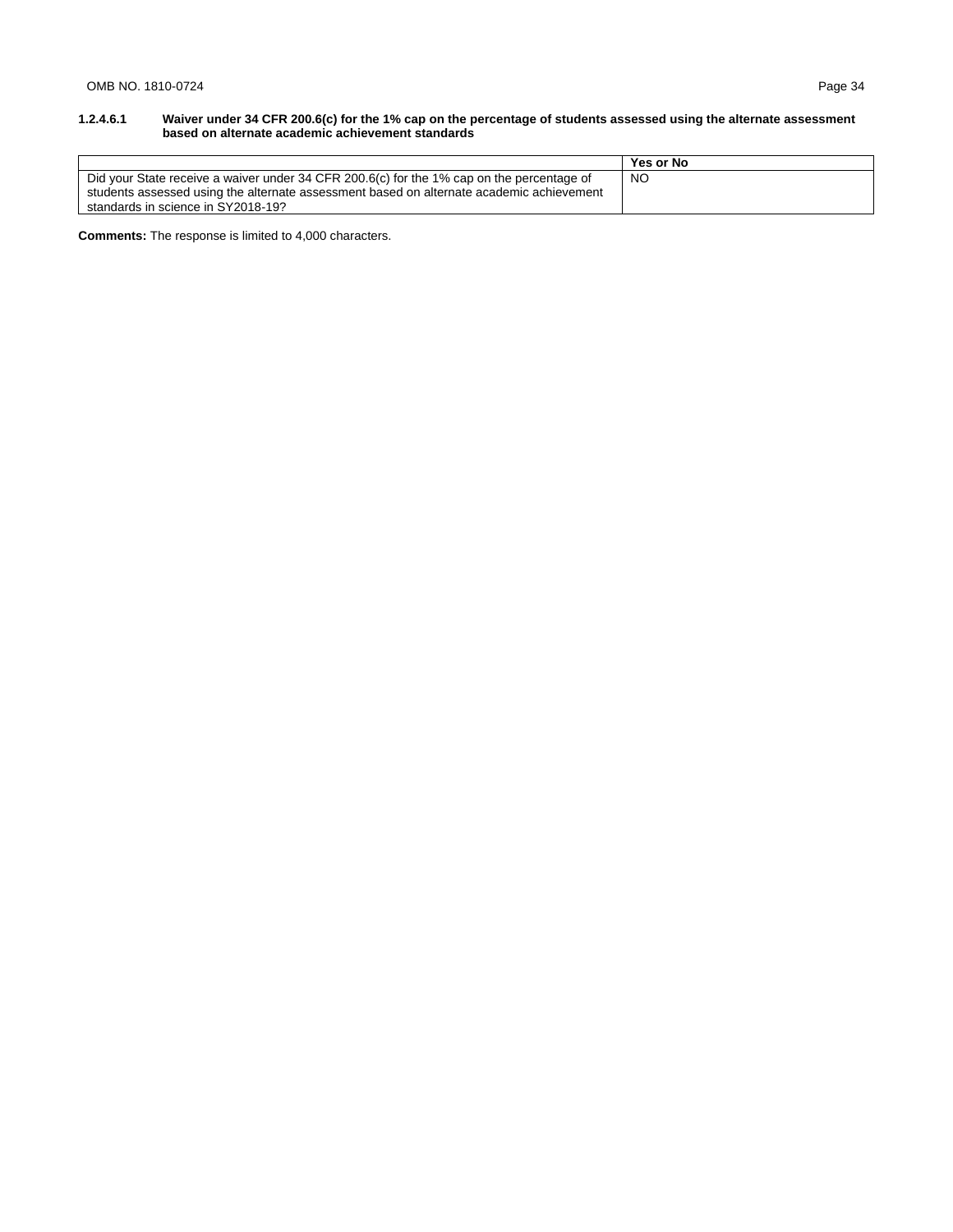#### 1.2.4.6.1 Waiver under 34 CFR 200.6(c) for the 1% cap on the percentage of students assessed using the alternate assessment based on alternate academic achievement standards

| | Yes or No |
|---|---|
| Did your State receive a waiver under 34 CFR 200.6(c) for the 1% cap on the percentage of students assessed using the alternate assessment based on alternate academic achievement standards in science in SY2018-19? | NO |

**Comments:** The response is limited to 4,000 characters.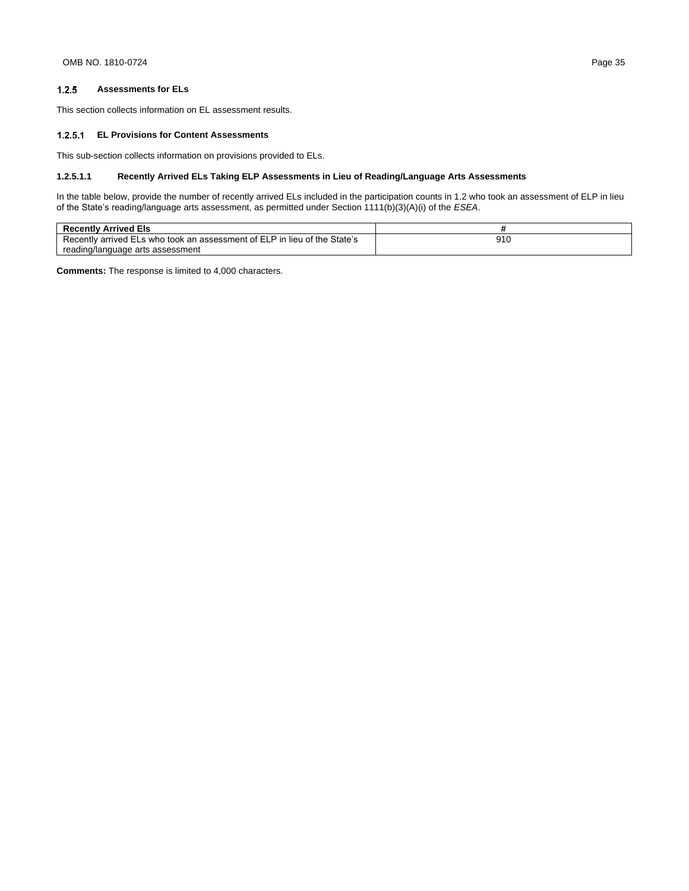### 1.2.5 Assessments for ELs

This section collects information on EL assessment results.

#### 1.2.5.1 EL Provisions for Content Assessments

This sub-section collects information on provisions provided to ELs.

##### 1.2.5.1.1 Recently Arrived ELs Taking ELP Assessments in Lieu of Reading/Language Arts Assessments

In the table below, provide the number of recently arrived ELs included in the participation counts in 1.2 who took an assessment of ELP in lieu of the State's reading/language arts assessment, as permitted under Section 1111(b)(3)(A)(i) of the *ESEA*.

| Recently Arrived Els | # |
|---|---|
| Recently arrived ELs who took an assessment of ELP in lieu of the State's reading/language arts assessment | 910 |

**Comments:** The response is limited to 4,000 characters.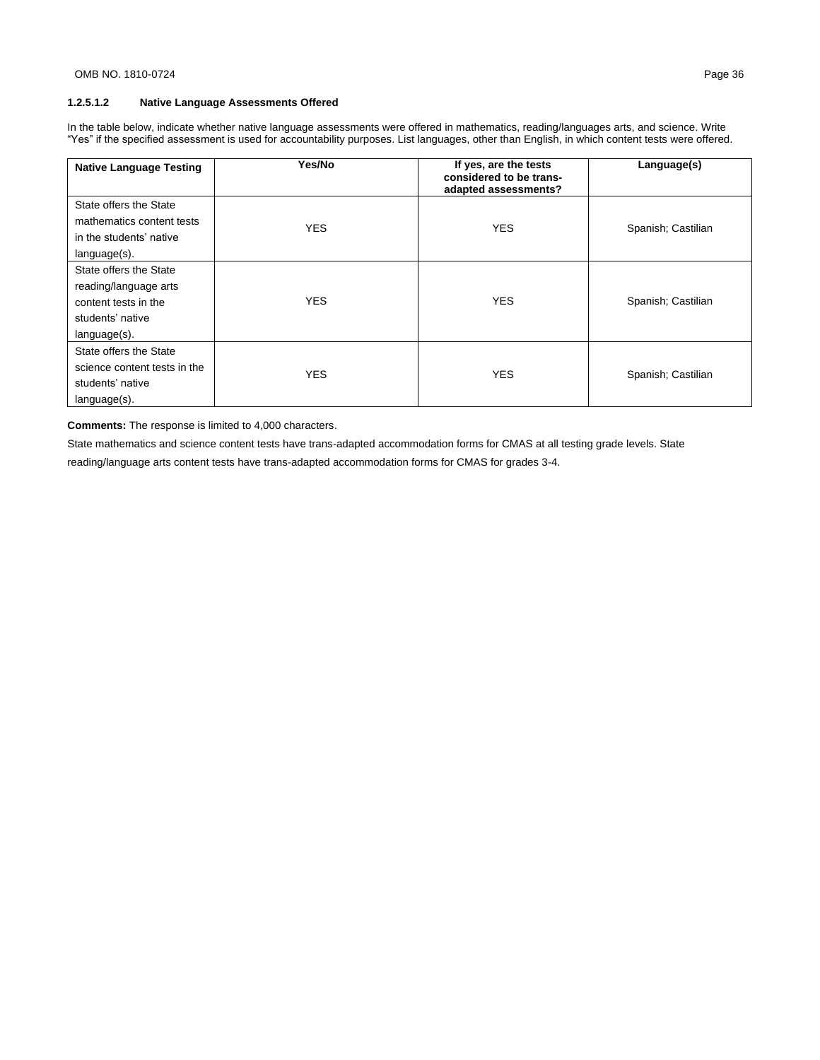### 1.2.5.1.2 Native Language Assessments Offered

In the table below, indicate whether native language assessments were offered in mathematics, reading/languages arts, and science. Write "Yes" if the specified assessment is used for accountability purposes. List languages, other than English, in which content tests were offered.

| Native Language Testing | Yes/No | If yes, are the tests considered to be trans-adapted assessments? | Language(s) |
|---|---|---|---|
| State offers the State mathematics content tests in the students' native language(s). | YES | YES | Spanish; Castilian |
| State offers the State reading/language arts content tests in the students' native language(s). | YES | YES | Spanish; Castilian |
| State offers the State science content tests in the students' native language(s). | YES | YES | Spanish; Castilian |

**Comments:** The response is limited to 4,000 characters.

State mathematics and science content tests have trans-adapted accommodation forms for CMAS at all testing grade levels. State reading/language arts content tests have trans-adapted accommodation forms for CMAS for grades 3-4.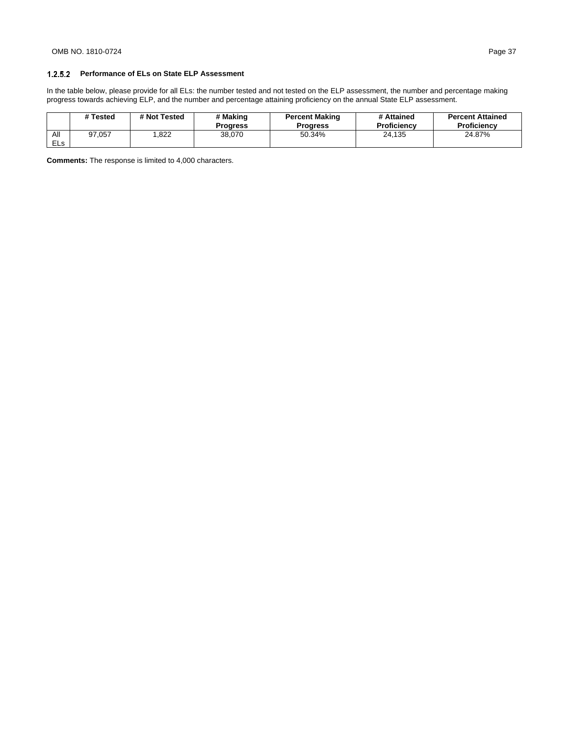### 1.2.5.2 Performance of ELs on State ELP Assessment

In the table below, please provide for all ELs: the number tested and not tested on the ELP assessment, the number and percentage making progress towards achieving ELP, and the number and percentage attaining proficiency on the annual State ELP assessment.

| | # Tested | # Not Tested | # Making Progress | Percent Making Progress | # Attained Proficiency | Percent Attained Proficiency |
|---|---|---|---|---|---|---|
| All ELs | 97,057 | 1,822 | 38,070 | 50.34% | 24,135 | 24.87% |

**Comments:** The response is limited to 4,000 characters.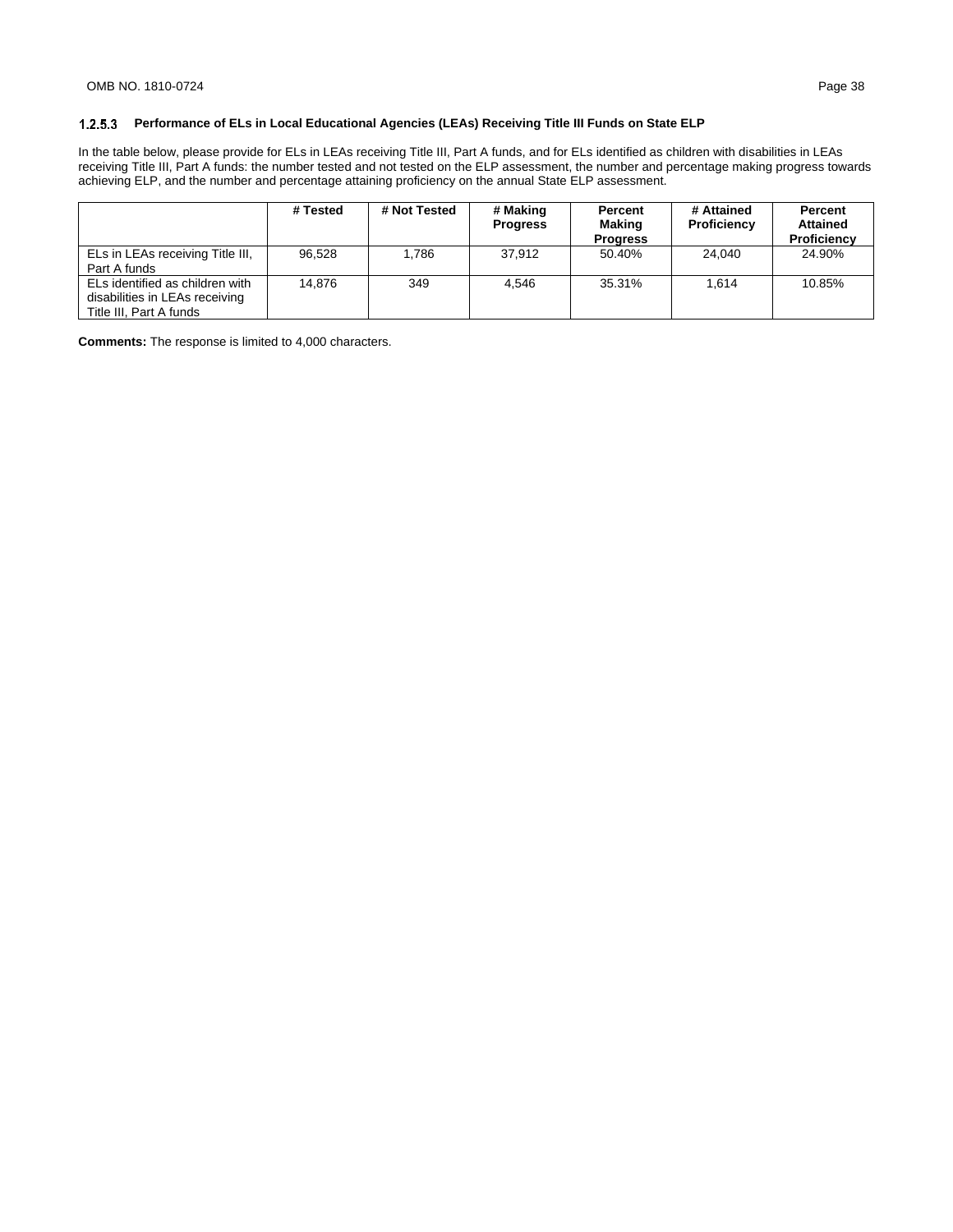### 1.2.5.3 Performance of ELs in Local Educational Agencies (LEAs) Receiving Title III Funds on State ELP

In the table below, please provide for ELs in LEAs receiving Title III, Part A funds, and for ELs identified as children with disabilities in LEAs receiving Title III, Part A funds: the number tested and not tested on the ELP assessment, the number and percentage making progress towards achieving ELP, and the number and percentage attaining proficiency on the annual State ELP assessment.

| | # Tested | # Not Tested | # Making Progress | Percent Making Progress | # Attained Proficiency | Percent Attained Proficiency |
|---|---|---|---|---|---|---|
| ELs in LEAs receiving Title III, Part A funds | 96,528 | 1,786 | 37,912 | 50.40% | 24,040 | 24.90% |
| ELs identified as children with disabilities in LEAs receiving Title III, Part A funds | 14,876 | 349 | 4,546 | 35.31% | 1,614 | 10.85% |

**Comments:** The response is limited to 4,000 characters.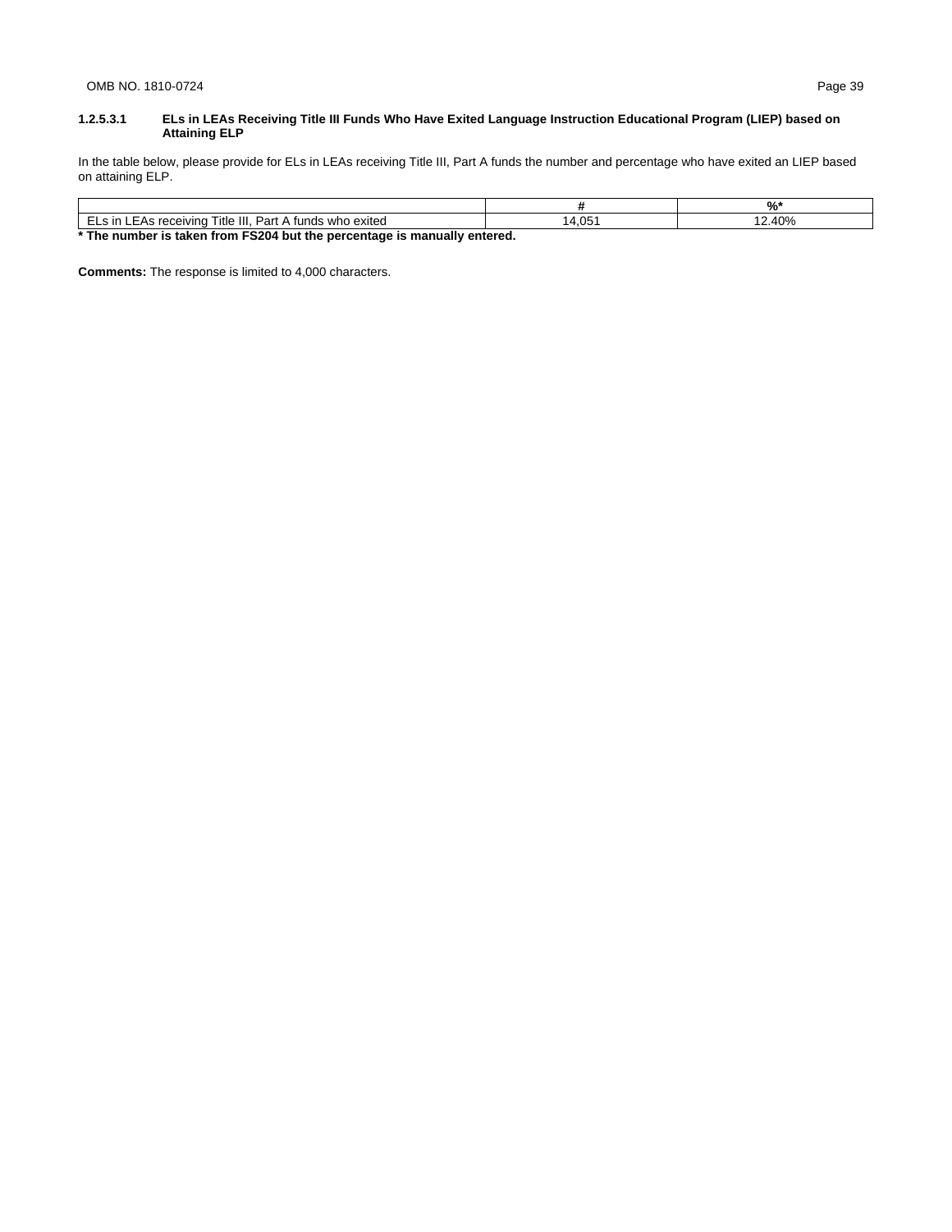#### 1.2.5.3.1 ELs in LEAs Receiving Title III Funds Who Have Exited Language Instruction Educational Program (LIEP) based on Attaining ELP

In the table below, please provide for ELs in LEAs receiving Title III, Part A funds the number and percentage who have exited an LIEP based on attaining ELP.

| | # | %* |
|---|---|---|
| ELs in LEAs receiving Title III, Part A funds who exited | 14,051 | 12.40% |

**\* The number is taken from FS204 but the percentage is manually entered.**

**Comments:** The response is limited to 4,000 characters.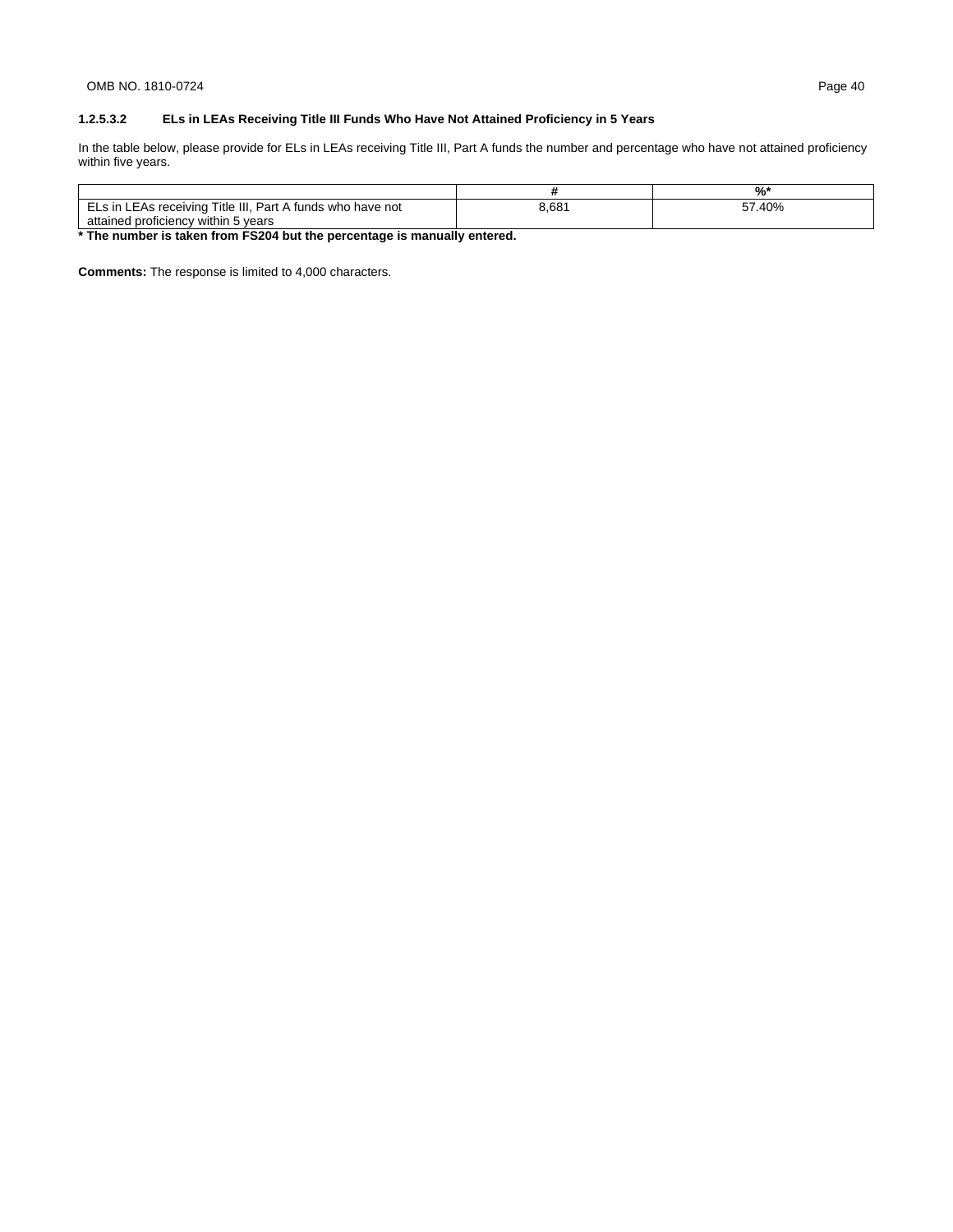### 1.2.5.3.2 ELs in LEAs Receiving Title III Funds Who Have Not Attained Proficiency in 5 Years

In the table below, please provide for ELs in LEAs receiving Title III, Part A funds the number and percentage who have not attained proficiency within five years.

| | # | %* |
|---|---|---|
| ELs in LEAs receiving Title III, Part A funds who have not attained proficiency within 5 years | 8,681 | 57.40% |

**\* The number is taken from FS204 but the percentage is manually entered.**

**Comments:** The response is limited to 4,000 characters.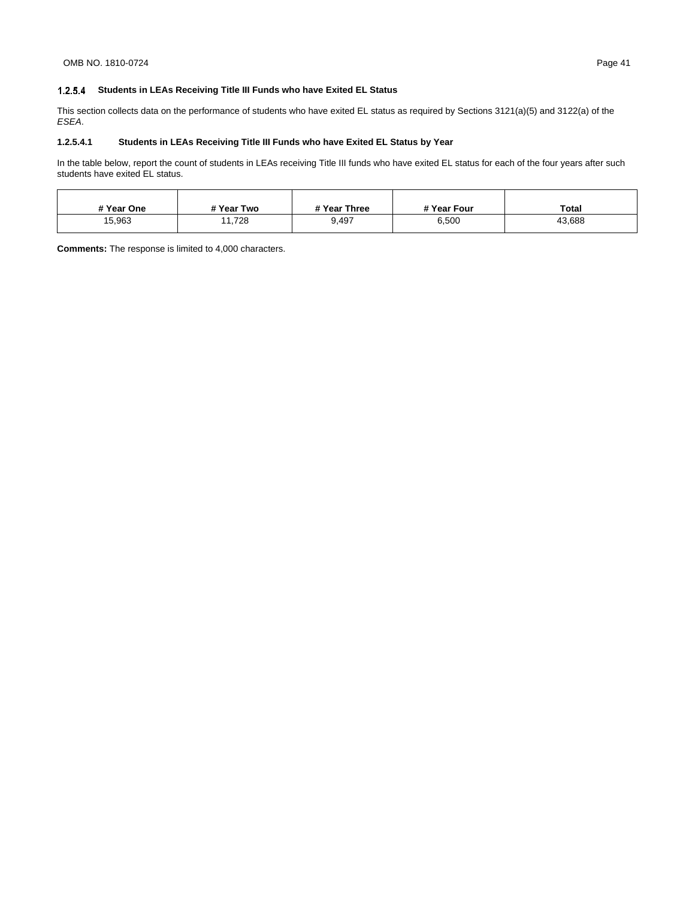### 1.2.5.4 Students in LEAs Receiving Title III Funds who have Exited EL Status

This section collects data on the performance of students who have exited EL status as required by Sections 3121(a)(5) and 3122(a) of the *ESEA*.

#### 1.2.5.4.1 Students in LEAs Receiving Title III Funds who have Exited EL Status by Year

In the table below, report the count of students in LEAs receiving Title III funds who have exited EL status for each of the four years after such students have exited EL status.

| # Year One | # Year Two | # Year Three | # Year Four | Total |
|---|---|---|---|---|
| 15,963 | 11,728 | 9,497 | 6,500 | 43,688 |

**Comments:** The response is limited to 4,000 characters.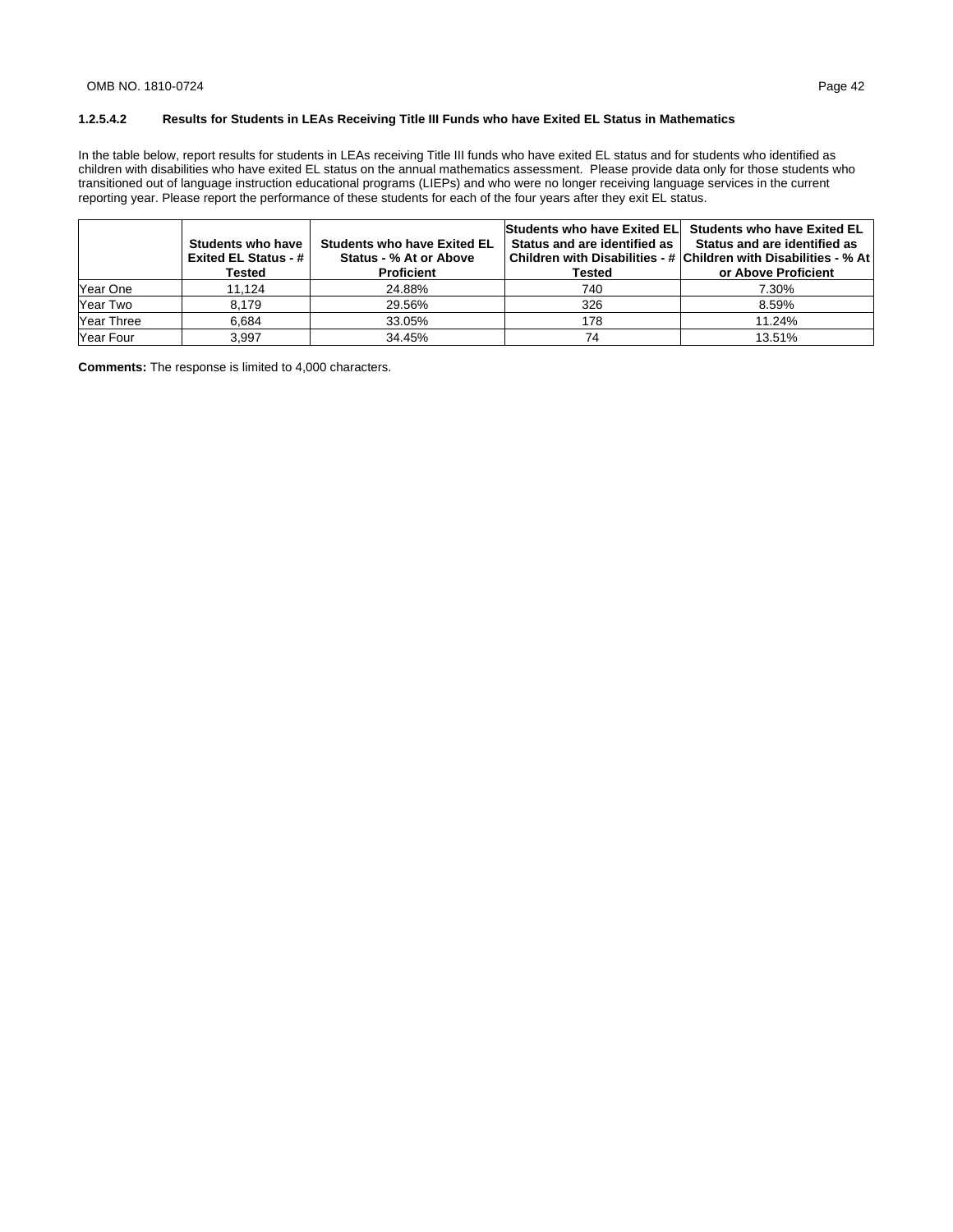### 1.2.5.4.2 Results for Students in LEAs Receiving Title III Funds who have Exited EL Status in Mathematics

In the table below, report results for students in LEAs receiving Title III funds who have exited EL status and for students who identified as children with disabilities who have exited EL status on the annual mathematics assessment. Please provide data only for those students who transitioned out of language instruction educational programs (LIEPs) and who were no longer receiving language services in the current reporting year. Please report the performance of these students for each of the four years after they exit EL status.

| | Students who have Exited EL Status - # Tested | Students who have Exited EL Status - % At or Above Proficient | Students who have Exited EL Status and are identified as Children with Disabilities - # Tested | Students who have Exited EL Status and are identified as Children with Disabilities - % At or Above Proficient |
|---|---|---|---|---|
| Year One | 11,124 | 24.88% | 740 | 7.30% |
| Year Two | 8,179 | 29.56% | 326 | 8.59% |
| Year Three | 6,684 | 33.05% | 178 | 11.24% |
| Year Four | 3,997 | 34.45% | 74 | 13.51% |

**Comments:** The response is limited to 4,000 characters.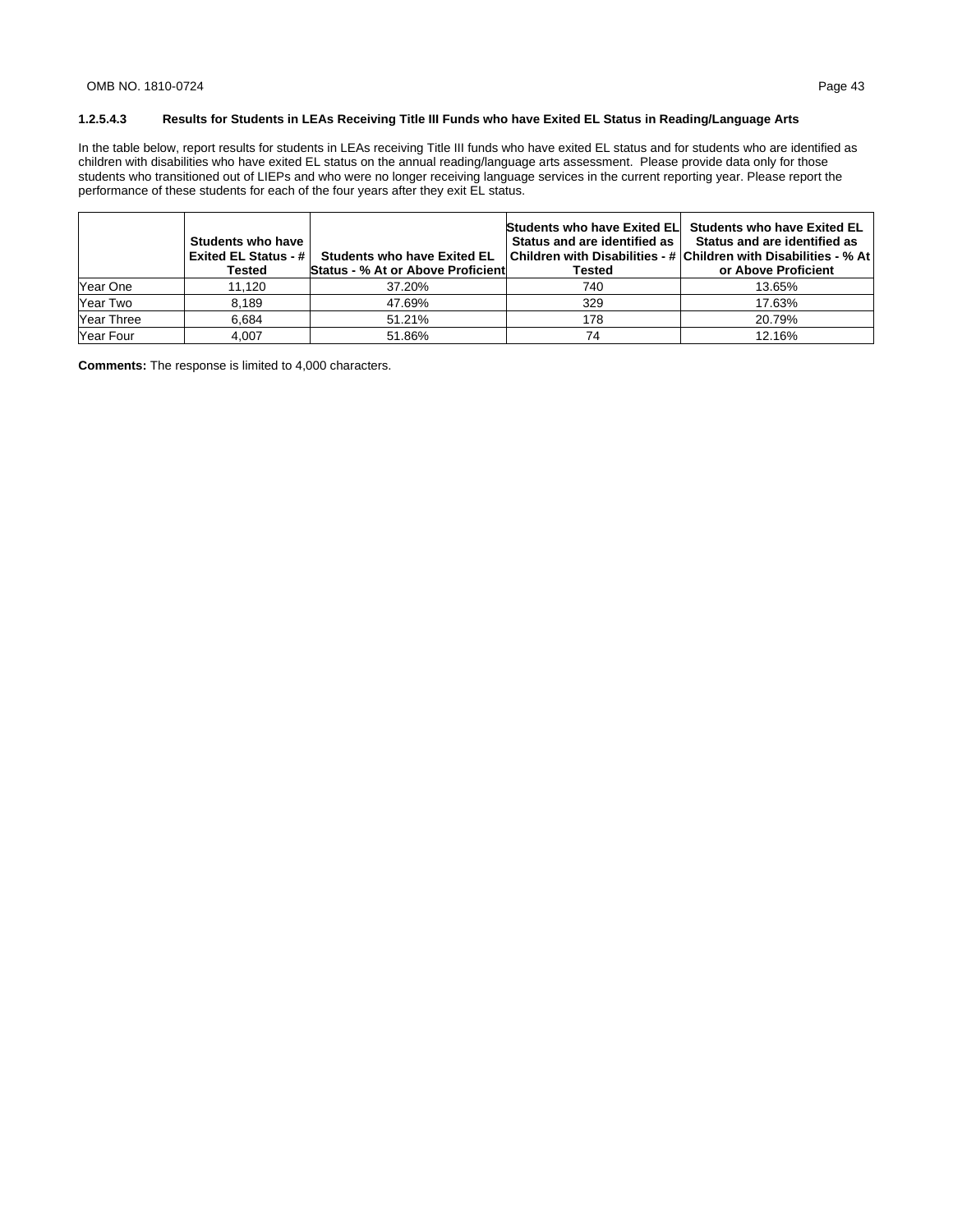### 1.2.5.4.3 Results for Students in LEAs Receiving Title III Funds who have Exited EL Status in Reading/Language Arts

In the table below, report results for students in LEAs receiving Title III funds who have exited EL status and for students who are identified as children with disabilities who have exited EL status on the annual reading/language arts assessment. Please provide data only for those students who transitioned out of LIEPs and who were no longer receiving language services in the current reporting year. Please report the performance of these students for each of the four years after they exit EL status.

| | Students who have Exited EL Status - # Tested | Students who have Exited EL Status - % At or Above Proficient | Students who have Exited EL Status and are identified as Children with Disabilities - # Tested | Students who have Exited EL Status and are identified as Children with Disabilities - % At or Above Proficient |
|---|---|---|---|---|
| Year One | 11,120 | 37.20% | 740 | 13.65% |
| Year Two | 8,189 | 47.69% | 329 | 17.63% |
| Year Three | 6,684 | 51.21% | 178 | 20.79% |
| Year Four | 4,007 | 51.86% | 74 | 12.16% |

**Comments:** The response is limited to 4,000 characters.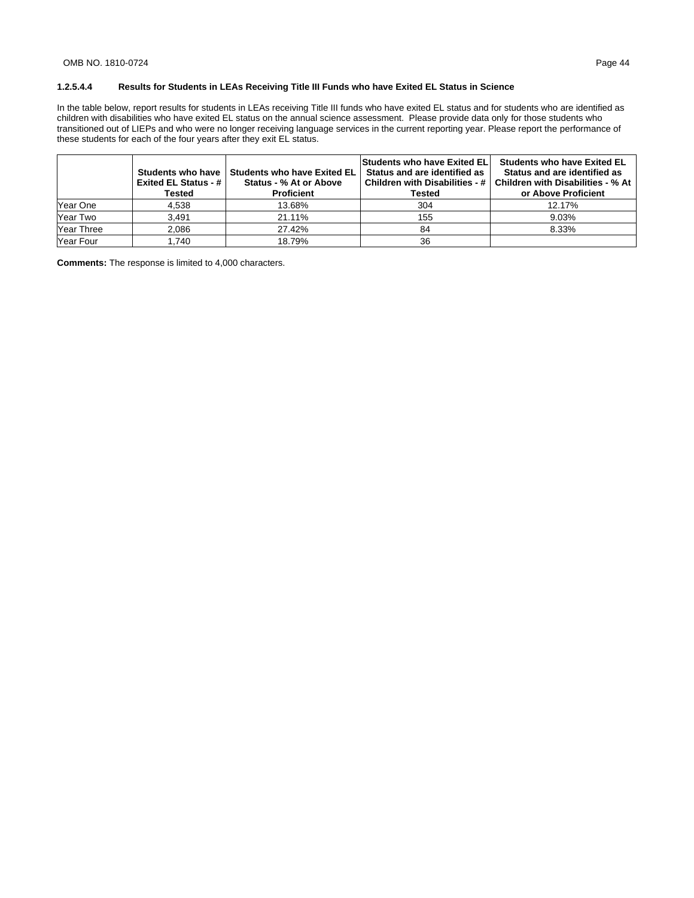### 1.2.5.4.4 Results for Students in LEAs Receiving Title III Funds who have Exited EL Status in Science

In the table below, report results for students in LEAs receiving Title III funds who have exited EL status and for students who are identified as children with disabilities who have exited EL status on the annual science assessment. Please provide data only for those students who transitioned out of LIEPs and who were no longer receiving language services in the current reporting year. Please report the performance of these students for each of the four years after they exit EL status.

| | Students who have Exited EL Status - # Tested | Students who have Exited EL Status - % At or Above Proficient | Students who have Exited EL Status and are identified as Children with Disabilities - # Tested | Students who have Exited EL Status and are identified as Children with Disabilities - % At or Above Proficient |
|---|---|---|---|---|
| Year One | 4,538 | 13.68% | 304 | 12.17% |
| Year Two | 3,491 | 21.11% | 155 | 9.03% |
| Year Three | 2,086 | 27.42% | 84 | 8.33% |
| Year Four | 1,740 | 18.79% | 36 | |

**Comments:** The response is limited to 4,000 characters.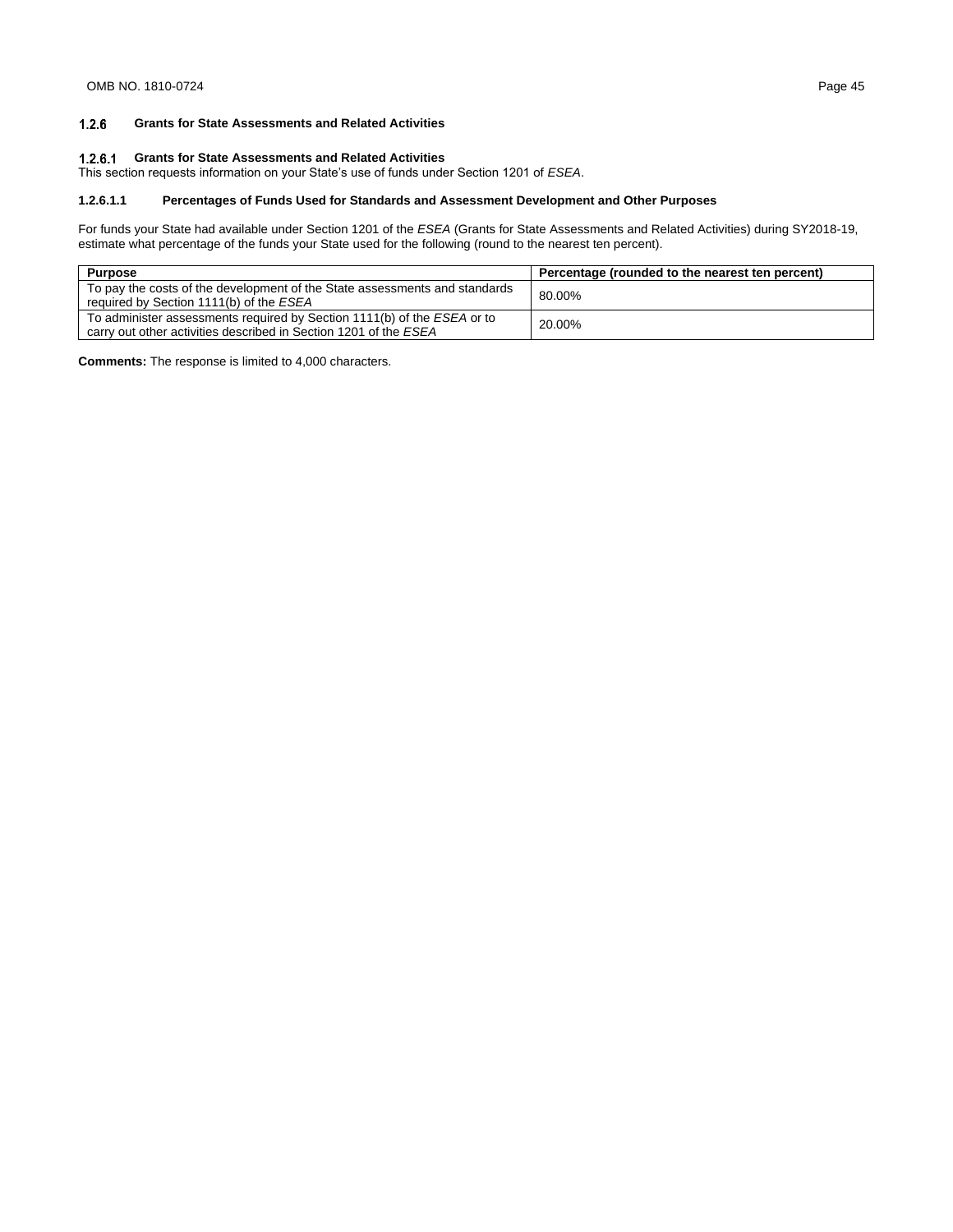### 1.2.6 Grants for State Assessments and Related Activities

#### 1.2.6.1 Grants for State Assessments and Related Activities

This section requests information on your State's use of funds under Section 1201 of *ESEA*.

**1.2.6.1.1 Percentages of Funds Used for Standards and Assessment Development and Other Purposes**

For funds your State had available under Section 1201 of the *ESEA* (Grants for State Assessments and Related Activities) during SY2018-19, estimate what percentage of the funds your State used for the following (round to the nearest ten percent).

| Purpose | Percentage (rounded to the nearest ten percent) |
|---|---|
| To pay the costs of the development of the State assessments and standards required by Section 1111(b) of the *ESEA* | 80.00% |
| To administer assessments required by Section 1111(b) of the *ESEA* or to carry out other activities described in Section 1201 of the *ESEA* | 20.00% |

**Comments:** The response is limited to 4,000 characters.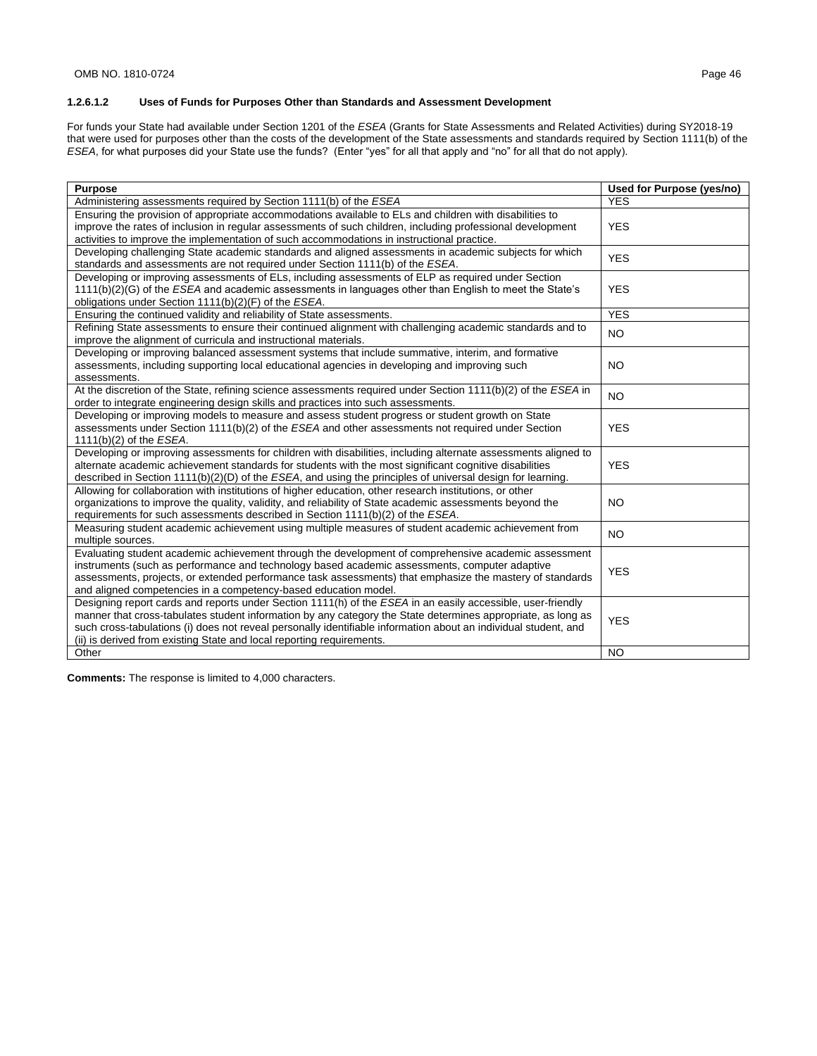### 1.2.6.1.2 Uses of Funds for Purposes Other than Standards and Assessment Development

For funds your State had available under Section 1201 of the *ESEA* (Grants for State Assessments and Related Activities) during SY2018-19 that were used for purposes other than the costs of the development of the State assessments and standards required by Section 1111(b) of the *ESEA*, for what purposes did your State use the funds? (Enter "yes" for all that apply and "no" for all that do not apply).

| Purpose | Used for Purpose (yes/no) |
|---|---|
| Administering assessments required by Section 1111(b) of the *ESEA* | YES |
| Ensuring the provision of appropriate accommodations available to ELs and children with disabilities to improve the rates of inclusion in regular assessments of such children, including professional development activities to improve the implementation of such accommodations in instructional practice. | YES |
| Developing challenging State academic standards and aligned assessments in academic subjects for which standards and assessments are not required under Section 1111(b) of the *ESEA*. | YES |
| Developing or improving assessments of ELs, including assessments of ELP as required under Section 1111(b)(2)(G) of the *ESEA* and academic assessments in languages other than English to meet the State's obligations under Section 1111(b)(2)(F) of the *ESEA*. | YES |
| Ensuring the continued validity and reliability of State assessments. | YES |
| Refining State assessments to ensure their continued alignment with challenging academic standards and to improve the alignment of curricula and instructional materials. | NO |
| Developing or improving balanced assessment systems that include summative, interim, and formative assessments, including supporting local educational agencies in developing and improving such assessments. | NO |
| At the discretion of the State, refining science assessments required under Section 1111(b)(2) of the *ESEA* in order to integrate engineering design skills and practices into such assessments. | NO |
| Developing or improving models to measure and assess student progress or student growth on State assessments under Section 1111(b)(2) of the *ESEA* and other assessments not required under Section 1111(b)(2) of the *ESEA*. | YES |
| Developing or improving assessments for children with disabilities, including alternate assessments aligned to alternate academic achievement standards for students with the most significant cognitive disabilities described in Section 1111(b)(2)(D) of the *ESEA*, and using the principles of universal design for learning. | YES |
| Allowing for collaboration with institutions of higher education, other research institutions, or other organizations to improve the quality, validity, and reliability of State academic assessments beyond the requirements for such assessments described in Section 1111(b)(2) of the *ESEA*. | NO |
| Measuring student academic achievement using multiple measures of student academic achievement from multiple sources. | NO |
| Evaluating student academic achievement through the development of comprehensive academic assessment instruments (such as performance and technology based academic assessments, computer adaptive assessments, projects, or extended performance task assessments) that emphasize the mastery of standards and aligned competencies in a competency-based education model. | YES |
| Designing report cards and reports under Section 1111(h) of the *ESEA* in an easily accessible, user-friendly manner that cross-tabulates student information by any category the State determines appropriate, as long as such cross-tabulations (i) does not reveal personally identifiable information about an individual student, and (ii) is derived from existing State and local reporting requirements. | YES |
| Other | NO |

**Comments:** The response is limited to 4,000 characters.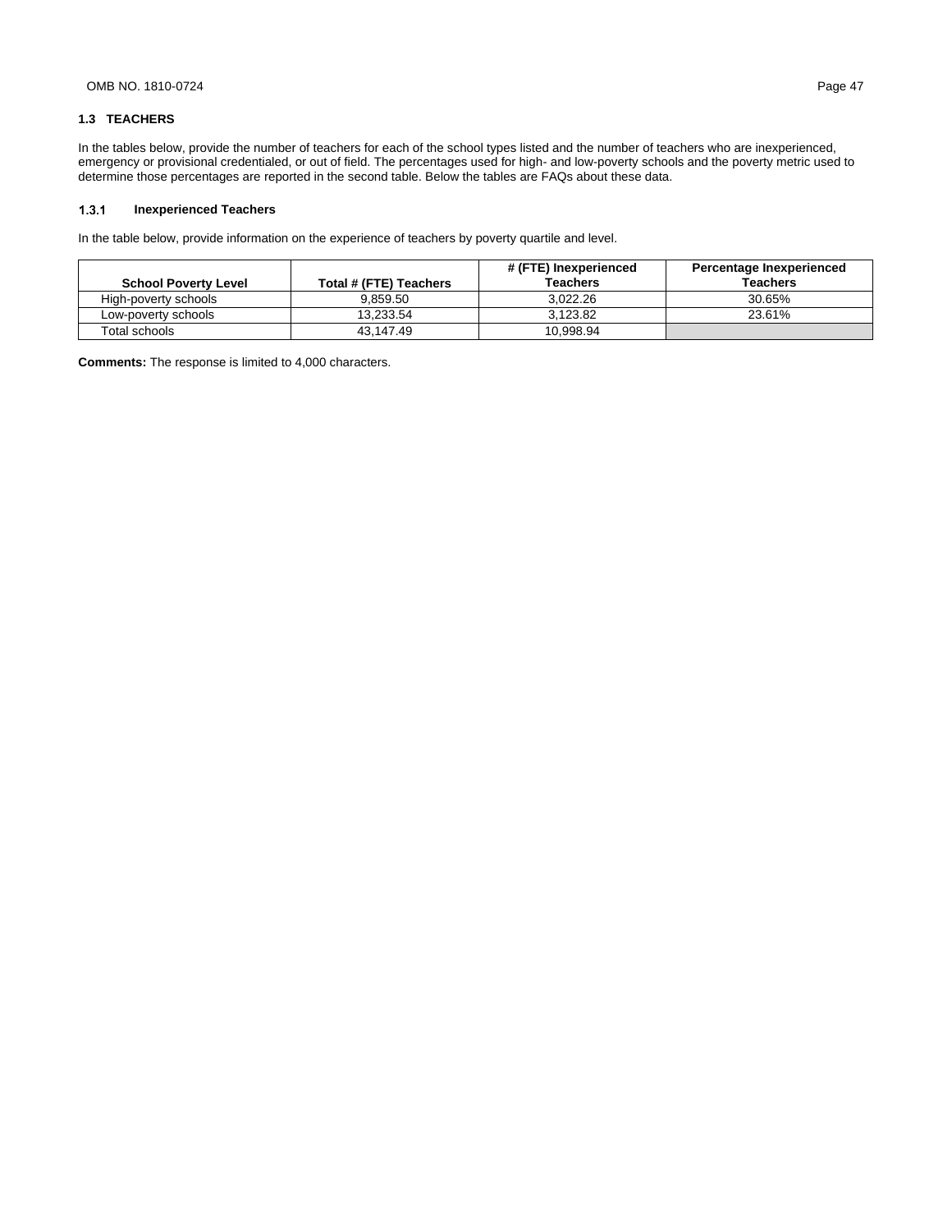## 1.3 TEACHERS

In the tables below, provide the number of teachers for each of the school types listed and the number of teachers who are inexperienced, emergency or provisional credentialed, or out of field. The percentages used for high- and low-poverty schools and the poverty metric used to determine those percentages are reported in the second table. Below the tables are FAQs about these data.

### 1.3.1 Inexperienced Teachers

In the table below, provide information on the experience of teachers by poverty quartile and level.

| School Poverty Level | Total # (FTE) Teachers | # (FTE) Inexperienced Teachers | Percentage Inexperienced Teachers |
|---|---|---|---|
| High-poverty schools | 9,859.50 | 3,022.26 | 30.65% |
| Low-poverty schools | 13,233.54 | 3,123.82 | 23.61% |
| Total schools | 43,147.49 | 10,998.94 | |

**Comments:** The response is limited to 4,000 characters.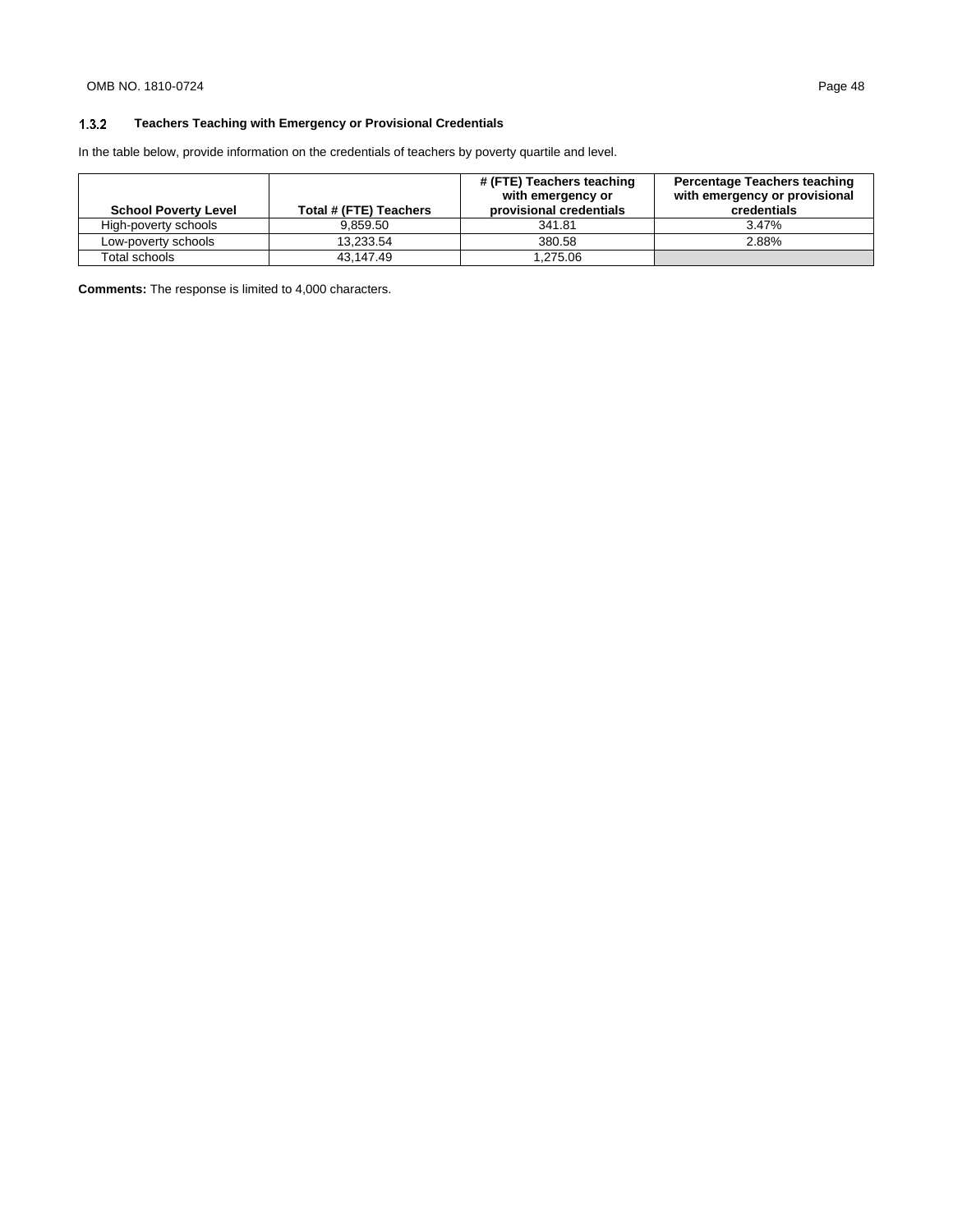### 1.3.2 Teachers Teaching with Emergency or Provisional Credentials

In the table below, provide information on the credentials of teachers by poverty quartile and level.

| School Poverty Level | Total # (FTE) Teachers | # (FTE) Teachers teaching with emergency or provisional credentials | Percentage Teachers teaching with emergency or provisional credentials |
|---|---|---|---|
| High-poverty schools | 9,859.50 | 341.81 | 3.47% |
| Low-poverty schools | 13,233.54 | 380.58 | 2.88% |
| Total schools | 43,147.49 | 1,275.06 | |

**Comments:** The response is limited to 4,000 characters.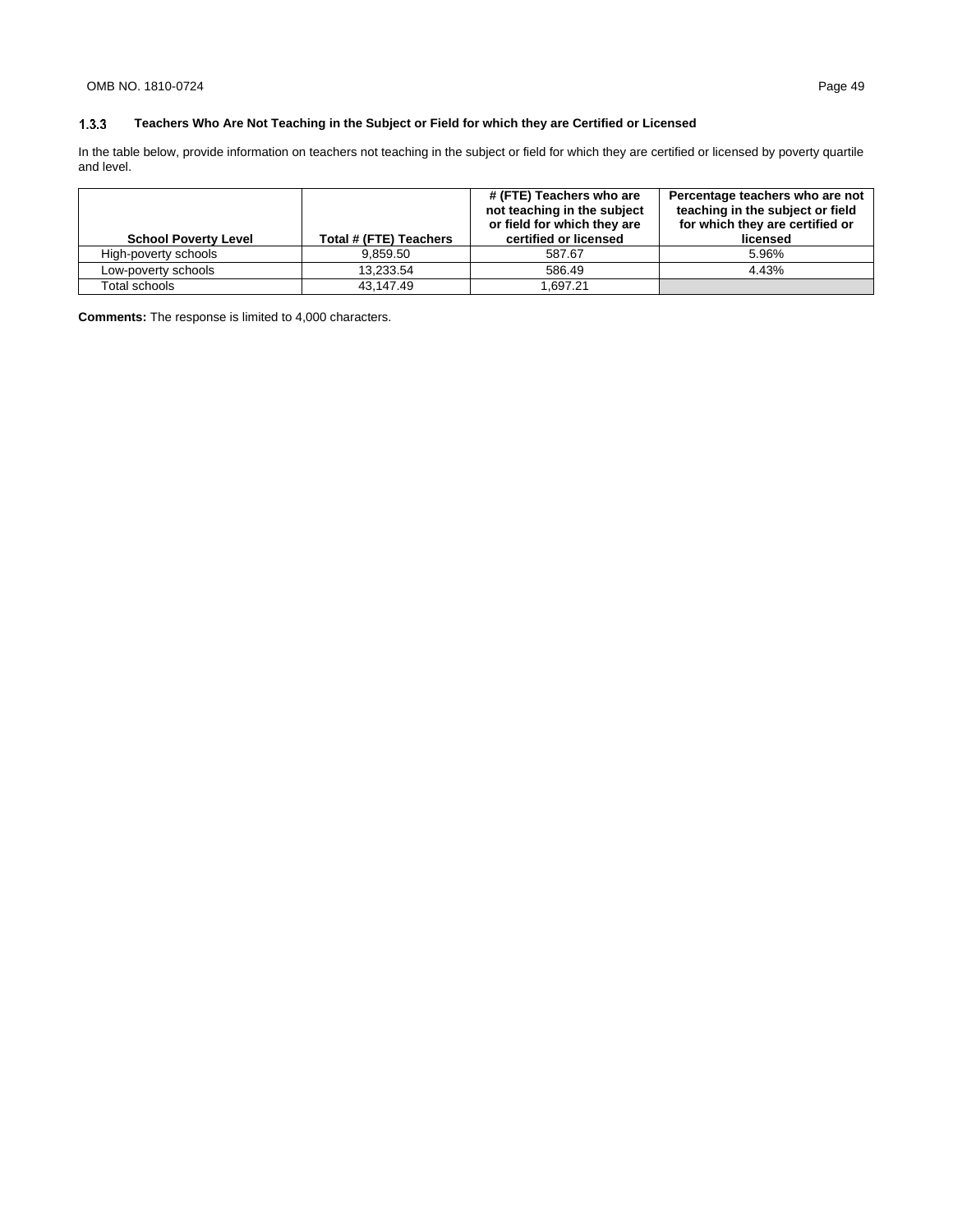### 1.3.3 Teachers Who Are Not Teaching in the Subject or Field for which they are Certified or Licensed

In the table below, provide information on teachers not teaching in the subject or field for which they are certified or licensed by poverty quartile and level.

| School Poverty Level | Total # (FTE) Teachers | # (FTE) Teachers who are not teaching in the subject or field for which they are certified or licensed | Percentage teachers who are not teaching in the subject or field for which they are certified or licensed |
|---|---|---|---|
| High-poverty schools | 9,859.50 | 587.67 | 5.96% |
| Low-poverty schools | 13,233.54 | 586.49 | 4.43% |
| Total schools | 43,147.49 | 1,697.21 | |

**Comments:** The response is limited to 4,000 characters.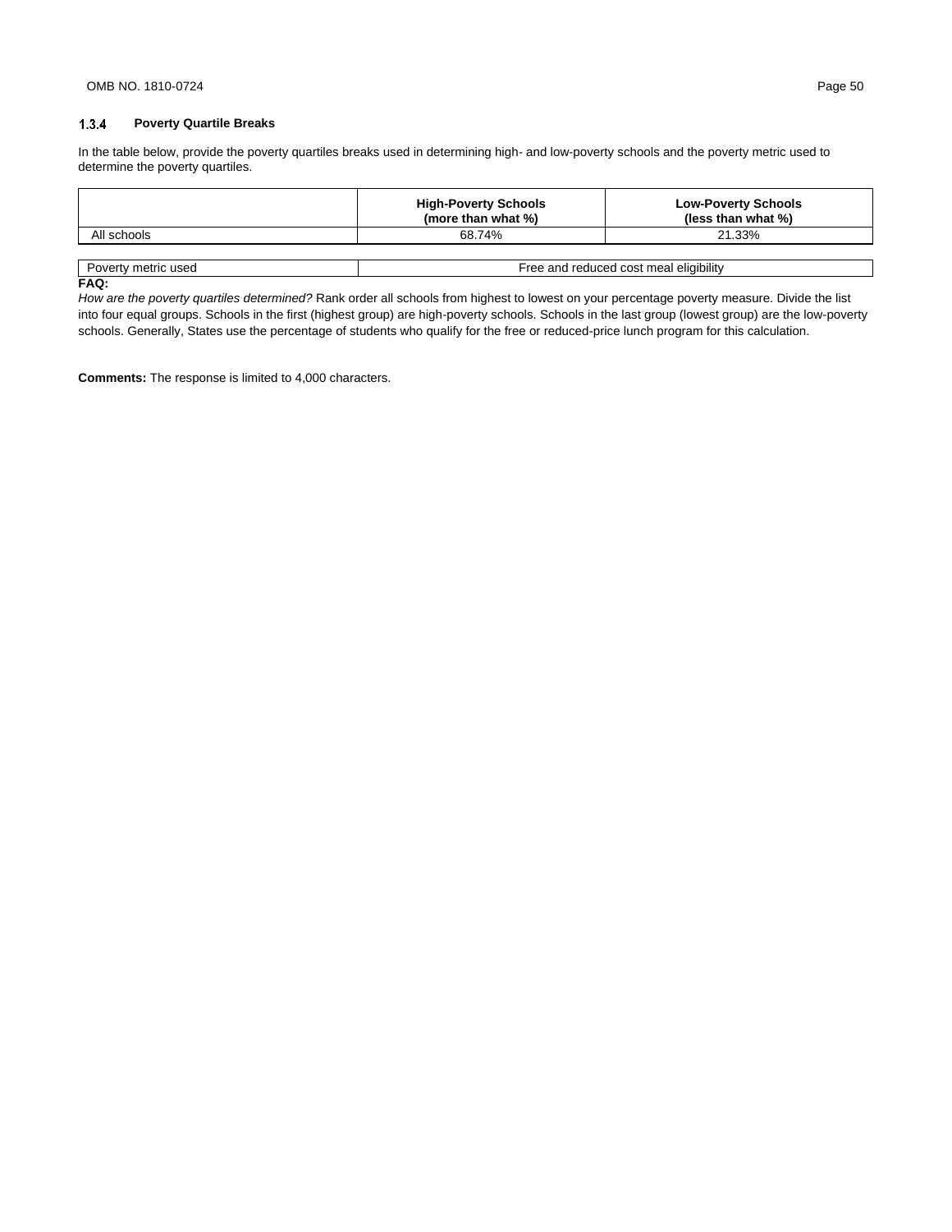### 1.3.4 Poverty Quartile Breaks

In the table below, provide the poverty quartiles breaks used in determining high- and low-poverty schools and the poverty metric used to determine the poverty quartiles.

| | **High-Poverty Schools (more than what %)** | **Low-Poverty Schools (less than what %)** |
|---|---|---|
| All schools | 68.74% | 21.33% |

| | |
|---|---|
| Poverty metric used | Free and reduced cost meal eligibility |

**FAQ:**

*How are the poverty quartiles determined?* Rank order all schools from highest to lowest on your percentage poverty measure. Divide the list into four equal groups. Schools in the first (highest group) are high-poverty schools. Schools in the last group (lowest group) are the low-poverty schools. Generally, States use the percentage of students who qualify for the free or reduced-price lunch program for this calculation.

**Comments:** The response is limited to 4,000 characters.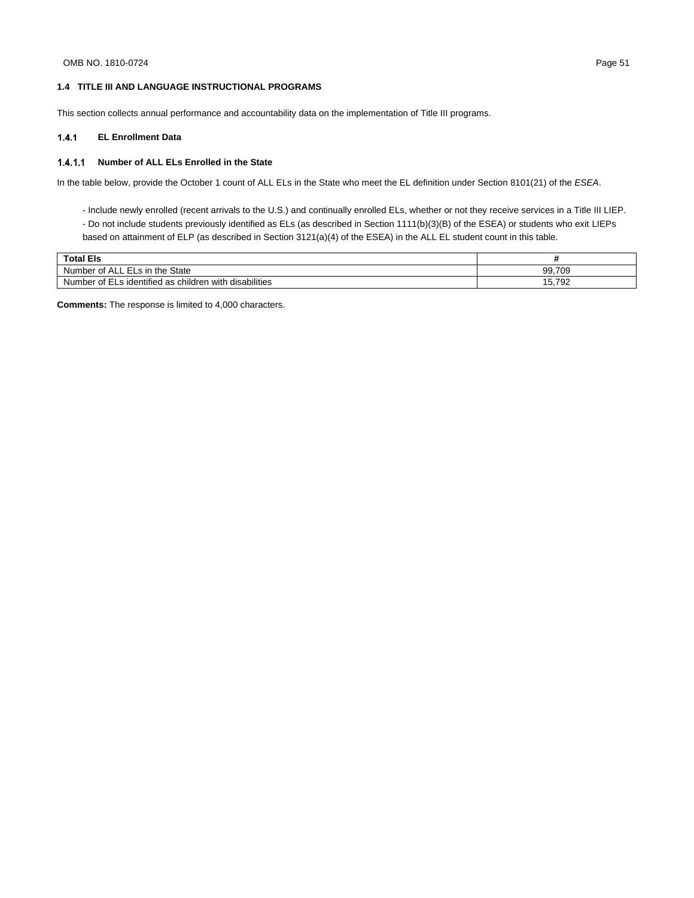## 1.4 TITLE III AND LANGUAGE INSTRUCTIONAL PROGRAMS

This section collects annual performance and accountability data on the implementation of Title III programs.

### 1.4.1 EL Enrollment Data

#### 1.4.1.1 Number of ALL ELs Enrolled in the State

In the table below, provide the October 1 count of ALL ELs in the State who meet the EL definition under Section 8101(21) of the *ESEA*.

- Include newly enrolled (recent arrivals to the U.S.) and continually enrolled ELs, whether or not they receive services in a Title III LIEP.
- Do not include students previously identified as ELs (as described in Section 1111(b)(3)(B) of the ESEA) or students who exit LIEPs based on attainment of ELP (as described in Section 3121(a)(4) of the ESEA) in the ALL EL student count in this table.

| Total Els | # |
|---|---|
| Number of ALL ELs in the State | 99,709 |
| Number of ELs identified as children with disabilities | 15,792 |

**Comments:** The response is limited to 4,000 characters.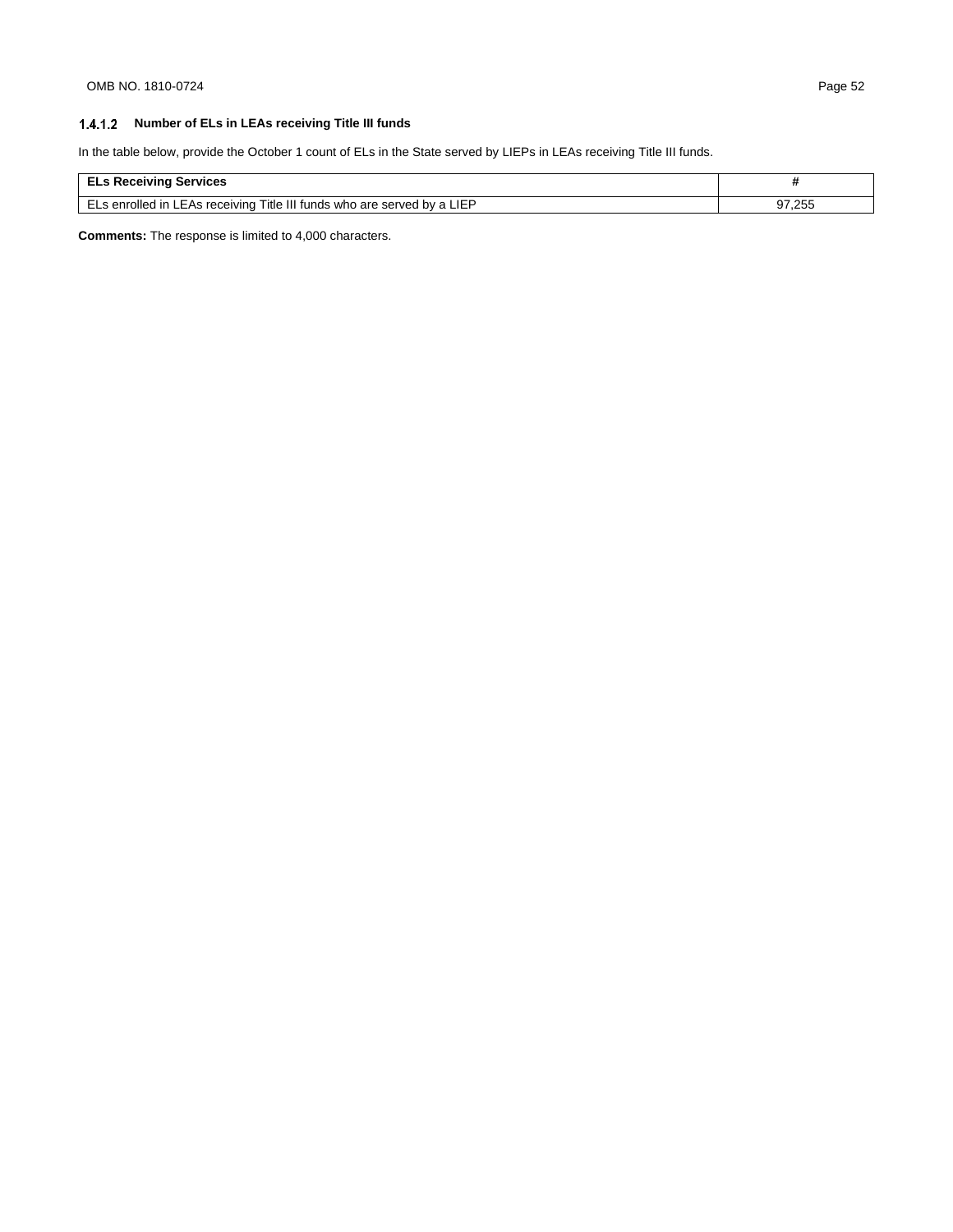### 1.4.1.2 Number of ELs in LEAs receiving Title III funds

In the table below, provide the October 1 count of ELs in the State served by LIEPs in LEAs receiving Title III funds.

| ELs Receiving Services | # |
| --- | --- |
| ELs enrolled in LEAs receiving Title III funds who are served by a LIEP | 97,255 |

**Comments:** The response is limited to 4,000 characters.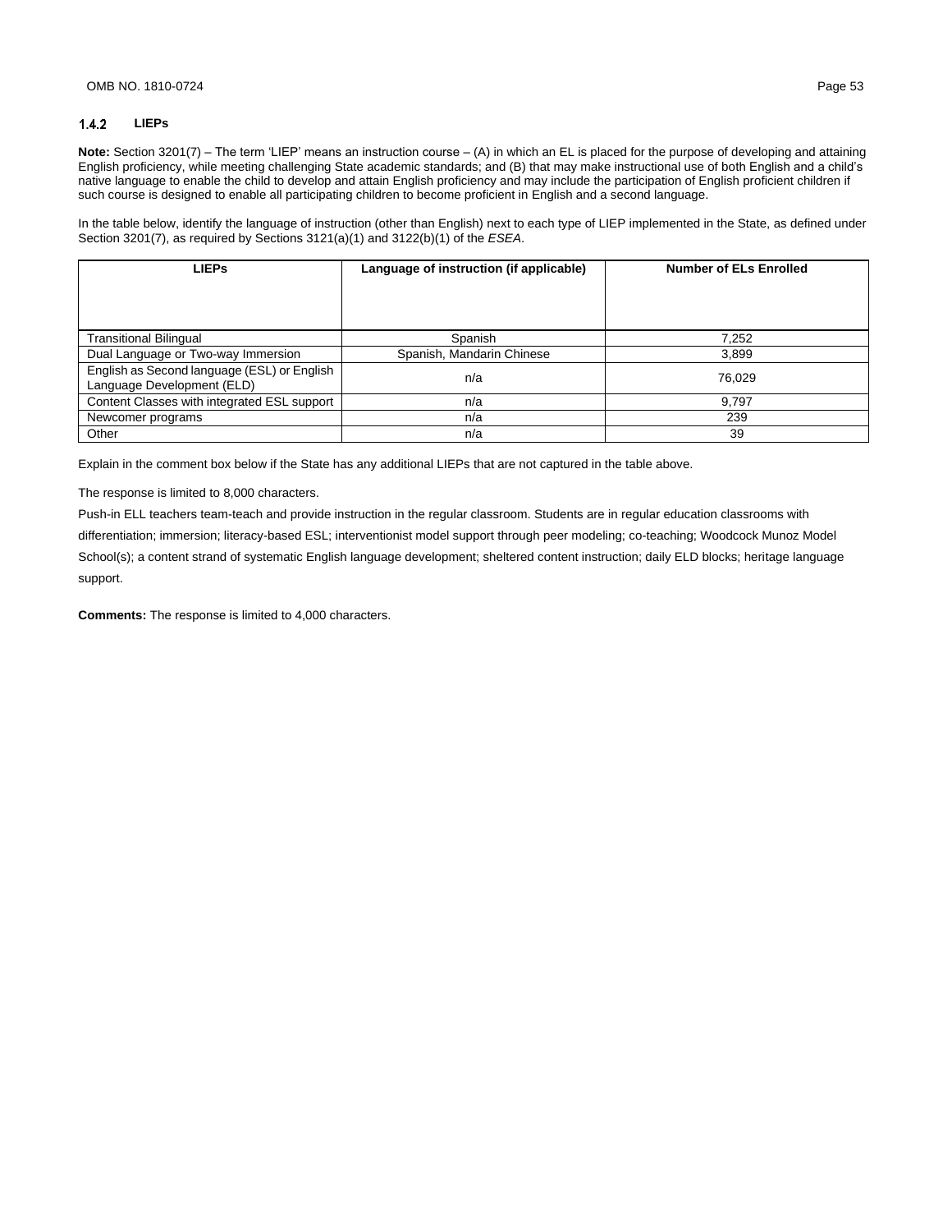### 1.4.2 LIEPs

**Note:** Section 3201(7) – The term 'LIEP' means an instruction course – (A) in which an EL is placed for the purpose of developing and attaining English proficiency, while meeting challenging State academic standards; and (B) that may make instructional use of both English and a child's native language to enable the child to develop and attain English proficiency and may include the participation of English proficient children if such course is designed to enable all participating children to become proficient in English and a second language.

In the table below, identify the language of instruction (other than English) next to each type of LIEP implemented in the State, as defined under Section 3201(7), as required by Sections 3121(a)(1) and 3122(b)(1) of the *ESEA*.

| LIEPs | Language of instruction (if applicable) | Number of ELs Enrolled |
|---|---|---|
| Transitional Bilingual | Spanish | 7,252 |
| Dual Language or Two-way Immersion | Spanish, Mandarin Chinese | 3,899 |
| English as Second language (ESL) or English Language Development (ELD) | n/a | 76,029 |
| Content Classes with integrated ESL support | n/a | 9,797 |
| Newcomer programs | n/a | 239 |
| Other | n/a | 39 |

Explain in the comment box below if the State has any additional LIEPs that are not captured in the table above.

The response is limited to 8,000 characters.

Push-in ELL teachers team-teach and provide instruction in the regular classroom. Students are in regular education classrooms with differentiation; immersion; literacy-based ESL; interventionist model support through peer modeling; co-teaching; Woodcock Munoz Model School(s); a content strand of systematic English language development; sheltered content instruction; daily ELD blocks; heritage language support.

**Comments:** The response is limited to 4,000 characters.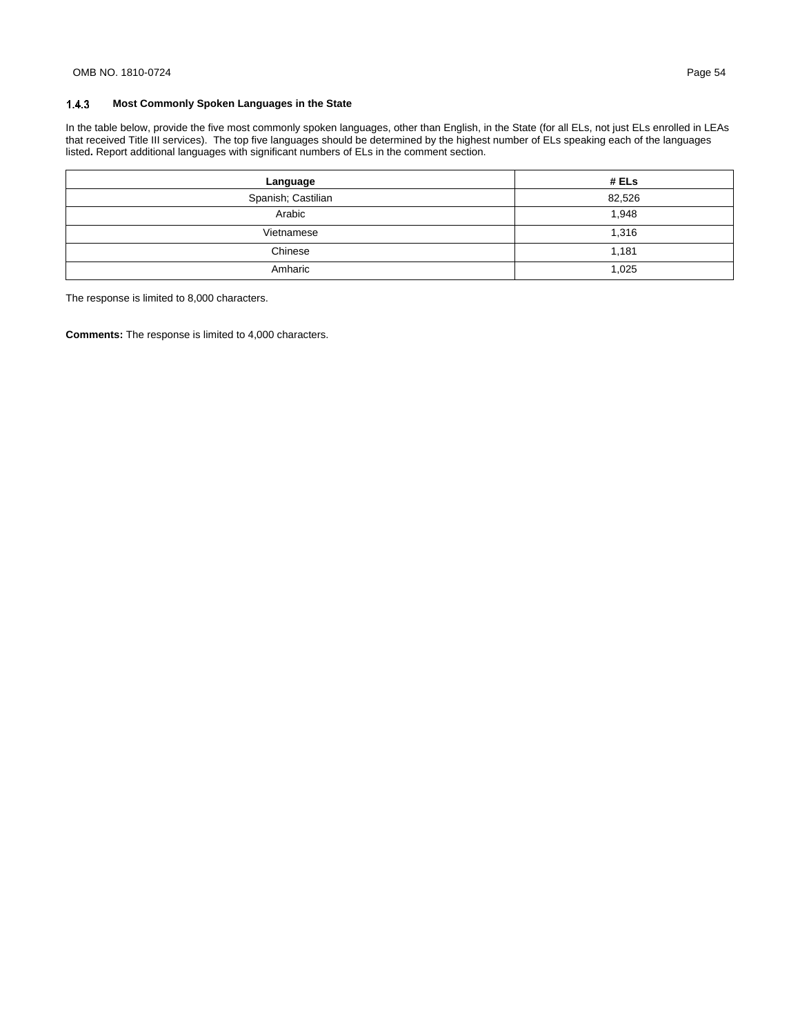### 1.4.3 Most Commonly Spoken Languages in the State

In the table below, provide the five most commonly spoken languages, other than English, in the State (for all ELs, not just ELs enrolled in LEAs that received Title III services). The top five languages should be determined by the highest number of ELs speaking each of the languages listed**.** Report additional languages with significant numbers of ELs in the comment section.

| Language | # ELs |
|---|---|
| Spanish; Castilian | 82,526 |
| Arabic | 1,948 |
| Vietnamese | 1,316 |
| Chinese | 1,181 |
| Amharic | 1,025 |

The response is limited to 8,000 characters.

**Comments:** The response is limited to 4,000 characters.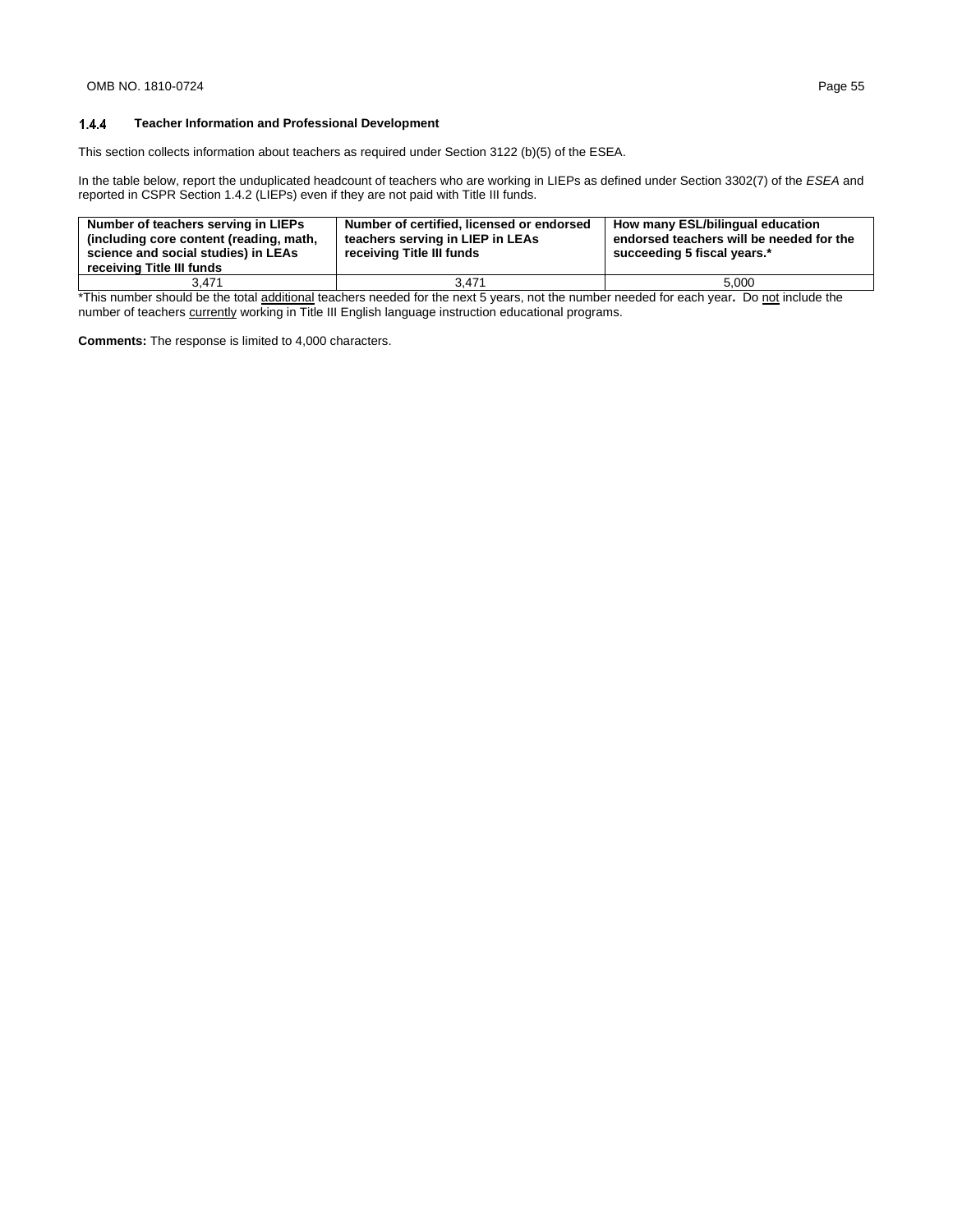### 1.4.4 Teacher Information and Professional Development

This section collects information about teachers as required under Section 3122 (b)(5) of the ESEA.

In the table below, report the unduplicated headcount of teachers who are working in LIEPs as defined under Section 3302(7) of the *ESEA* and reported in CSPR Section 1.4.2 (LIEPs) even if they are not paid with Title III funds.

| Number of teachers serving in LIEPs (including core content (reading, math, science and social studies) in LEAs receiving Title III funds | Number of certified, licensed or endorsed teachers serving in LIEP in LEAs receiving Title III funds | How many ESL/bilingual education endorsed teachers will be needed for the succeeding 5 fiscal years.* |
|---|---|---|
| 3,471 | 3,471 | 5,000 |

*This number should be the total <u>additional</u> teachers needed for the next 5 years, not the number needed for each year. Do <u>not</u> include the number of teachers <u>currently</u> working in Title III English language instruction educational programs.

**Comments:** The response is limited to 4,000 characters.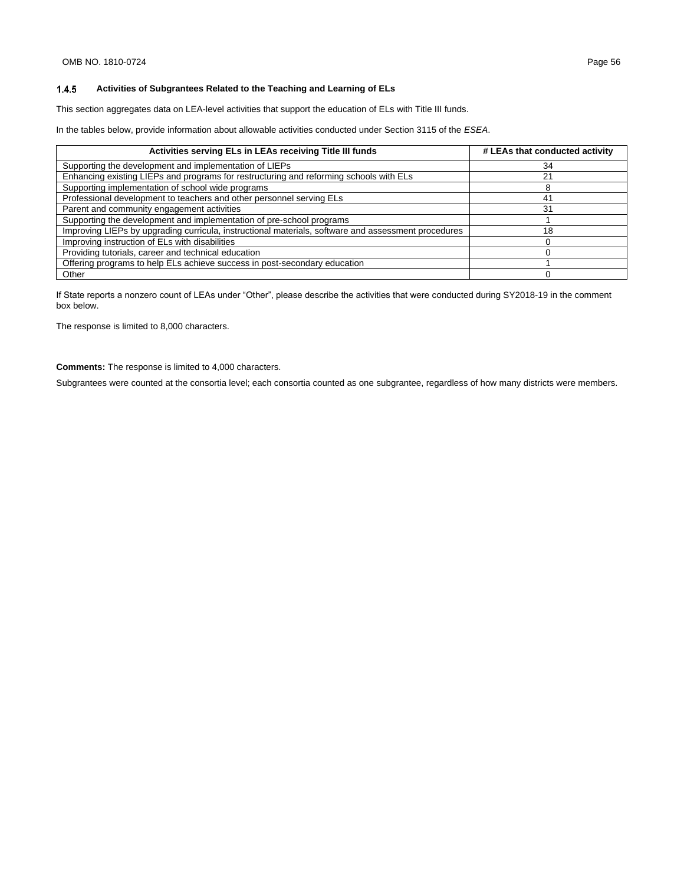### 1.4.5 Activities of Subgrantees Related to the Teaching and Learning of ELs

This section aggregates data on LEA-level activities that support the education of ELs with Title III funds.

In the tables below, provide information about allowable activities conducted under Section 3115 of the *ESEA*.

| Activities serving ELs in LEAs receiving Title III funds | # LEAs that conducted activity |
|---|---|
| Supporting the development and implementation of LIEPs | 34 |
| Enhancing existing LIEPs and programs for restructuring and reforming schools with ELs | 21 |
| Supporting implementation of school wide programs | 8 |
| Professional development to teachers and other personnel serving ELs | 41 |
| Parent and community engagement activities | 31 |
| Supporting the development and implementation of pre-school programs | 1 |
| Improving LIEPs by upgrading curricula, instructional materials, software and assessment procedures | 18 |
| Improving instruction of ELs with disabilities | 0 |
| Providing tutorials, career and technical education | 0 |
| Offering programs to help ELs achieve success in post-secondary education | 1 |
| Other | 0 |

If State reports a nonzero count of LEAs under “Other”, please describe the activities that were conducted during SY2018-19 in the comment box below.

The response is limited to 8,000 characters.

**Comments:** The response is limited to 4,000 characters.

Subgrantees were counted at the consortia level; each consortia counted as one subgrantee, regardless of how many districts were members.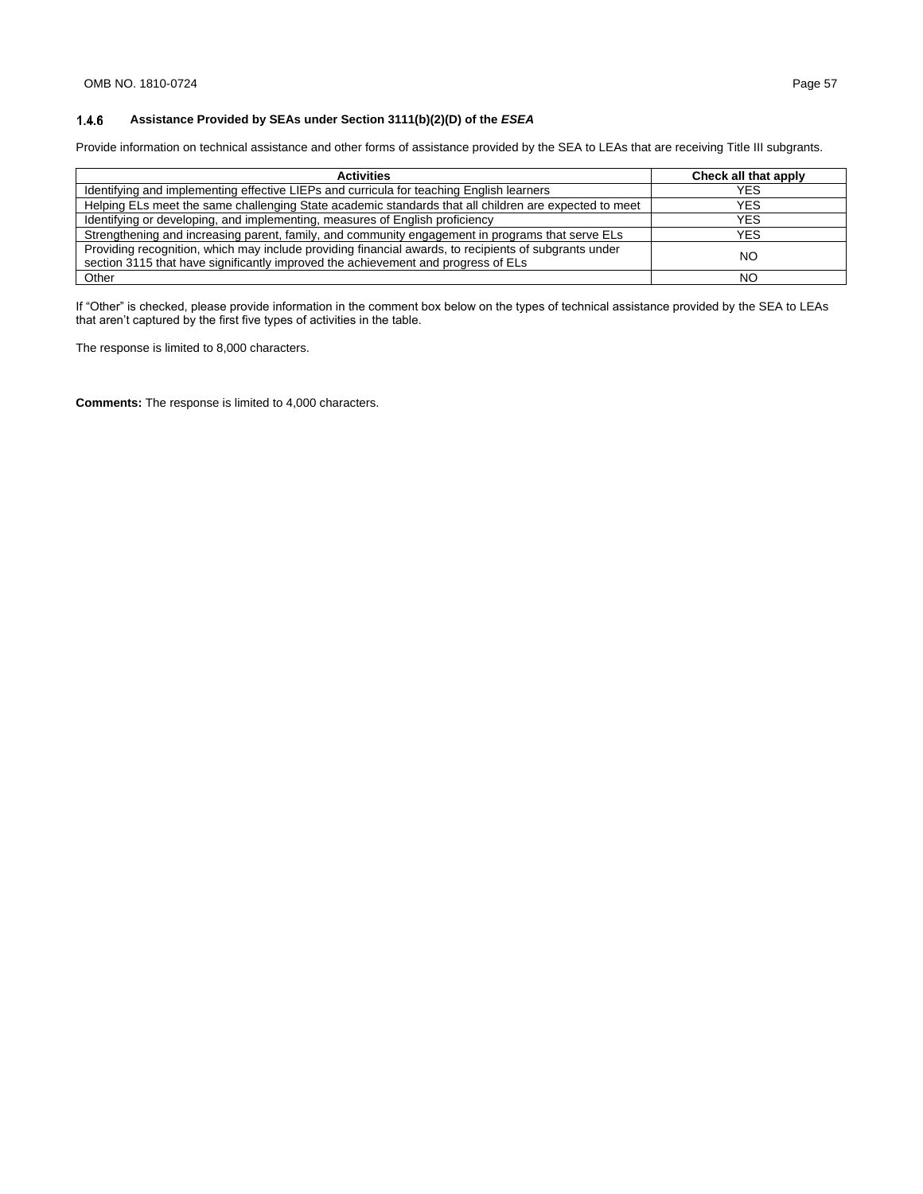### 1.4.6 Assistance Provided by SEAs under Section 3111(b)(2)(D) of the *ESEA*

Provide information on technical assistance and other forms of assistance provided by the SEA to LEAs that are receiving Title III subgrants.

| Activities | Check all that apply |
|---|---|
| Identifying and implementing effective LIEPs and curricula for teaching English learners | YES |
| Helping ELs meet the same challenging State academic standards that all children are expected to meet | YES |
| Identifying or developing, and implementing, measures of English proficiency | YES |
| Strengthening and increasing parent, family, and community engagement in programs that serve ELs | YES |
| Providing recognition, which may include providing financial awards, to recipients of subgrants under section 3115 that have significantly improved the achievement and progress of ELs | NO |
| Other | NO |

If "Other" is checked, please provide information in the comment box below on the types of technical assistance provided by the SEA to LEAs that aren't captured by the first five types of activities in the table.

The response is limited to 8,000 characters.

**Comments:** The response is limited to 4,000 characters.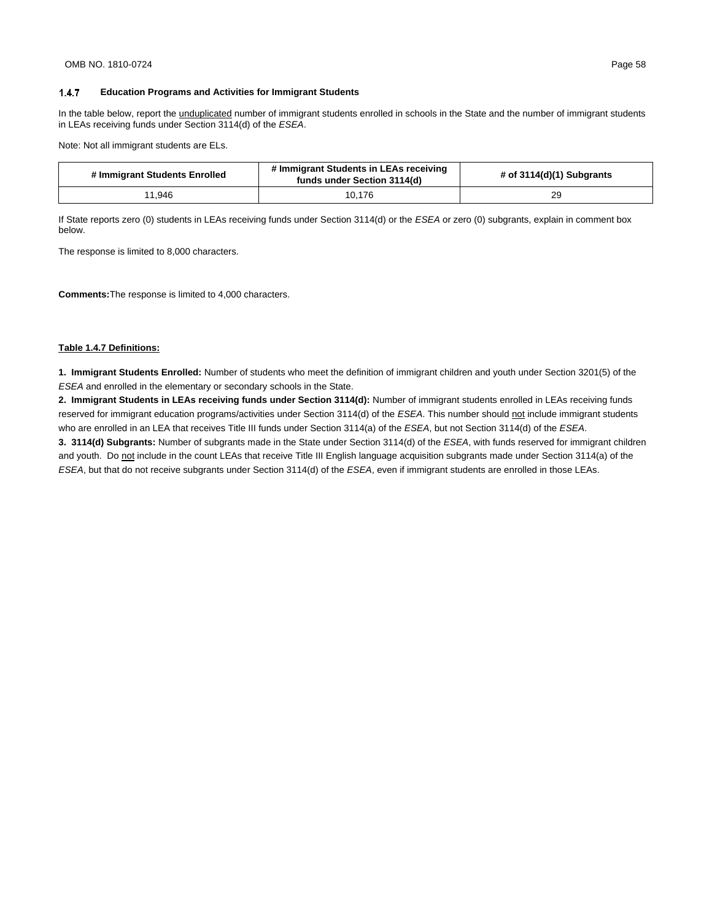### 1.4.7 Education Programs and Activities for Immigrant Students

In the table below, report the unduplicated number of immigrant students enrolled in schools in the State and the number of immigrant students in LEAs receiving funds under Section 3114(d) of the *ESEA*.

Note: Not all immigrant students are ELs.

| # Immigrant Students Enrolled | # Immigrant Students in LEAs receiving funds under Section 3114(d) | # of 3114(d)(1) Subgrants |
|---|---|---|
| 11,946 | 10,176 | 29 |

If State reports zero (0) students in LEAs receiving funds under Section 3114(d) or the *ESEA* or zero (0) subgrants, explain in comment box below.

The response is limited to 8,000 characters.

**Comments:** The response is limited to 4,000 characters.

**Table 1.4.7 Definitions:**

**1. Immigrant Students Enrolled:** Number of students who meet the definition of immigrant children and youth under Section 3201(5) of the *ESEA* and enrolled in the elementary or secondary schools in the State.

**2. Immigrant Students in LEAs receiving funds under Section 3114(d):** Number of immigrant students enrolled in LEAs receiving funds reserved for immigrant education programs/activities under Section 3114(d) of the *ESEA*. This number should not include immigrant students who are enrolled in an LEA that receives Title III funds under Section 3114(a) of the *ESEA*, but not Section 3114(d) of the *ESEA*.

**3. 3114(d) Subgrants:** Number of subgrants made in the State under Section 3114(d) of the *ESEA*, with funds reserved for immigrant children and youth. Do not include in the count LEAs that receive Title III English language acquisition subgrants made under Section 3114(a) of the *ESEA*, but that do not receive subgrants under Section 3114(d) of the *ESEA*, even if immigrant students are enrolled in those LEAs.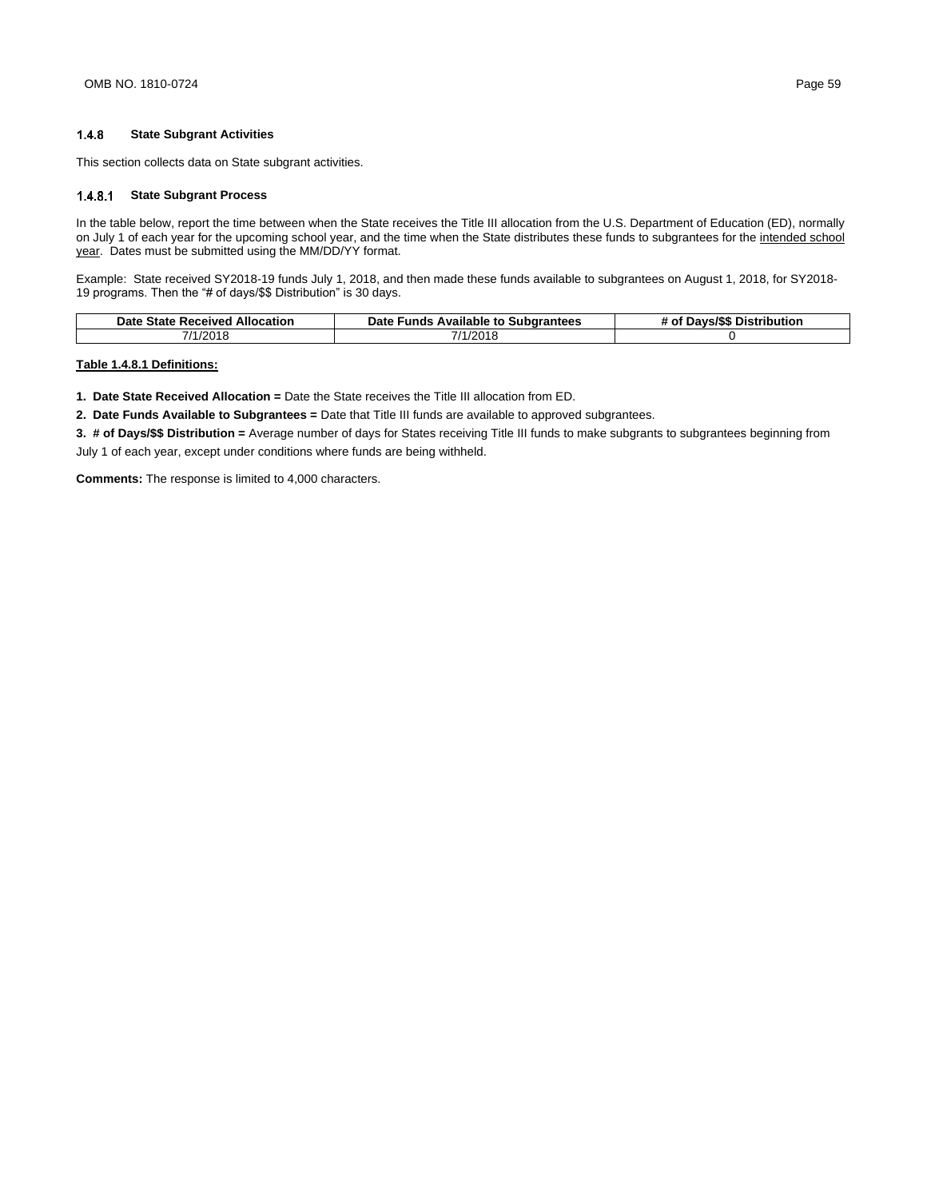### 1.4.8 State Subgrant Activities

This section collects data on State subgrant activities.

#### 1.4.8.1 State Subgrant Process

In the table below, report the time between when the State receives the Title III allocation from the U.S. Department of Education (ED), normally on July 1 of each year for the upcoming school year, and the time when the State distributes these funds to subgrantees for the <u>intended school year</u>. Dates must be submitted using the MM/DD/YY format.

Example: State received SY2018-19 funds July 1, 2018, and then made these funds available to subgrantees on August 1, 2018, for SY2018-19 programs. Then the "# of days/$$ Distribution" is 30 days.

| Date State Received Allocation | Date Funds Available to Subgrantees | # of Days/$$ Distribution |
|---|---|---|
| 7/1/2018 | 7/1/2018 | 0 |

**<u>Table 1.4.8.1 Definitions:</u>**

1. **Date State Received Allocation =** Date the State receives the Title III allocation from ED.
2. **Date Funds Available to Subgrantees =** Date that Title III funds are available to approved subgrantees.
3. **# of Days/$$ Distribution =** Average number of days for States receiving Title III funds to make subgrants to subgrantees beginning from July 1 of each year, except under conditions where funds are being withheld.

**Comments:** The response is limited to 4,000 characters.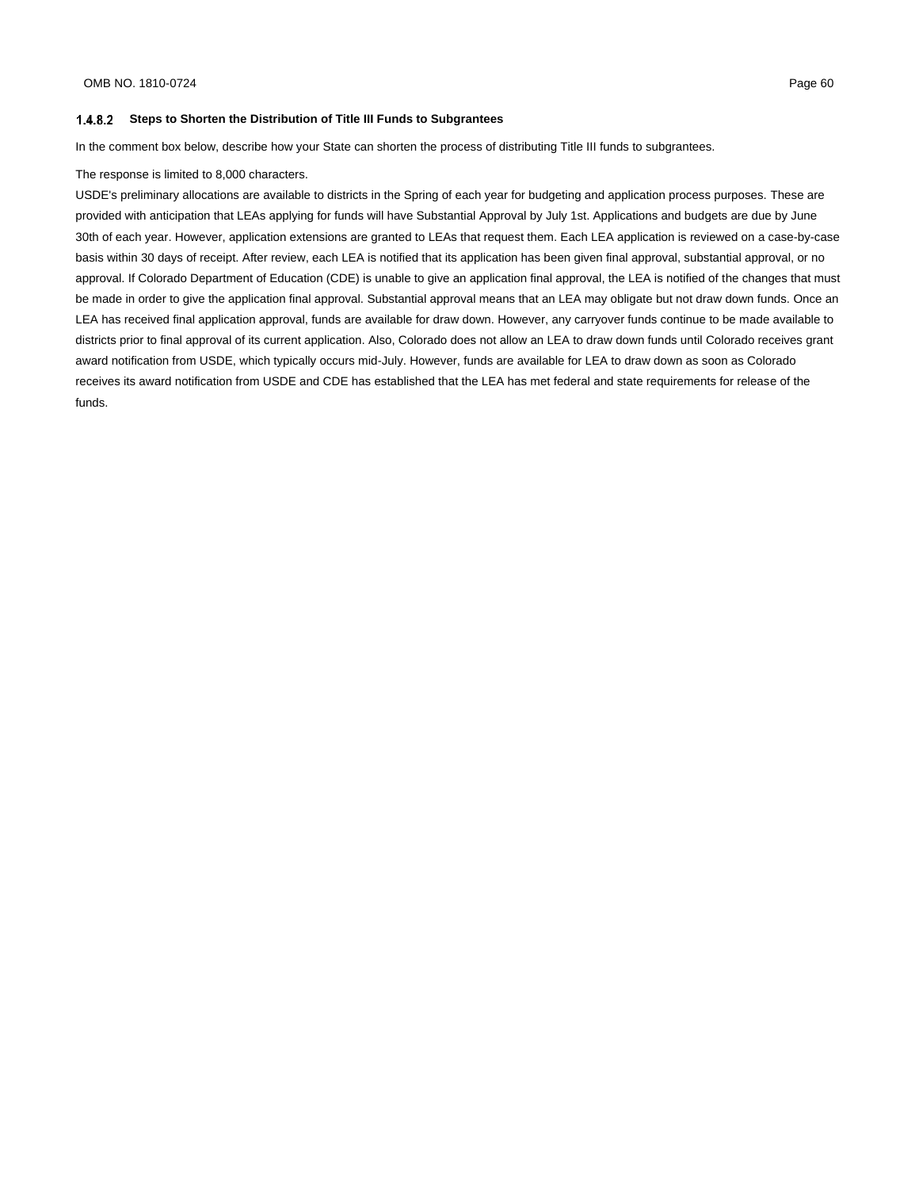### 1.4.8.2 Steps to Shorten the Distribution of Title III Funds to Subgrantees

In the comment box below, describe how your State can shorten the process of distributing Title III funds to subgrantees.

The response is limited to 8,000 characters.

USDE's preliminary allocations are available to districts in the Spring of each year for budgeting and application process purposes. These are provided with anticipation that LEAs applying for funds will have Substantial Approval by July 1st. Applications and budgets are due by June 30th of each year. However, application extensions are granted to LEAs that request them. Each LEA application is reviewed on a case-by-case basis within 30 days of receipt. After review, each LEA is notified that its application has been given final approval, substantial approval, or no approval. If Colorado Department of Education (CDE) is unable to give an application final approval, the LEA is notified of the changes that must be made in order to give the application final approval. Substantial approval means that an LEA may obligate but not draw down funds. Once an LEA has received final application approval, funds are available for draw down. However, any carryover funds continue to be made available to districts prior to final approval of its current application. Also, Colorado does not allow an LEA to draw down funds until Colorado receives grant award notification from USDE, which typically occurs mid-July. However, funds are available for LEA to draw down as soon as Colorado receives its award notification from USDE and CDE has established that the LEA has met federal and state requirements for release of the funds.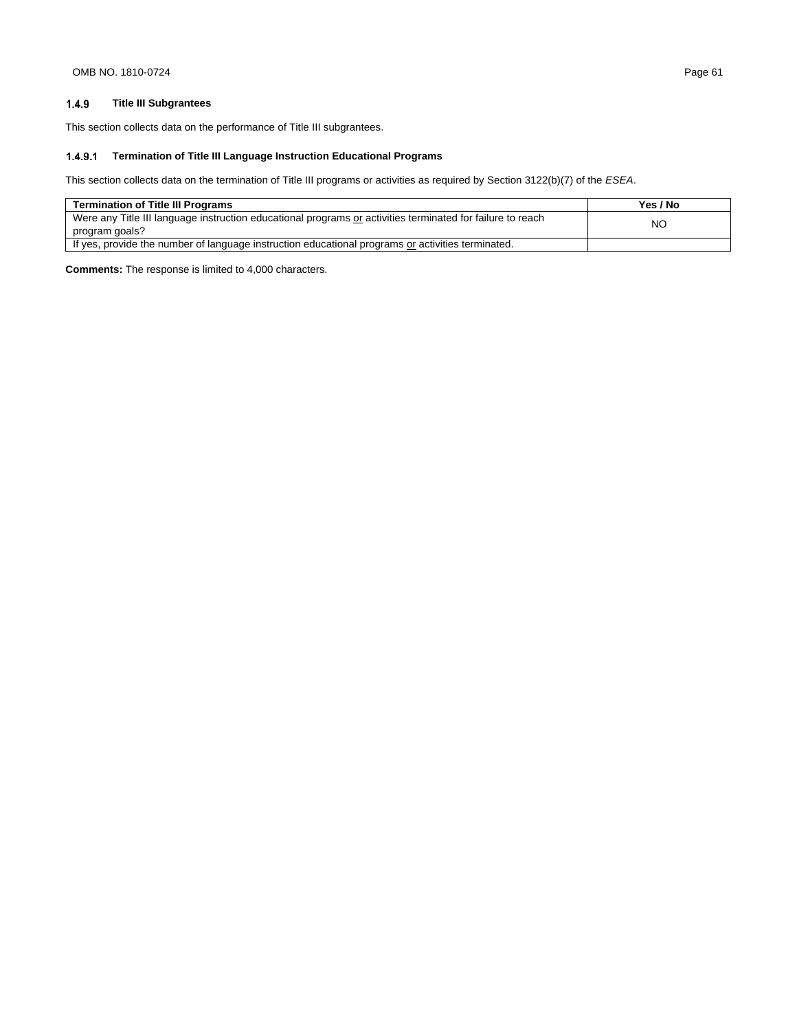## 1.4.9 Title III Subgrantees

This section collects data on the performance of Title III subgrantees.

### 1.4.9.1 Termination of Title III Language Instruction Educational Programs

This section collects data on the termination of Title III programs or activities as required by Section 3122(b)(7) of the *ESEA*.

| Termination of Title III Programs | Yes / No |
|---|---|
| Were any Title III language instruction educational programs <u>or</u> activities terminated for failure to reach program goals? | NO |
| If yes, provide the number of language instruction educational programs <u>or</u> activities terminated. | |

**Comments:** The response is limited to 4,000 characters.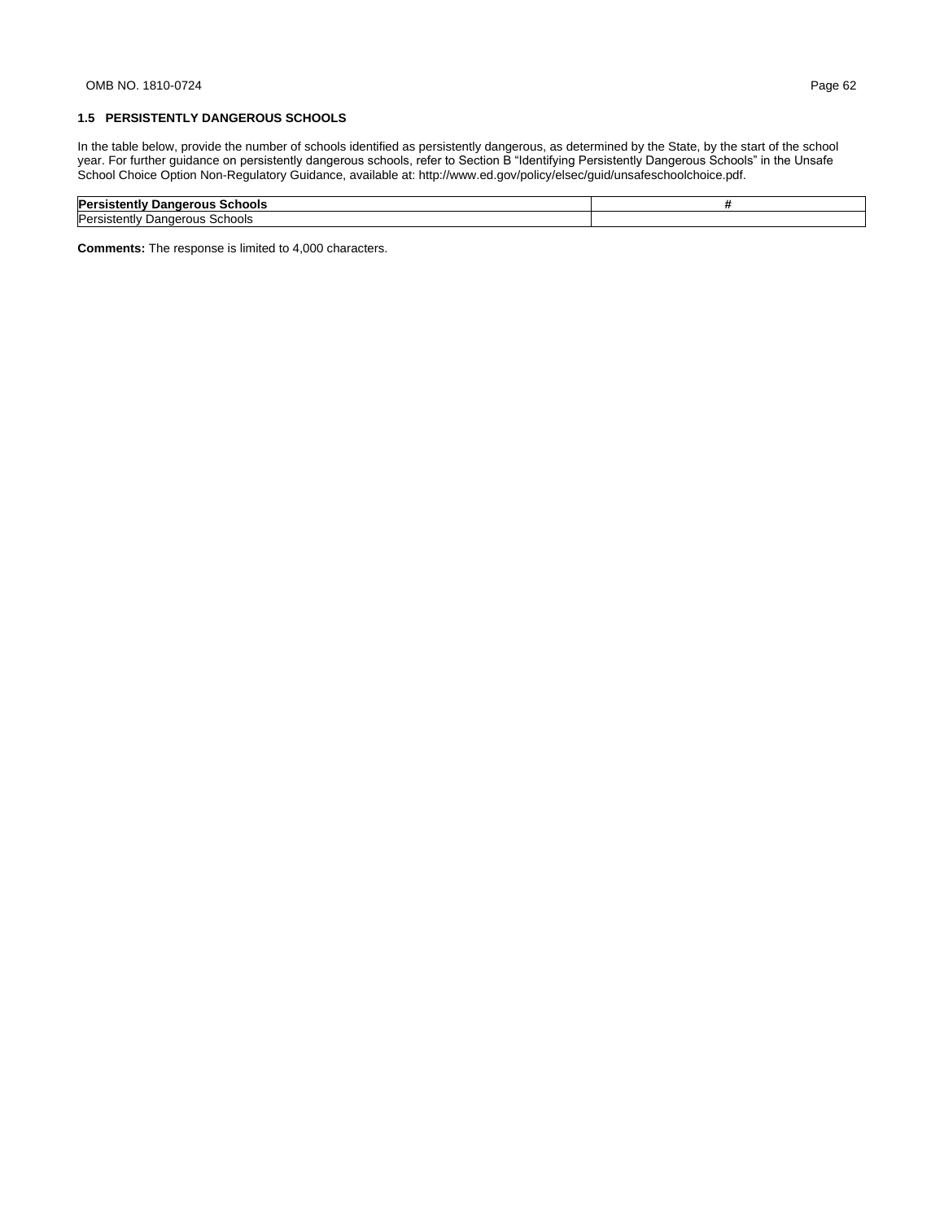### 1.5 PERSISTENTLY DANGEROUS SCHOOLS

In the table below, provide the number of schools identified as persistently dangerous, as determined by the State, by the start of the school year. For further guidance on persistently dangerous schools, refer to Section B "Identifying Persistently Dangerous Schools" in the Unsafe School Choice Option Non-Regulatory Guidance, available at: http://www.ed.gov/policy/elsec/guid/unsafeschoolchoice.pdf.

| Persistently Dangerous Schools | # |
| --- | --- |
| Persistently Dangerous Schools | |

**Comments:** The response is limited to 4,000 characters.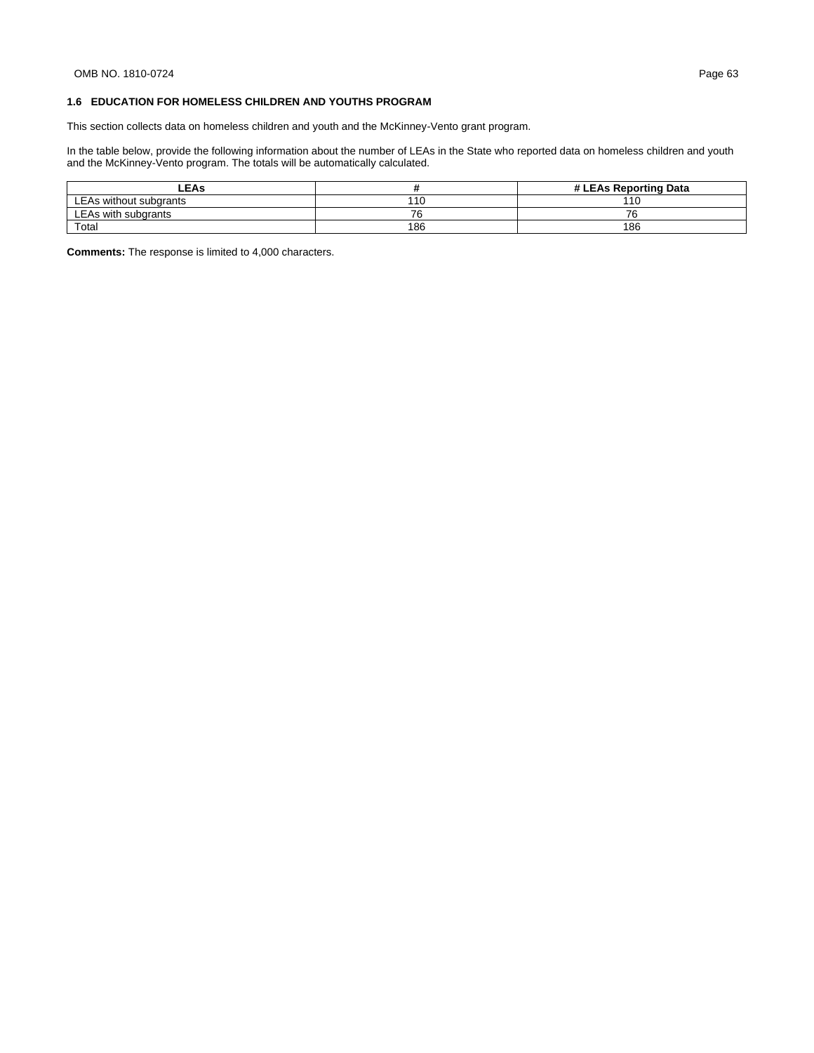## 1.6 EDUCATION FOR HOMELESS CHILDREN AND YOUTHS PROGRAM

This section collects data on homeless children and youth and the McKinney-Vento grant program.

In the table below, provide the following information about the number of LEAs in the State who reported data on homeless children and youth and the McKinney-Vento program. The totals will be automatically calculated.

| LEAs | # | # LEAs Reporting Data |
|---|---|---|
| LEAs without subgrants | 110 | 110 |
| LEAs with subgrants | 76 | 76 |
| Total | 186 | 186 |

**Comments:** The response is limited to 4,000 characters.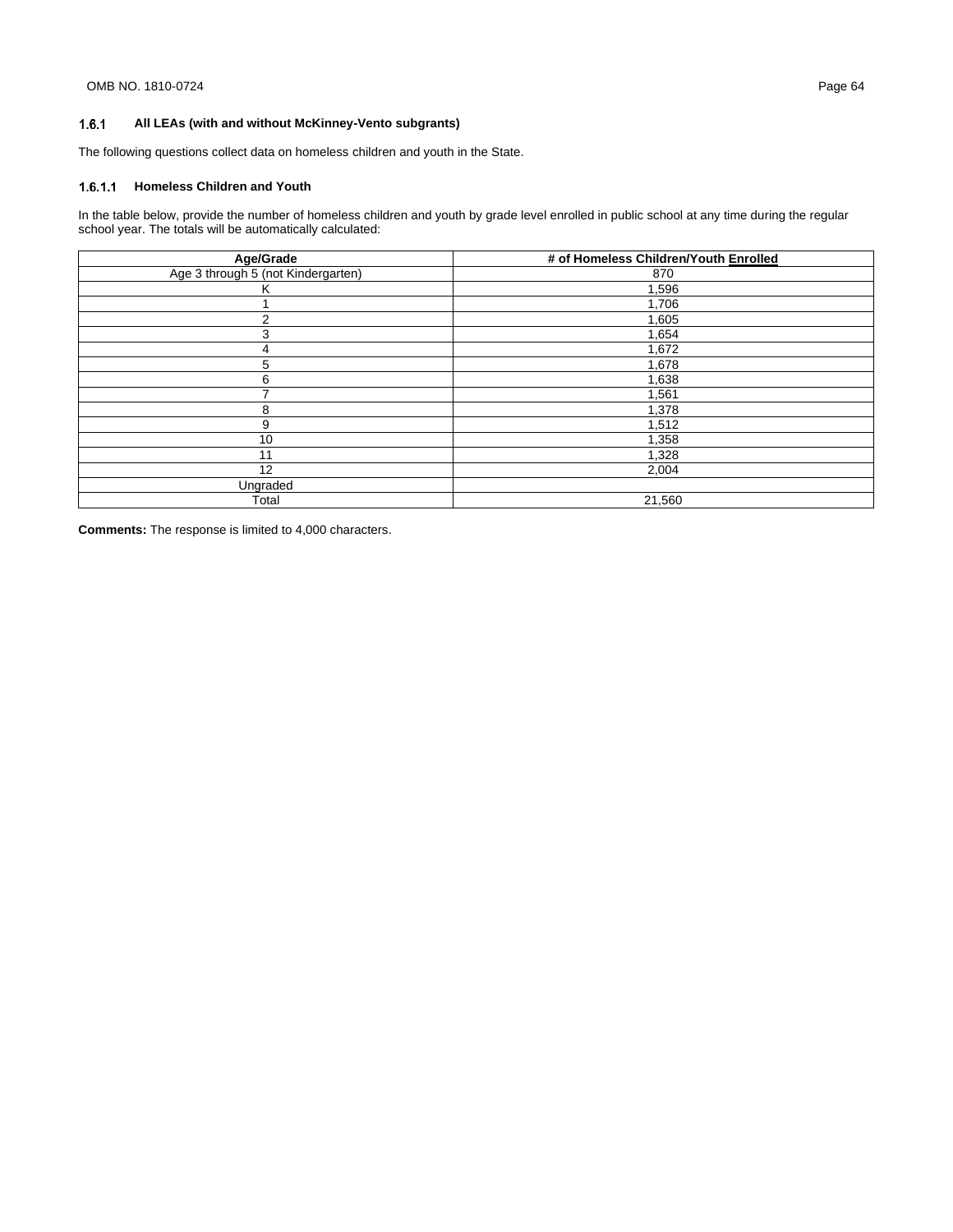### 1.6.1 All LEAs (with and without McKinney-Vento subgrants)

The following questions collect data on homeless children and youth in the State.

#### 1.6.1.1 Homeless Children and Youth

In the table below, provide the number of homeless children and youth by grade level enrolled in public school at any time during the regular school year. The totals will be automatically calculated:

| Age/Grade | # of Homeless Children/Youth Enrolled |
|---|---|
| Age 3 through 5 (not Kindergarten) | 870 |
| K | 1,596 |
| 1 | 1,706 |
| 2 | 1,605 |
| 3 | 1,654 |
| 4 | 1,672 |
| 5 | 1,678 |
| 6 | 1,638 |
| 7 | 1,561 |
| 8 | 1,378 |
| 9 | 1,512 |
| 10 | 1,358 |
| 11 | 1,328 |
| 12 | 2,004 |
| Ungraded | |
| Total | 21,560 |

**Comments:** The response is limited to 4,000 characters.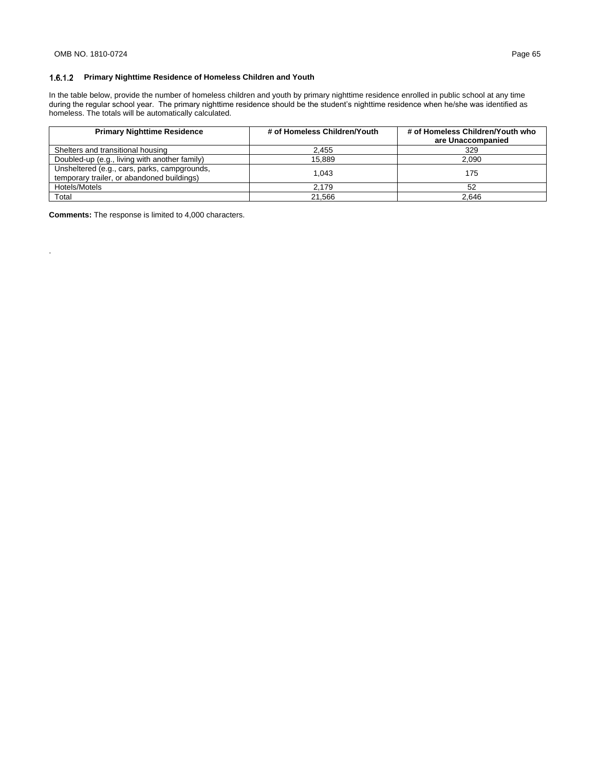### 1.6.1.2 Primary Nighttime Residence of Homeless Children and Youth

In the table below, provide the number of homeless children and youth by primary nighttime residence enrolled in public school at any time during the regular school year. The primary nighttime residence should be the student's nighttime residence when he/she was identified as homeless. The totals will be automatically calculated.

| Primary Nighttime Residence | # of Homeless Children/Youth | # of Homeless Children/Youth who are Unaccompanied |
|---|---|---|
| Shelters and transitional housing | 2,455 | 329 |
| Doubled-up (e.g., living with another family) | 15,889 | 2,090 |
| Unsheltered (e.g., cars, parks, campgrounds, temporary trailer, or abandoned buildings) | 1,043 | 175 |
| Hotels/Motels | 2,179 | 52 |
| Total | 21,566 | 2,646 |

**Comments:** The response is limited to 4,000 characters.

.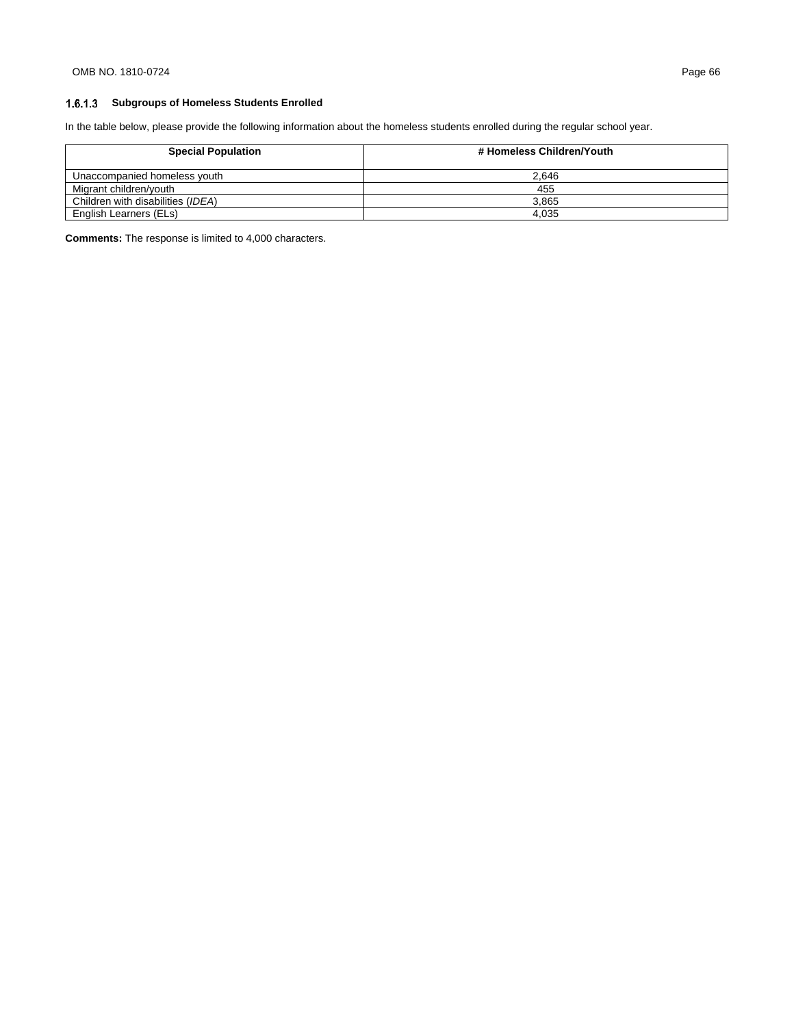### 1.6.1.3 Subgroups of Homeless Students Enrolled

In the table below, please provide the following information about the homeless students enrolled during the regular school year.

| Special Population | # Homeless Children/Youth |
|---|---|
| Unaccompanied homeless youth | 2,646 |
| Migrant children/youth | 455 |
| Children with disabilities (*IDEA*) | 3,865 |
| English Learners (ELs) | 4,035 |

**Comments:** The response is limited to 4,000 characters.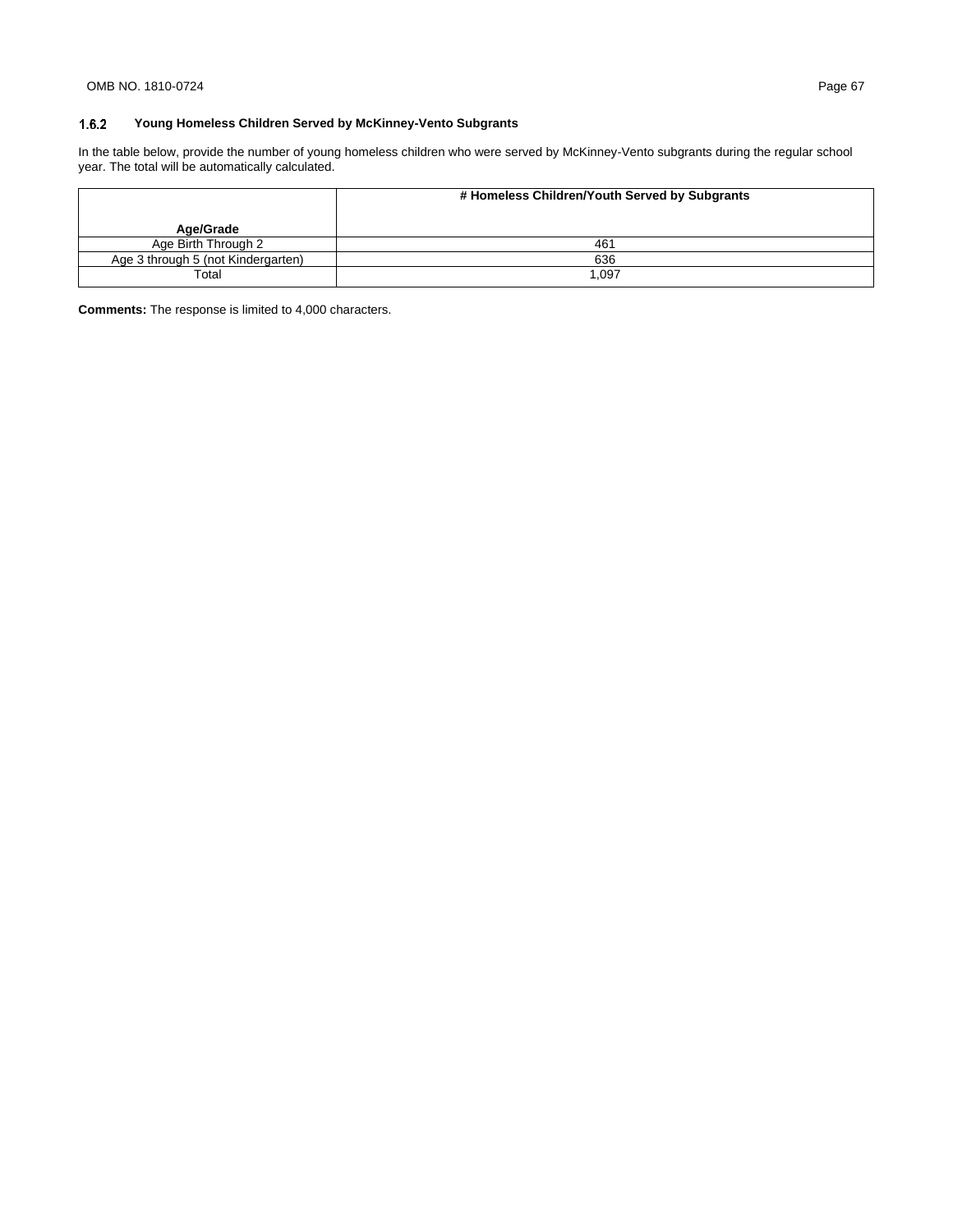### 1.6.2 Young Homeless Children Served by McKinney-Vento Subgrants

In the table below, provide the number of young homeless children who were served by McKinney-Vento subgrants during the regular school year. The total will be automatically calculated.

| Age/Grade | # Homeless Children/Youth Served by Subgrants |
|---|---|
| Age Birth Through 2 | 461 |
| Age 3 through 5 (not Kindergarten) | 636 |
| Total | 1,097 |

**Comments:** The response is limited to 4,000 characters.